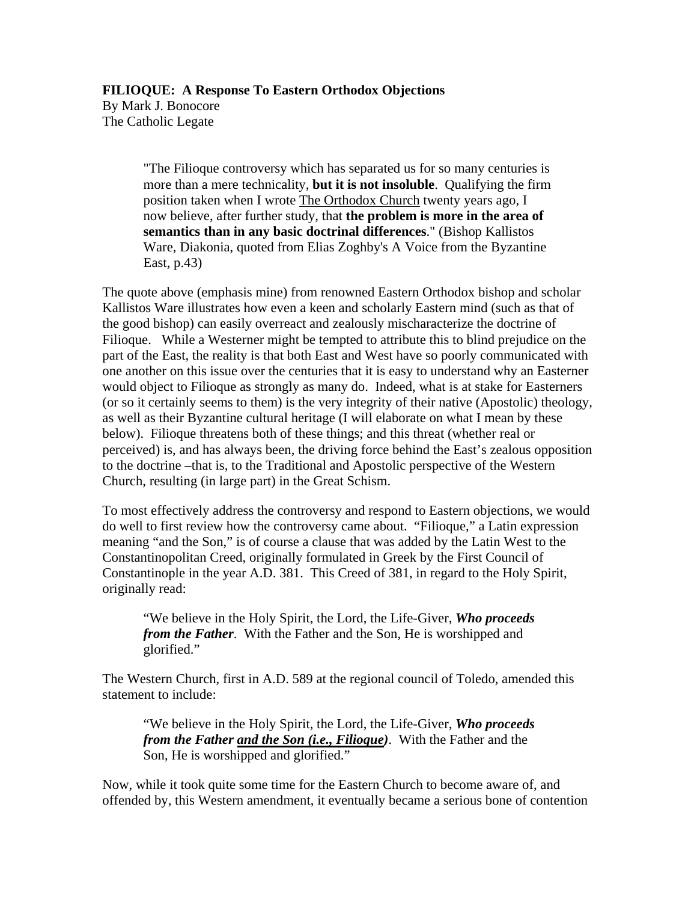**FILIOQUE: A Response To Eastern Orthodox Objections**
By Mark J. Bonocore
The Catholic Legate

> "The Filioque controversy which has separated us for so many centuries is more than a mere technicality, **but it is not insoluble**. Qualifying the firm position taken when I wrote The Orthodox Church twenty years ago, I now believe, after further study, that **the problem is more in the area of semantics than in any basic doctrinal differences**." (Bishop Kallistos Ware, Diakonia, quoted from Elias Zoghby's A Voice from the Byzantine East, p.43)

The quote above (emphasis mine) from renowned Eastern Orthodox bishop and scholar Kallistos Ware illustrates how even a keen and scholarly Eastern mind (such as that of the good bishop) can easily overreact and zealously mischaracterize the doctrine of Filioque. While a Westerner might be tempted to attribute this to blind prejudice on the part of the East, the reality is that both East and West have so poorly communicated with one another on this issue over the centuries that it is easy to understand why an Easterner would object to Filioque as strongly as many do. Indeed, what is at stake for Easterners (or so it certainly seems to them) is the very integrity of their native (Apostolic) theology, as well as their Byzantine cultural heritage (I will elaborate on what I mean by these below). Filioque threatens both of these things; and this threat (whether real or perceived) is, and has always been, the driving force behind the East's zealous opposition to the doctrine –that is, to the Traditional and Apostolic perspective of the Western Church, resulting (in large part) in the Great Schism.

To most effectively address the controversy and respond to Eastern objections, we would do well to first review how the controversy came about. "Filioque," a Latin expression meaning "and the Son," is of course a clause that was added by the Latin West to the Constantinopolitan Creed, originally formulated in Greek by the First Council of Constantinople in the year A.D. 381. This Creed of 381, in regard to the Holy Spirit, originally read:

> "We believe in the Holy Spirit, the Lord, the Life-Giver, ***Who proceeds from the Father***. With the Father and the Son, He is worshipped and glorified."

The Western Church, first in A.D. 589 at the regional council of Toledo, amended this statement to include:

> "We believe in the Holy Spirit, the Lord, the Life-Giver, ***Who proceeds from the Father <u>and the Son (i.e., Filioque)</u>***. With the Father and the Son, He is worshipped and glorified."

Now, while it took quite some time for the Eastern Church to become aware of, and offended by, this Western amendment, it eventually became a serious bone of contention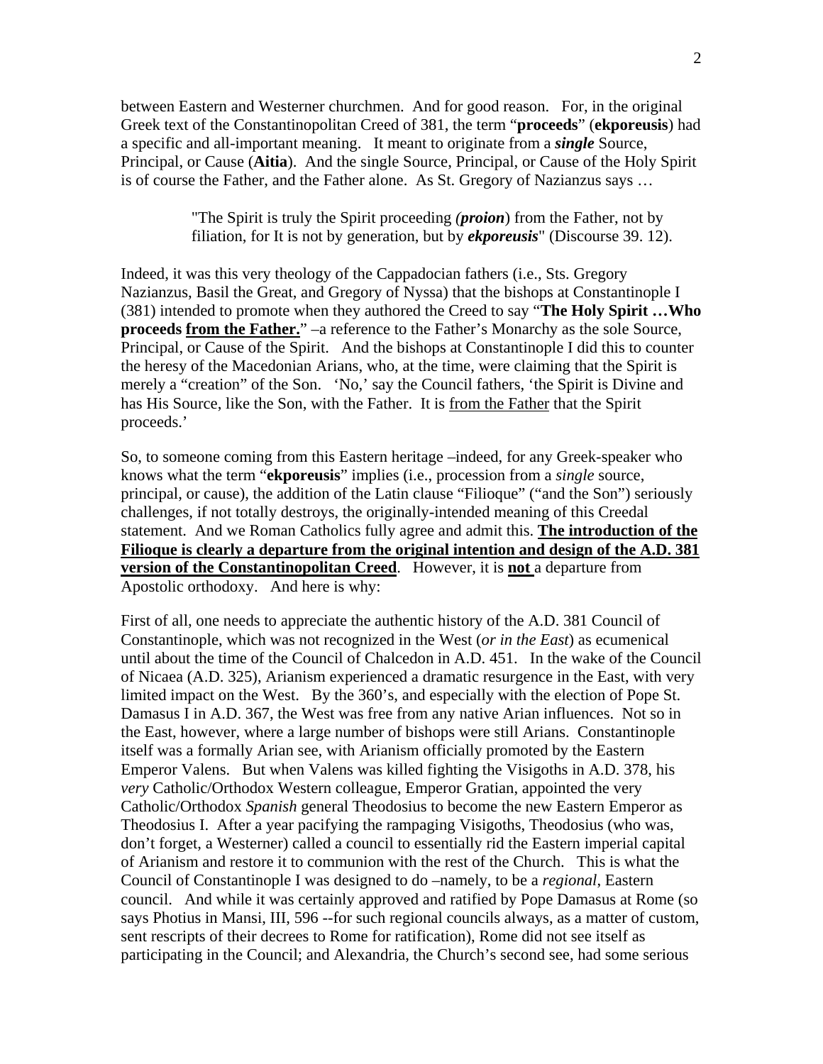between Eastern and Westerner churchmen. And for good reason. For, in the original Greek text of the Constantinopolitan Creed of 381, the term "**proceeds**" (**ekporeusis**) had a specific and all-important meaning. It meant to originate from a ***single*** Source, Principal, or Cause (**Aitia**). And the single Source, Principal, or Cause of the Holy Spirit is of course the Father, and the Father alone. As St. Gregory of Nazianzus says …

> "The Spirit is truly the Spirit proceeding *(**proion**)* from the Father, not by filiation, for It is not by generation, but by ***ekporeusis***" (Discourse 39. 12).

Indeed, it was this very theology of the Cappadocian fathers (i.e., Sts. Gregory Nazianzus, Basil the Great, and Gregory of Nyssa) that the bishops at Constantinople I (381) intended to promote when they authored the Creed to say "**The Holy Spirit …Who proceeds <u>from the Father.</u>**" –a reference to the Father's Monarchy as the sole Source, Principal, or Cause of the Spirit. And the bishops at Constantinople I did this to counter the heresy of the Macedonian Arians, who, at the time, were claiming that the Spirit is merely a "creation" of the Son. 'No,' say the Council fathers, 'the Spirit is Divine and has His Source, like the Son, with the Father. It is <u>from the Father</u> that the Spirit proceeds.'

So, to someone coming from this Eastern heritage –indeed, for any Greek-speaker who knows what the term "**ekporeusis**" implies (i.e., procession from a *single* source, principal, or cause), the addition of the Latin clause "Filioque" ("and the Son") seriously challenges, if not totally destroys, the originally-intended meaning of this Creedal statement. And we Roman Catholics fully agree and admit this. **<u>The introduction of the Filioque is clearly a departure from the original intention and design of the A.D. 381 version of the Constantinopolitan Creed</u>**. However, it is **<u>not</u>** a departure from Apostolic orthodoxy. And here is why:

First of all, one needs to appreciate the authentic history of the A.D. 381 Council of Constantinople, which was not recognized in the West (*or in the East*) as ecumenical until about the time of the Council of Chalcedon in A.D. 451. In the wake of the Council of Nicaea (A.D. 325), Arianism experienced a dramatic resurgence in the East, with very limited impact on the West. By the 360's, and especially with the election of Pope St. Damasus I in A.D. 367, the West was free from any native Arian influences. Not so in the East, however, where a large number of bishops were still Arians. Constantinople itself was a formally Arian see, with Arianism officially promoted by the Eastern Emperor Valens. But when Valens was killed fighting the Visigoths in A.D. 378, his *very* Catholic/Orthodox Western colleague, Emperor Gratian, appointed the very Catholic/Orthodox *Spanish* general Theodosius to become the new Eastern Emperor as Theodosius I. After a year pacifying the rampaging Visigoths, Theodosius (who was, don't forget, a Westerner) called a council to essentially rid the Eastern imperial capital of Arianism and restore it to communion with the rest of the Church. This is what the Council of Constantinople I was designed to do –namely, to be a *regional*, Eastern council. And while it was certainly approved and ratified by Pope Damasus at Rome (so says Photius in Mansi, III, 596 --for such regional councils always, as a matter of custom, sent rescripts of their decrees to Rome for ratification), Rome did not see itself as participating in the Council; and Alexandria, the Church's second see, had some serious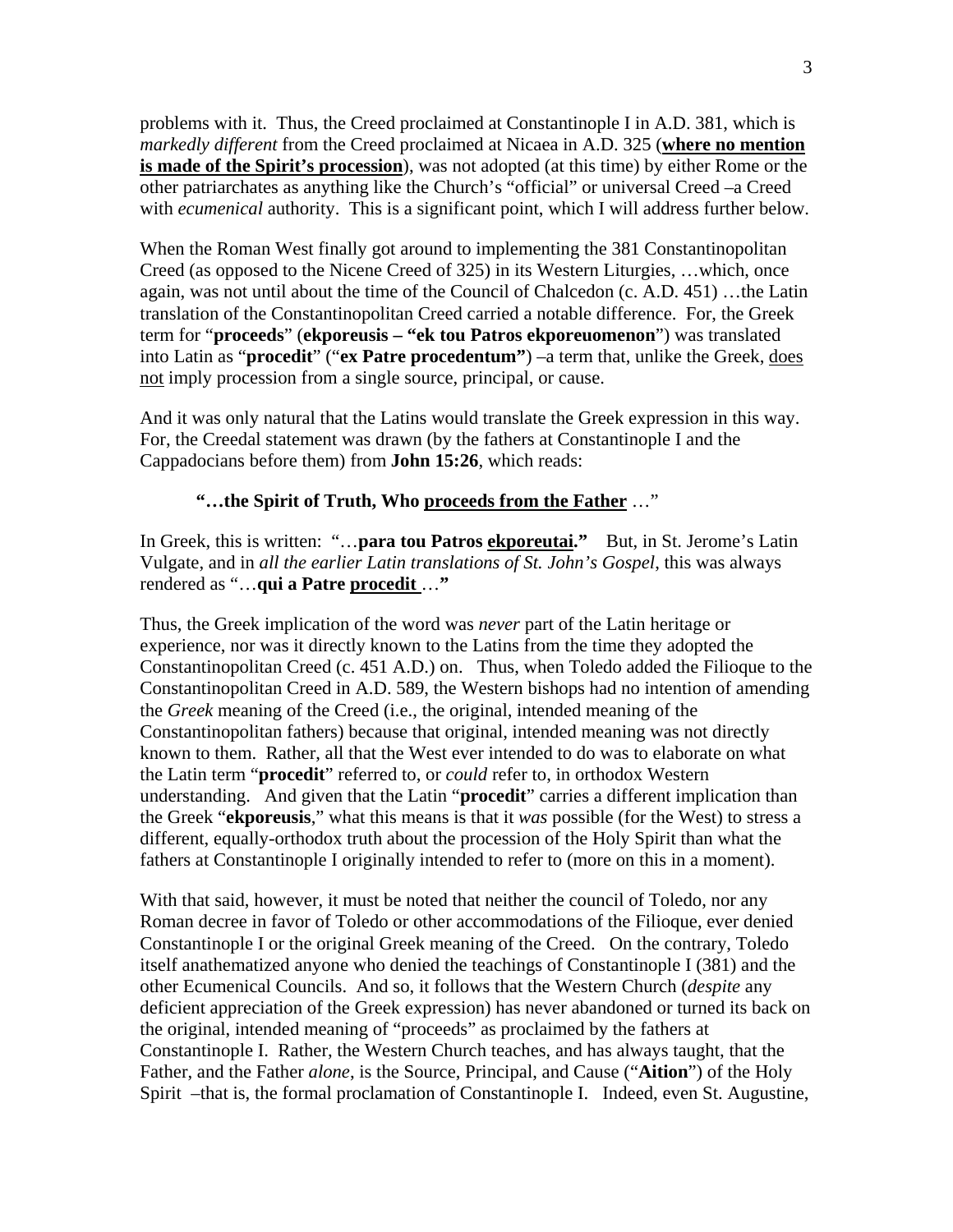problems with it. Thus, the Creed proclaimed at Constantinople I in A.D. 381, which is *markedly different* from the Creed proclaimed at Nicaea in A.D. 325 (**where no mention is made of the Spirit's procession**), was not adopted (at this time) by either Rome or the other patriarchates as anything like the Church's "official" or universal Creed –a Creed with *ecumenical* authority. This is a significant point, which I will address further below.

When the Roman West finally got around to implementing the 381 Constantinopolitan Creed (as opposed to the Nicene Creed of 325) in its Western Liturgies, …which, once again, was not until about the time of the Council of Chalcedon (c. A.D. 451) …the Latin translation of the Constantinopolitan Creed carried a notable difference. For, the Greek term for "**proceeds**" (**ekporeusis – "ek tou Patros ekporeuomenon**") was translated into Latin as "**procedit**" ("**ex Patre procedentum"**) –a term that, unlike the Greek, <u>does not</u> imply procession from a single source, principal, or cause.

And it was only natural that the Latins would translate the Greek expression in this way. For, the Creedal statement was drawn (by the fathers at Constantinople I and the Cappadocians before them) from **John 15:26**, which reads:

> **"…the Spirit of Truth, Who <u>proceeds from the Father</u>** …"

In Greek, this is written: "…**para tou Patros <u>ekporeutai</u>."** But, in St. Jerome's Latin Vulgate, and in *all the earlier Latin translations of St. John's Gospel*, this was always rendered as "…**qui a Patre <u>procedit</u>** …**"**

Thus, the Greek implication of the word was *never* part of the Latin heritage or experience, nor was it directly known to the Latins from the time they adopted the Constantinopolitan Creed (c. 451 A.D.) on. Thus, when Toledo added the Filioque to the Constantinopolitan Creed in A.D. 589, the Western bishops had no intention of amending the *Greek* meaning of the Creed (i.e., the original, intended meaning of the Constantinopolitan fathers) because that original, intended meaning was not directly known to them. Rather, all that the West ever intended to do was to elaborate on what the Latin term "**procedit**" referred to, or *could* refer to, in orthodox Western understanding. And given that the Latin "**procedit**" carries a different implication than the Greek "**ekporeusis**," what this means is that it *was* possible (for the West) to stress a different, equally-orthodox truth about the procession of the Holy Spirit than what the fathers at Constantinople I originally intended to refer to (more on this in a moment).

With that said, however, it must be noted that neither the council of Toledo, nor any Roman decree in favor of Toledo or other accommodations of the Filioque, ever denied Constantinople I or the original Greek meaning of the Creed. On the contrary, Toledo itself anathematized anyone who denied the teachings of Constantinople I (381) and the other Ecumenical Councils. And so, it follows that the Western Church (*despite* any deficient appreciation of the Greek expression) has never abandoned or turned its back on the original, intended meaning of "proceeds" as proclaimed by the fathers at Constantinople I. Rather, the Western Church teaches, and has always taught, that the Father, and the Father *alone*, is the Source, Principal, and Cause ("**Aition**") of the Holy Spirit –that is, the formal proclamation of Constantinople I. Indeed, even St. Augustine,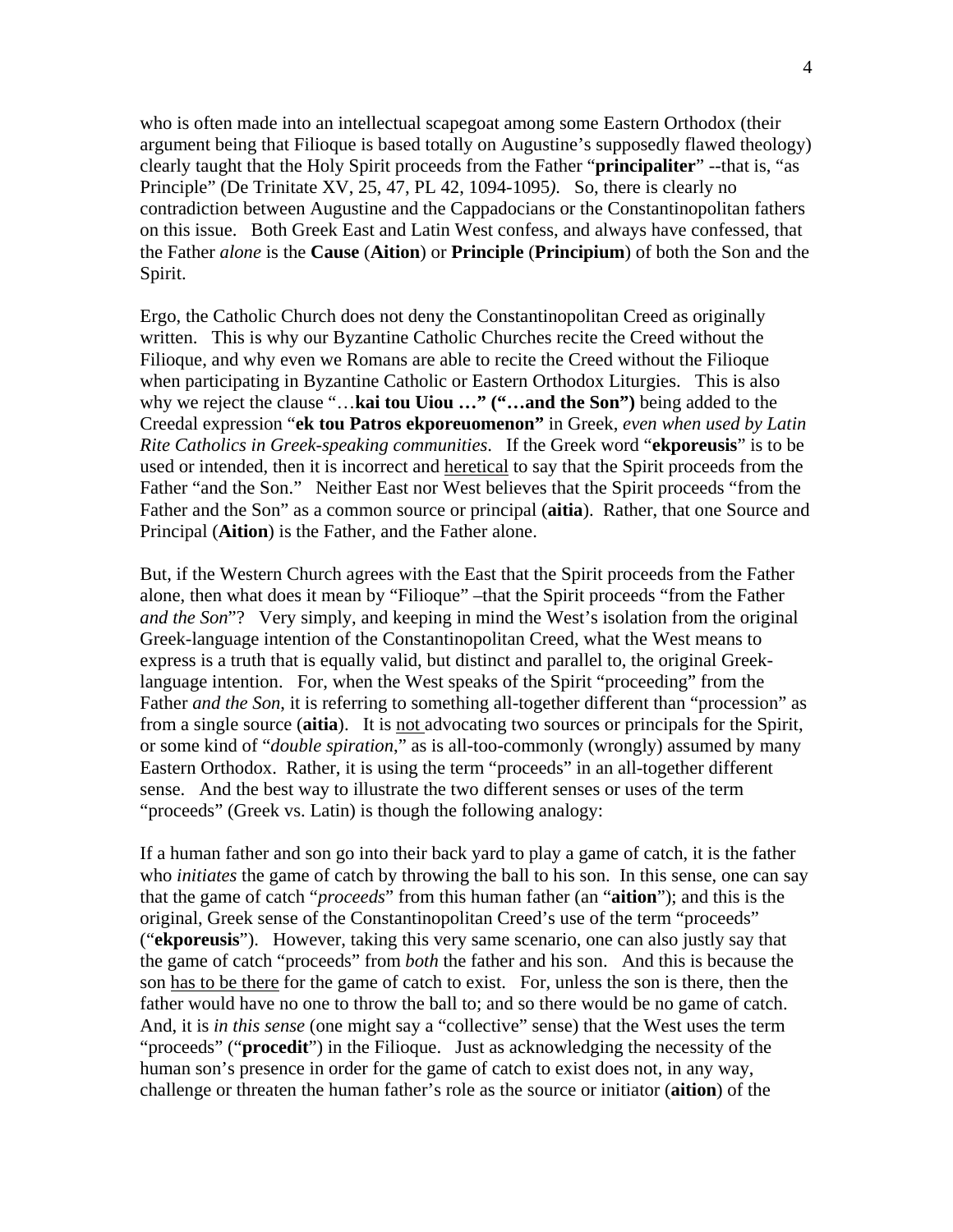who is often made into an intellectual scapegoat among some Eastern Orthodox (their argument being that Filioque is based totally on Augustine's supposedly flawed theology) clearly taught that the Holy Spirit proceeds from the Father "**principaliter**" --that is, "as Principle" (De Trinitate XV, 25, 47, PL 42, 1094-1095*)*. So, there is clearly no contradiction between Augustine and the Cappadocians or the Constantinopolitan fathers on this issue. Both Greek East and Latin West confess, and always have confessed, that the Father *alone* is the **Cause** (**Aition**) or **Principle** (**Principium**) of both the Son and the Spirit.

Ergo, the Catholic Church does not deny the Constantinopolitan Creed as originally written. This is why our Byzantine Catholic Churches recite the Creed without the Filioque, and why even we Romans are able to recite the Creed without the Filioque when participating in Byzantine Catholic or Eastern Orthodox Liturgies. This is also why we reject the clause "…**kai tou Uiou …" ("…and the Son")** being added to the Creedal expression "**ek tou Patros ekporeuomenon"** in Greek, *even when used by Latin Rite Catholics in Greek-speaking communities*. If the Greek word "**ekporeusis**" is to be used or intended, then it is incorrect and <u>heretical</u> to say that the Spirit proceeds from the Father "and the Son." Neither East nor West believes that the Spirit proceeds "from the Father and the Son" as a common source or principal (**aitia**). Rather, that one Source and Principal (**Aition**) is the Father, and the Father alone.

But, if the Western Church agrees with the East that the Spirit proceeds from the Father alone, then what does it mean by "Filioque" –that the Spirit proceeds "from the Father *and the Son*"? Very simply, and keeping in mind the West's isolation from the original Greek-language intention of the Constantinopolitan Creed, what the West means to express is a truth that is equally valid, but distinct and parallel to, the original Greek-language intention. For, when the West speaks of the Spirit "proceeding" from the Father *and the Son*, it is referring to something all-together different than "procession" as from a single source (**aitia**). It is <u>not</u> advocating two sources or principals for the Spirit, or some kind of "*double spiration*," as is all-too-commonly (wrongly) assumed by many Eastern Orthodox. Rather, it is using the term "proceeds" in an all-together different sense. And the best way to illustrate the two different senses or uses of the term "proceeds" (Greek vs. Latin) is though the following analogy:

If a human father and son go into their back yard to play a game of catch, it is the father who *initiates* the game of catch by throwing the ball to his son. In this sense, one can say that the game of catch "*proceeds*" from this human father (an "**aition**"); and this is the original, Greek sense of the Constantinopolitan Creed's use of the term "proceeds" ("**ekporeusis**"). However, taking this very same scenario, one can also justly say that the game of catch "proceeds" from *both* the father and his son. And this is because the son <u>has to be there</u> for the game of catch to exist. For, unless the son is there, then the father would have no one to throw the ball to; and so there would be no game of catch. And, it is *in this sense* (one might say a "collective" sense) that the West uses the term "proceeds" ("**procedit**") in the Filioque. Just as acknowledging the necessity of the human son's presence in order for the game of catch to exist does not, in any way, challenge or threaten the human father's role as the source or initiator (**aition**) of the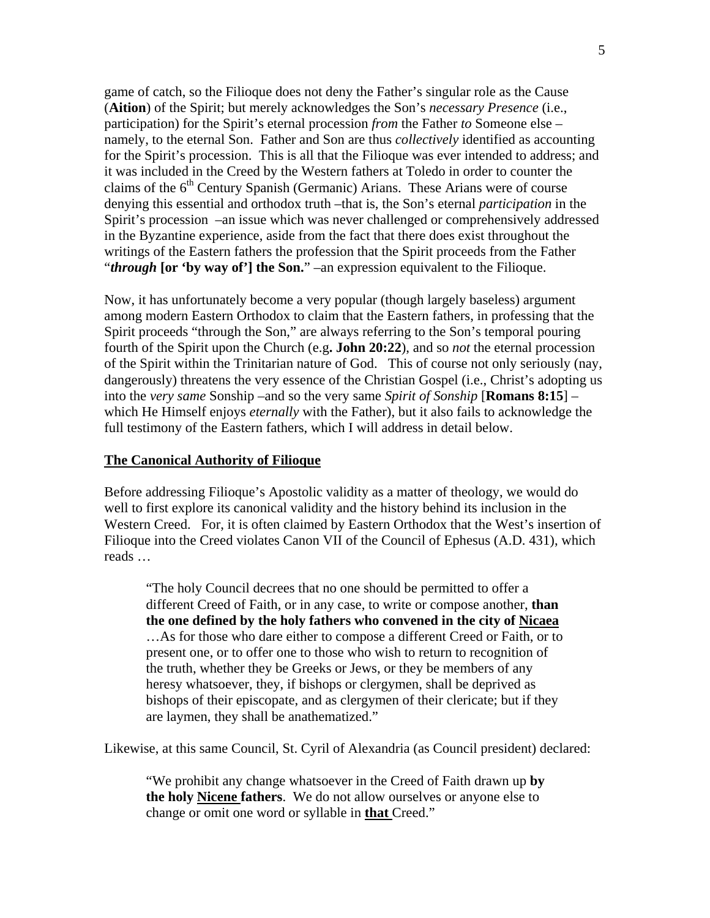game of catch, so the Filioque does not deny the Father's singular role as the Cause (**Aition**) of the Spirit; but merely acknowledges the Son's *necessary Presence* (i.e., participation) for the Spirit's eternal procession *from* the Father *to* Someone else – namely, to the eternal Son. Father and Son are thus *collectively* identified as accounting for the Spirit's procession. This is all that the Filioque was ever intended to address; and it was included in the Creed by the Western fathers at Toledo in order to counter the claims of the 6th Century Spanish (Germanic) Arians. These Arians were of course denying this essential and orthodox truth –that is, the Son's eternal *participation* in the Spirit's procession –an issue which was never challenged or comprehensively addressed in the Byzantine experience, aside from the fact that there does exist throughout the writings of the Eastern fathers the profession that the Spirit proceeds from the Father "***through* [or 'by way of'] the Son.**" –an expression equivalent to the Filioque.

Now, it has unfortunately become a very popular (though largely baseless) argument among modern Eastern Orthodox to claim that the Eastern fathers, in professing that the Spirit proceeds "through the Son," are always referring to the Son's temporal pouring fourth of the Spirit upon the Church (e.g**. John 20:22**), and so *not* the eternal procession of the Spirit within the Trinitarian nature of God. This of course not only seriously (nay, dangerously) threatens the very essence of the Christian Gospel (i.e., Christ's adopting us into the *very same* Sonship –and so the very same *Spirit of Sonship* [**Romans 8:15**] – which He Himself enjoys *eternally* with the Father), but it also fails to acknowledge the full testimony of the Eastern fathers, which I will address in detail below.

## <u>The Canonical Authority of Filioque</u>

Before addressing Filioque's Apostolic validity as a matter of theology, we would do well to first explore its canonical validity and the history behind its inclusion in the Western Creed. For, it is often claimed by Eastern Orthodox that the West's insertion of Filioque into the Creed violates Canon VII of the Council of Ephesus (A.D. 431), which reads …

> "The holy Council decrees that no one should be permitted to offer a different Creed of Faith, or in any case, to write or compose another, **than the one defined by the holy fathers who convened in the city of <u>Nicaea</u>** …As for those who dare either to compose a different Creed or Faith, or to present one, or to offer one to those who wish to return to recognition of the truth, whether they be Greeks or Jews, or they be members of any heresy whatsoever, they, if bishops or clergymen, shall be deprived as bishops of their episcopate, and as clergymen of their clericate; but if they are laymen, they shall be anathematized."

Likewise, at this same Council, St. Cyril of Alexandria (as Council president) declared:

> "We prohibit any change whatsoever in the Creed of Faith drawn up **by the holy <u>Nicene</u> fathers**. We do not allow ourselves or anyone else to change or omit one word or syllable in **<u>that</u>** Creed."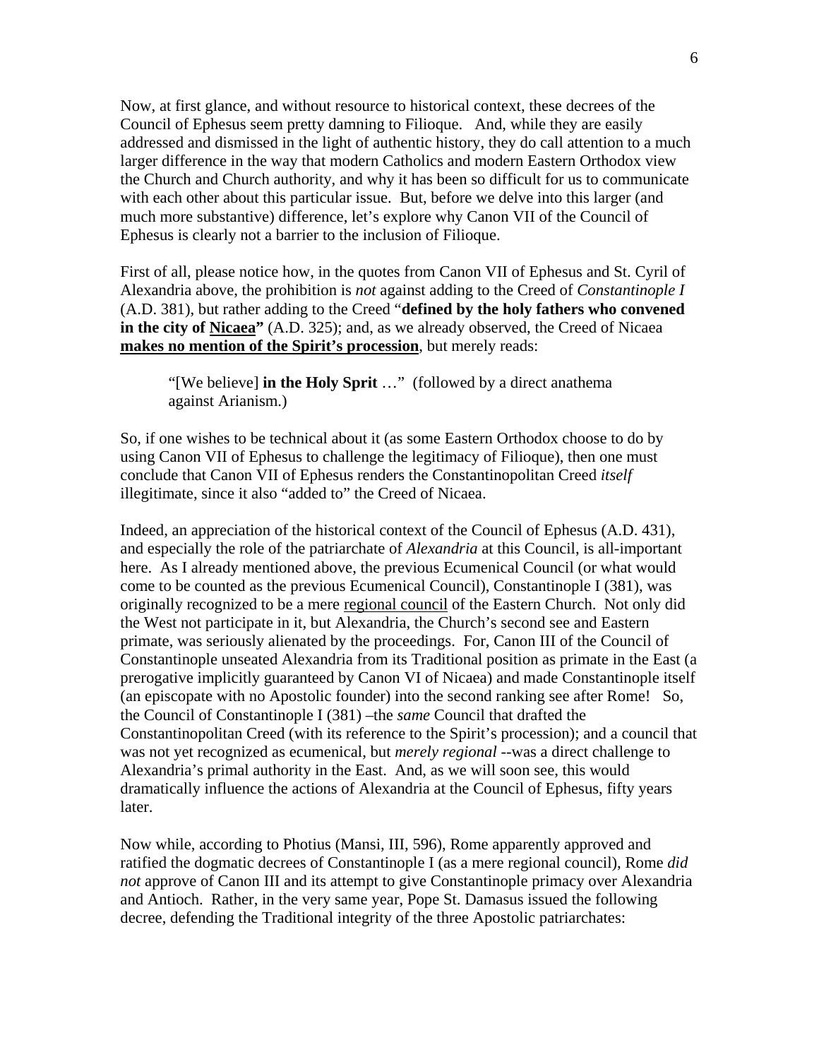Now, at first glance, and without resource to historical context, these decrees of the Council of Ephesus seem pretty damning to Filioque. And, while they are easily addressed and dismissed in the light of authentic history, they do call attention to a much larger difference in the way that modern Catholics and modern Eastern Orthodox view the Church and Church authority, and why it has been so difficult for us to communicate with each other about this particular issue. But, before we delve into this larger (and much more substantive) difference, let's explore why Canon VII of the Council of Ephesus is clearly not a barrier to the inclusion of Filioque.

First of all, please notice how, in the quotes from Canon VII of Ephesus and St. Cyril of Alexandria above, the prohibition is *not* against adding to the Creed of *Constantinople I* (A.D. 381), but rather adding to the Creed "**defined by the holy fathers who convened in the city of <u>Nicaea</u>"** (A.D. 325); and, as we already observed, the Creed of Nicaea **<u>makes no mention of the Spirit's procession</u>**, but merely reads:

> "[We believe] **in the Holy Sprit** …" (followed by a direct anathema against Arianism.)

So, if one wishes to be technical about it (as some Eastern Orthodox choose to do by using Canon VII of Ephesus to challenge the legitimacy of Filioque), then one must conclude that Canon VII of Ephesus renders the Constantinopolitan Creed *itself* illegitimate, since it also "added to" the Creed of Nicaea.

Indeed, an appreciation of the historical context of the Council of Ephesus (A.D. 431), and especially the role of the patriarchate of *Alexandria* at this Council, is all-important here. As I already mentioned above, the previous Ecumenical Council (or what would come to be counted as the previous Ecumenical Council), Constantinople I (381), was originally recognized to be a mere <u>regional council</u> of the Eastern Church. Not only did the West not participate in it, but Alexandria, the Church's second see and Eastern primate, was seriously alienated by the proceedings. For, Canon III of the Council of Constantinople unseated Alexandria from its Traditional position as primate in the East (a prerogative implicitly guaranteed by Canon VI of Nicaea) and made Constantinople itself (an episcopate with no Apostolic founder) into the second ranking see after Rome! So, the Council of Constantinople I (381) –the *same* Council that drafted the Constantinopolitan Creed (with its reference to the Spirit's procession); and a council that was not yet recognized as ecumenical, but *merely regional* --was a direct challenge to Alexandria's primal authority in the East. And, as we will soon see, this would dramatically influence the actions of Alexandria at the Council of Ephesus, fifty years later.

Now while, according to Photius (Mansi, III, 596), Rome apparently approved and ratified the dogmatic decrees of Constantinople I (as a mere regional council), Rome *did not* approve of Canon III and its attempt to give Constantinople primacy over Alexandria and Antioch. Rather, in the very same year, Pope St. Damasus issued the following decree, defending the Traditional integrity of the three Apostolic patriarchates: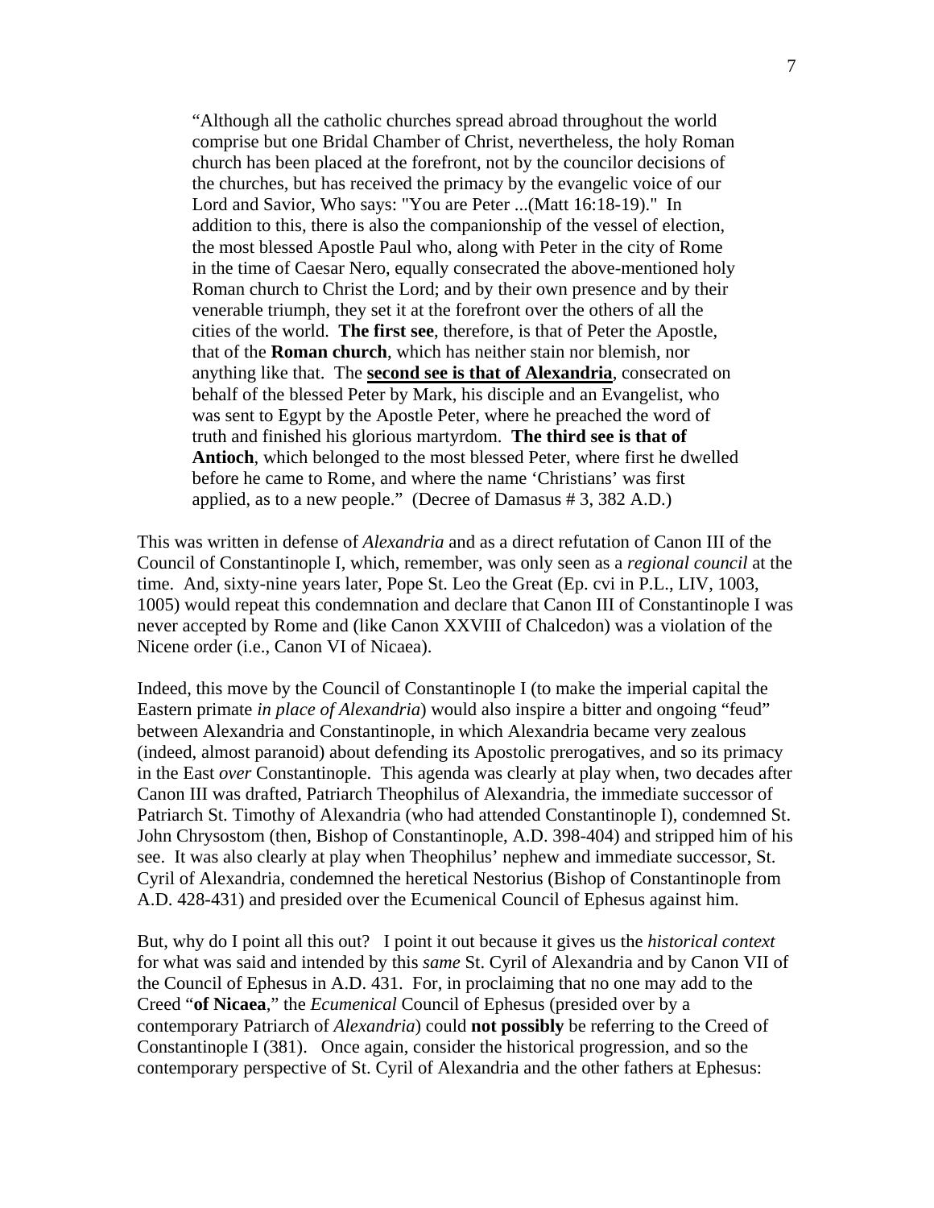> "Although all the catholic churches spread abroad throughout the world comprise but one Bridal Chamber of Christ, nevertheless, the holy Roman church has been placed at the forefront, not by the councilor decisions of the churches, but has received the primacy by the evangelic voice of our Lord and Savior, Who says: "You are Peter ...(Matt 16:18-19)." In addition to this, there is also the companionship of the vessel of election, the most blessed Apostle Paul who, along with Peter in the city of Rome in the time of Caesar Nero, equally consecrated the above-mentioned holy Roman church to Christ the Lord; and by their own presence and by their venerable triumph, they set it at the forefront over the others of all the cities of the world. **The first see**, therefore, is that of Peter the Apostle, that of the **Roman church**, which has neither stain nor blemish, nor anything like that. The <u>**second see is that of Alexandria**</u>, consecrated on behalf of the blessed Peter by Mark, his disciple and an Evangelist, who was sent to Egypt by the Apostle Peter, where he preached the word of truth and finished his glorious martyrdom. **The third see is that of Antioch**, which belonged to the most blessed Peter, where first he dwelled before he came to Rome, and where the name 'Christians' was first applied, as to a new people." (Decree of Damasus # 3, 382 A.D.)

This was written in defense of *Alexandria* and as a direct refutation of Canon III of the Council of Constantinople I, which, remember, was only seen as a *regional council* at the time. And, sixty-nine years later, Pope St. Leo the Great (Ep. cvi in P.L., LIV, 1003, 1005) would repeat this condemnation and declare that Canon III of Constantinople I was never accepted by Rome and (like Canon XXVIII of Chalcedon) was a violation of the Nicene order (i.e., Canon VI of Nicaea).

Indeed, this move by the Council of Constantinople I (to make the imperial capital the Eastern primate *in place of Alexandria*) would also inspire a bitter and ongoing "feud" between Alexandria and Constantinople, in which Alexandria became very zealous (indeed, almost paranoid) about defending its Apostolic prerogatives, and so its primacy in the East *over* Constantinople. This agenda was clearly at play when, two decades after Canon III was drafted, Patriarch Theophilus of Alexandria, the immediate successor of Patriarch St. Timothy of Alexandria (who had attended Constantinople I), condemned St. John Chrysostom (then, Bishop of Constantinople, A.D. 398-404) and stripped him of his see. It was also clearly at play when Theophilus' nephew and immediate successor, St. Cyril of Alexandria, condemned the heretical Nestorius (Bishop of Constantinople from A.D. 428-431) and presided over the Ecumenical Council of Ephesus against him.

But, why do I point all this out? I point it out because it gives us the *historical context* for what was said and intended by this *same* St. Cyril of Alexandria and by Canon VII of the Council of Ephesus in A.D. 431. For, in proclaiming that no one may add to the Creed "**of Nicaea**," the *Ecumenical* Council of Ephesus (presided over by a contemporary Patriarch of *Alexandria*) could **not possibly** be referring to the Creed of Constantinople I (381). Once again, consider the historical progression, and so the contemporary perspective of St. Cyril of Alexandria and the other fathers at Ephesus: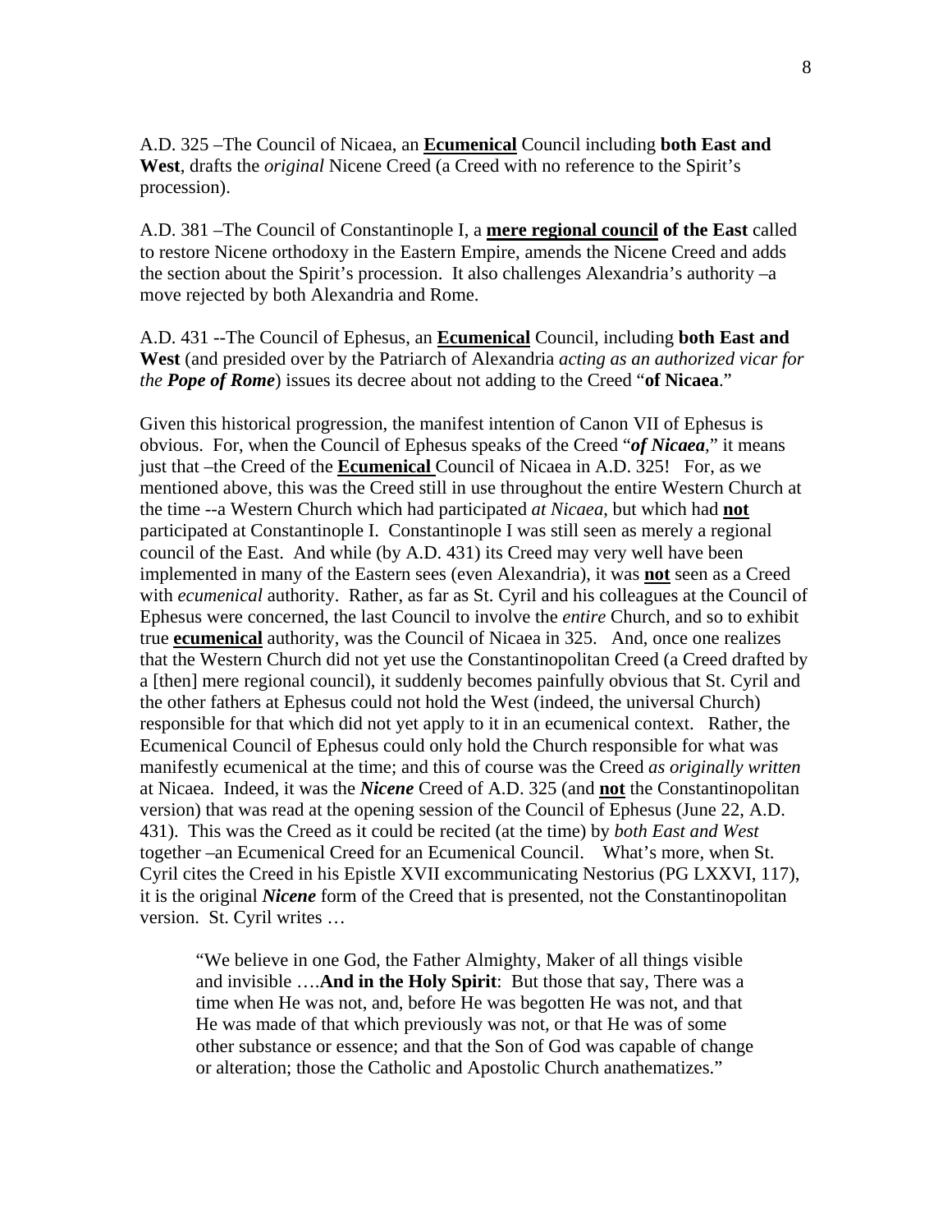A.D. 325 –The Council of Nicaea, an <u>**Ecumenical**</u> Council including **both East and West**, drafts the *original* Nicene Creed (a Creed with no reference to the Spirit's procession).

A.D. 381 –The Council of Constantinople I, a <u>**mere regional council**</u> **of the East** called to restore Nicene orthodoxy in the Eastern Empire, amends the Nicene Creed and adds the section about the Spirit's procession. It also challenges Alexandria's authority –a move rejected by both Alexandria and Rome.

A.D. 431 --The Council of Ephesus, an <u>**Ecumenical**</u> Council, including **both East and West** (and presided over by the Patriarch of Alexandria *acting as an authorized vicar for the* ***Pope of Rome***) issues its decree about not adding to the Creed "**of Nicaea**."

Given this historical progression, the manifest intention of Canon VII of Ephesus is obvious. For, when the Council of Ephesus speaks of the Creed "***of Nicaea***," it means just that –the Creed of the <u>**Ecumenical**</u> Council of Nicaea in A.D. 325! For, as we mentioned above, this was the Creed still in use throughout the entire Western Church at the time --a Western Church which had participated *at Nicaea*, but which had <u>**not**</u> participated at Constantinople I. Constantinople I was still seen as merely a regional council of the East. And while (by A.D. 431) its Creed may very well have been implemented in many of the Eastern sees (even Alexandria), it was <u>**not**</u> seen as a Creed with *ecumenical* authority. Rather, as far as St. Cyril and his colleagues at the Council of Ephesus were concerned, the last Council to involve the *entire* Church, and so to exhibit true <u>**ecumenical**</u> authority, was the Council of Nicaea in 325. And, once one realizes that the Western Church did not yet use the Constantinopolitan Creed (a Creed drafted by a [then] mere regional council), it suddenly becomes painfully obvious that St. Cyril and the other fathers at Ephesus could not hold the West (indeed, the universal Church) responsible for that which did not yet apply to it in an ecumenical context. Rather, the Ecumenical Council of Ephesus could only hold the Church responsible for what was manifestly ecumenical at the time; and this of course was the Creed *as originally written* at Nicaea. Indeed, it was the ***Nicene*** Creed of A.D. 325 (and <u>**not**</u> the Constantinopolitan version) that was read at the opening session of the Council of Ephesus (June 22, A.D. 431). This was the Creed as it could be recited (at the time) by *both East and West* together –an Ecumenical Creed for an Ecumenical Council. What's more, when St. Cyril cites the Creed in his Epistle XVII excommunicating Nestorius (PG LXXVI, 117), it is the original ***Nicene*** form of the Creed that is presented, not the Constantinopolitan version. St. Cyril writes …

> "We believe in one God, the Father Almighty, Maker of all things visible and invisible ….**And in the Holy Spirit**: But those that say, There was a time when He was not, and, before He was begotten He was not, and that He was made of that which previously was not, or that He was of some other substance or essence; and that the Son of God was capable of change or alteration; those the Catholic and Apostolic Church anathematizes."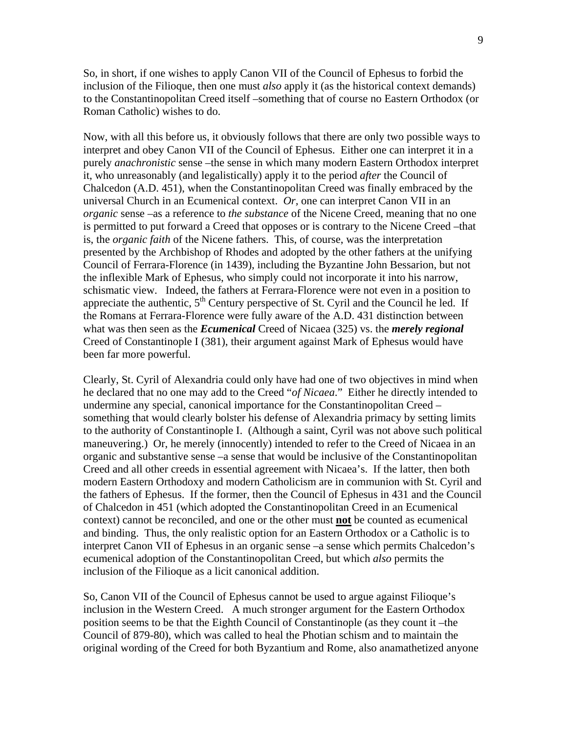So, in short, if one wishes to apply Canon VII of the Council of Ephesus to forbid the inclusion of the Filioque, then one must *also* apply it (as the historical context demands) to the Constantinopolitan Creed itself –something that of course no Eastern Orthodox (or Roman Catholic) wishes to do.

Now, with all this before us, it obviously follows that there are only two possible ways to interpret and obey Canon VII of the Council of Ephesus. Either one can interpret it in a purely *anachronistic* sense –the sense in which many modern Eastern Orthodox interpret it, who unreasonably (and legalistically) apply it to the period *after* the Council of Chalcedon (A.D. 451), when the Constantinopolitan Creed was finally embraced by the universal Church in an Ecumenical context. *Or*, one can interpret Canon VII in an *organic* sense –as a reference to *the substance* of the Nicene Creed, meaning that no one is permitted to put forward a Creed that opposes or is contrary to the Nicene Creed –that is, the *organic faith* of the Nicene fathers. This, of course, was the interpretation presented by the Archbishop of Rhodes and adopted by the other fathers at the unifying Council of Ferrara-Florence (in 1439), including the Byzantine John Bessarion, but not the inflexible Mark of Ephesus, who simply could not incorporate it into his narrow, schismatic view. Indeed, the fathers at Ferrara-Florence were not even in a position to appreciate the authentic, 5th Century perspective of St. Cyril and the Council he led. If the Romans at Ferrara-Florence were fully aware of the A.D. 431 distinction between what was then seen as the ***Ecumenical*** Creed of Nicaea (325) vs. the ***merely regional*** Creed of Constantinople I (381), their argument against Mark of Ephesus would have been far more powerful.

Clearly, St. Cyril of Alexandria could only have had one of two objectives in mind when he declared that no one may add to the Creed "*of Nicaea*." Either he directly intended to undermine any special, canonical importance for the Constantinopolitan Creed –something that would clearly bolster his defense of Alexandria primacy by setting limits to the authority of Constantinople I. (Although a saint, Cyril was not above such political maneuvering.) Or, he merely (innocently) intended to refer to the Creed of Nicaea in an organic and substantive sense –a sense that would be inclusive of the Constantinopolitan Creed and all other creeds in essential agreement with Nicaea's. If the latter, then both modern Eastern Orthodoxy and modern Catholicism are in communion with St. Cyril and the fathers of Ephesus. If the former, then the Council of Ephesus in 431 and the Council of Chalcedon in 451 (which adopted the Constantinopolitan Creed in an Ecumenical context) cannot be reconciled, and one or the other must **not** be counted as ecumenical and binding. Thus, the only realistic option for an Eastern Orthodox or a Catholic is to interpret Canon VII of Ephesus in an organic sense –a sense which permits Chalcedon's ecumenical adoption of the Constantinopolitan Creed, but which *also* permits the inclusion of the Filioque as a licit canonical addition.

So, Canon VII of the Council of Ephesus cannot be used to argue against Filioque's inclusion in the Western Creed. A much stronger argument for the Eastern Orthodox position seems to be that the Eighth Council of Constantinople (as they count it –the Council of 879-80), which was called to heal the Photian schism and to maintain the original wording of the Creed for both Byzantium and Rome, also anamathetized anyone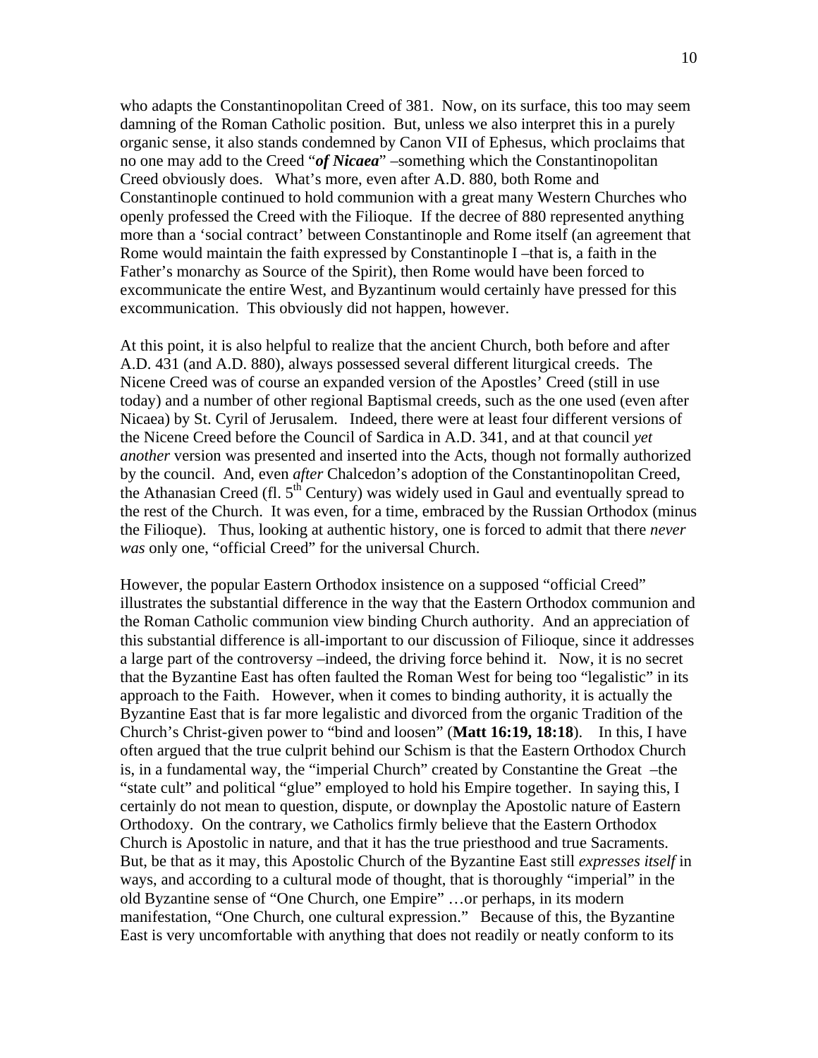who adapts the Constantinopolitan Creed of 381. Now, on its surface, this too may seem damning of the Roman Catholic position. But, unless we also interpret this in a purely organic sense, it also stands condemned by Canon VII of Ephesus, which proclaims that no one may add to the Creed "***of Nicaea***" –something which the Constantinopolitan Creed obviously does. What's more, even after A.D. 880, both Rome and Constantinople continued to hold communion with a great many Western Churches who openly professed the Creed with the Filioque. If the decree of 880 represented anything more than a 'social contract' between Constantinople and Rome itself (an agreement that Rome would maintain the faith expressed by Constantinople I –that is, a faith in the Father's monarchy as Source of the Spirit), then Rome would have been forced to excommunicate the entire West, and Byzantinum would certainly have pressed for this excommunication. This obviously did not happen, however.

At this point, it is also helpful to realize that the ancient Church, both before and after A.D. 431 (and A.D. 880), always possessed several different liturgical creeds. The Nicene Creed was of course an expanded version of the Apostles' Creed (still in use today) and a number of other regional Baptismal creeds, such as the one used (even after Nicaea) by St. Cyril of Jerusalem. Indeed, there were at least four different versions of the Nicene Creed before the Council of Sardica in A.D. 341, and at that council *yet another* version was presented and inserted into the Acts, though not formally authorized by the council. And, even *after* Chalcedon's adoption of the Constantinopolitan Creed, the Athanasian Creed (fl. 5th Century) was widely used in Gaul and eventually spread to the rest of the Church. It was even, for a time, embraced by the Russian Orthodox (minus the Filioque). Thus, looking at authentic history, one is forced to admit that there *never was* only one, "official Creed" for the universal Church.

However, the popular Eastern Orthodox insistence on a supposed "official Creed" illustrates the substantial difference in the way that the Eastern Orthodox communion and the Roman Catholic communion view binding Church authority. And an appreciation of this substantial difference is all-important to our discussion of Filioque, since it addresses a large part of the controversy –indeed, the driving force behind it. Now, it is no secret that the Byzantine East has often faulted the Roman West for being too "legalistic" in its approach to the Faith. However, when it comes to binding authority, it is actually the Byzantine East that is far more legalistic and divorced from the organic Tradition of the Church's Christ-given power to "bind and loosen" (**Matt 16:19, 18:18**). In this, I have often argued that the true culprit behind our Schism is that the Eastern Orthodox Church is, in a fundamental way, the "imperial Church" created by Constantine the Great –the "state cult" and political "glue" employed to hold his Empire together. In saying this, I certainly do not mean to question, dispute, or downplay the Apostolic nature of Eastern Orthodoxy. On the contrary, we Catholics firmly believe that the Eastern Orthodox Church is Apostolic in nature, and that it has the true priesthood and true Sacraments. But, be that as it may, this Apostolic Church of the Byzantine East still *expresses itself* in ways, and according to a cultural mode of thought, that is thoroughly "imperial" in the old Byzantine sense of "One Church, one Empire" …or perhaps, in its modern manifestation, "One Church, one cultural expression." Because of this, the Byzantine East is very uncomfortable with anything that does not readily or neatly conform to its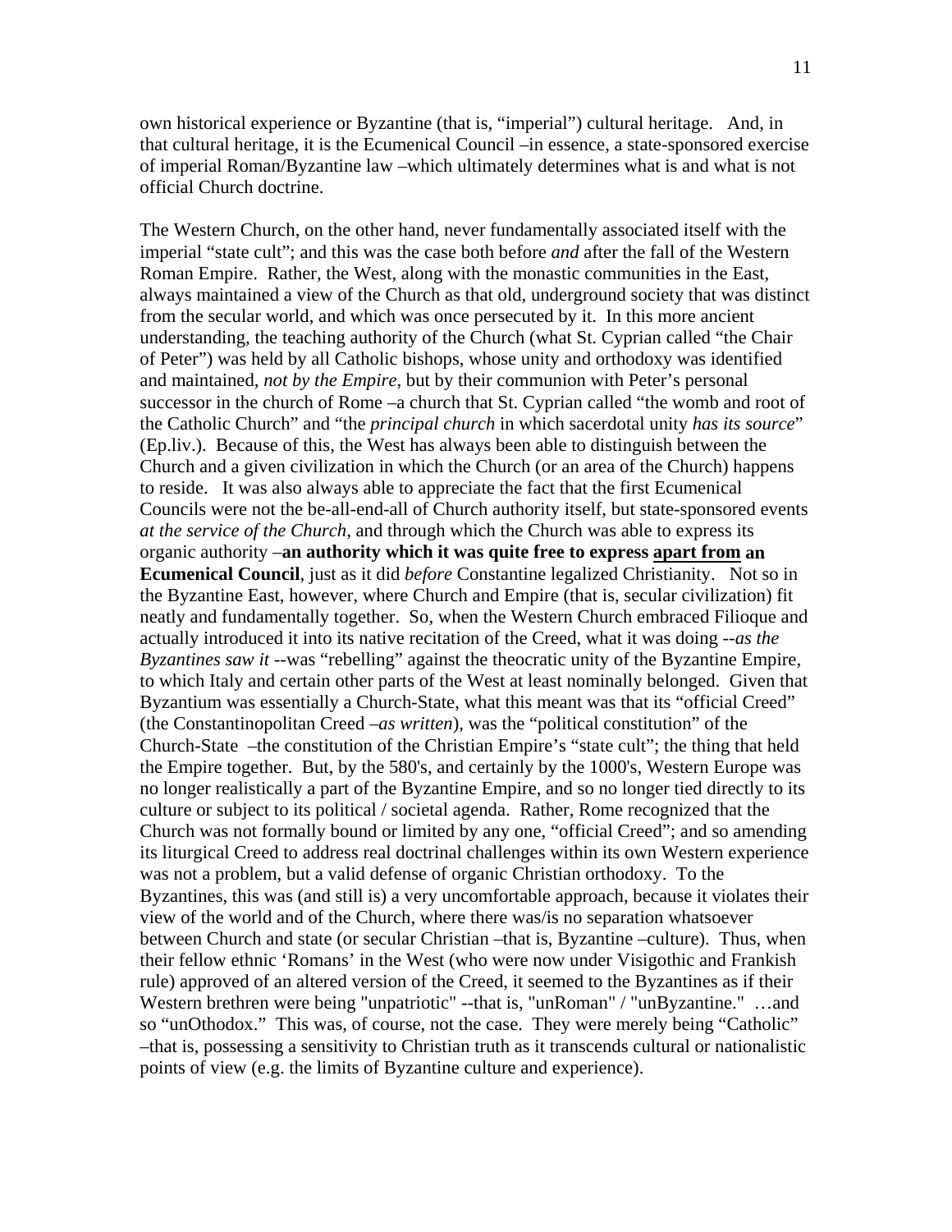own historical experience or Byzantine (that is, "imperial") cultural heritage. And, in that cultural heritage, it is the Ecumenical Council –in essence, a state-sponsored exercise of imperial Roman/Byzantine law –which ultimately determines what is and what is not official Church doctrine.

The Western Church, on the other hand, never fundamentally associated itself with the imperial "state cult"; and this was the case both before *and* after the fall of the Western Roman Empire. Rather, the West, along with the monastic communities in the East, always maintained a view of the Church as that old, underground society that was distinct from the secular world, and which was once persecuted by it. In this more ancient understanding, the teaching authority of the Church (what St. Cyprian called "the Chair of Peter") was held by all Catholic bishops, whose unity and orthodoxy was identified and maintained, *not by the Empire*, but by their communion with Peter's personal successor in the church of Rome –a church that St. Cyprian called "the womb and root of the Catholic Church" and "the *principal church* in which sacerdotal unity *has its source*" (Ep.liv.). Because of this, the West has always been able to distinguish between the Church and a given civilization in which the Church (or an area of the Church) happens to reside. It was also always able to appreciate the fact that the first Ecumenical Councils were not the be-all-end-all of Church authority itself, but state-sponsored events *at the service of the Church*, and through which the Church was able to express its organic authority –**an authority which it was quite free to express <u>apart from</u> an Ecumenical Council**, just as it did *before* Constantine legalized Christianity. Not so in the Byzantine East, however, where Church and Empire (that is, secular civilization) fit neatly and fundamentally together. So, when the Western Church embraced Filioque and actually introduced it into its native recitation of the Creed, what it was doing --*as the Byzantines saw it* --was "rebelling" against the theocratic unity of the Byzantine Empire, to which Italy and certain other parts of the West at least nominally belonged. Given that Byzantium was essentially a Church-State, what this meant was that its "official Creed" (the Constantinopolitan Creed –*as written*), was the "political constitution" of the Church-State –the constitution of the Christian Empire's "state cult"; the thing that held the Empire together. But, by the 580's, and certainly by the 1000's, Western Europe was no longer realistically a part of the Byzantine Empire, and so no longer tied directly to its culture or subject to its political / societal agenda. Rather, Rome recognized that the Church was not formally bound or limited by any one, "official Creed"; and so amending its liturgical Creed to address real doctrinal challenges within its own Western experience was not a problem, but a valid defense of organic Christian orthodoxy. To the Byzantines, this was (and still is) a very uncomfortable approach, because it violates their view of the world and of the Church, where there was/is no separation whatsoever between Church and state (or secular Christian –that is, Byzantine –culture). Thus, when their fellow ethnic 'Romans' in the West (who were now under Visigothic and Frankish rule) approved of an altered version of the Creed, it seemed to the Byzantines as if their Western brethren were being "unpatriotic" --that is, "unRoman" / "unByzantine." …and so "unOthodox." This was, of course, not the case. They were merely being "Catholic" –that is, possessing a sensitivity to Christian truth as it transcends cultural or nationalistic points of view (e.g. the limits of Byzantine culture and experience).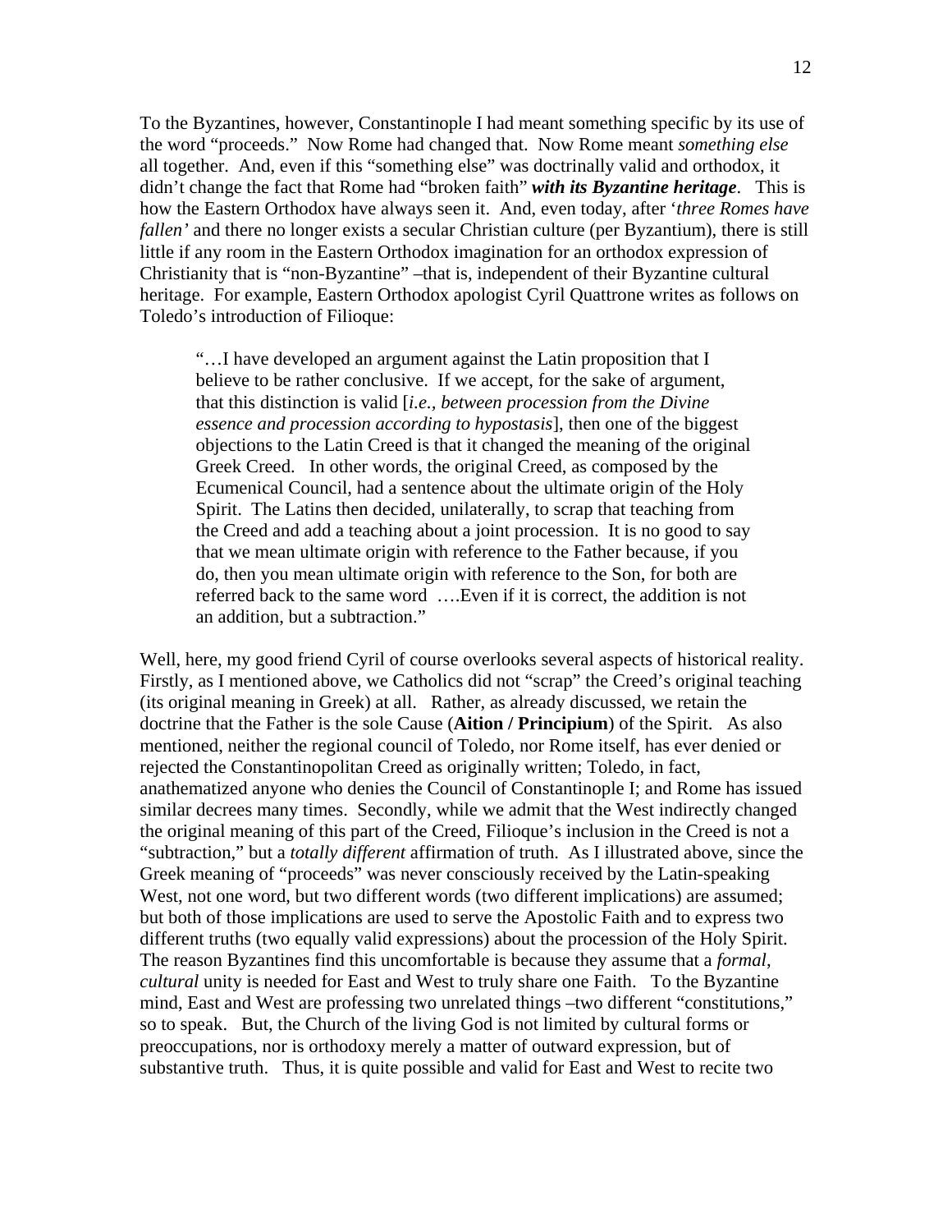To the Byzantines, however, Constantinople I had meant something specific by its use of the word "proceeds." Now Rome had changed that. Now Rome meant *something else* all together. And, even if this "something else" was doctrinally valid and orthodox, it didn't change the fact that Rome had "broken faith" ***with its Byzantine heritage***. This is how the Eastern Orthodox have always seen it. And, even today, after '*three Romes have fallen'* and there no longer exists a secular Christian culture (per Byzantium), there is still little if any room in the Eastern Orthodox imagination for an orthodox expression of Christianity that is "non-Byzantine" –that is, independent of their Byzantine cultural heritage. For example, Eastern Orthodox apologist Cyril Quattrone writes as follows on Toledo's introduction of Filioque:

> "…I have developed an argument against the Latin proposition that I believe to be rather conclusive. If we accept, for the sake of argument, that this distinction is valid [*i.e., between procession from the Divine essence and procession according to hypostasis*], then one of the biggest objections to the Latin Creed is that it changed the meaning of the original Greek Creed. In other words, the original Creed, as composed by the Ecumenical Council, had a sentence about the ultimate origin of the Holy Spirit. The Latins then decided, unilaterally, to scrap that teaching from the Creed and add a teaching about a joint procession. It is no good to say that we mean ultimate origin with reference to the Father because, if you do, then you mean ultimate origin with reference to the Son, for both are referred back to the same word ….Even if it is correct, the addition is not an addition, but a subtraction."

Well, here, my good friend Cyril of course overlooks several aspects of historical reality. Firstly, as I mentioned above, we Catholics did not "scrap" the Creed's original teaching (its original meaning in Greek) at all. Rather, as already discussed, we retain the doctrine that the Father is the sole Cause (**Aition / Principium**) of the Spirit. As also mentioned, neither the regional council of Toledo, nor Rome itself, has ever denied or rejected the Constantinopolitan Creed as originally written; Toledo, in fact, anathematized anyone who denies the Council of Constantinople I; and Rome has issued similar decrees many times. Secondly, while we admit that the West indirectly changed the original meaning of this part of the Creed, Filioque's inclusion in the Creed is not a "subtraction," but a *totally different* affirmation of truth. As I illustrated above, since the Greek meaning of "proceeds" was never consciously received by the Latin-speaking West, not one word, but two different words (two different implications) are assumed; but both of those implications are used to serve the Apostolic Faith and to express two different truths (two equally valid expressions) about the procession of the Holy Spirit. The reason Byzantines find this uncomfortable is because they assume that a *formal, cultural* unity is needed for East and West to truly share one Faith. To the Byzantine mind, East and West are professing two unrelated things –two different "constitutions," so to speak. But, the Church of the living God is not limited by cultural forms or preoccupations, nor is orthodoxy merely a matter of outward expression, but of substantive truth. Thus, it is quite possible and valid for East and West to recite two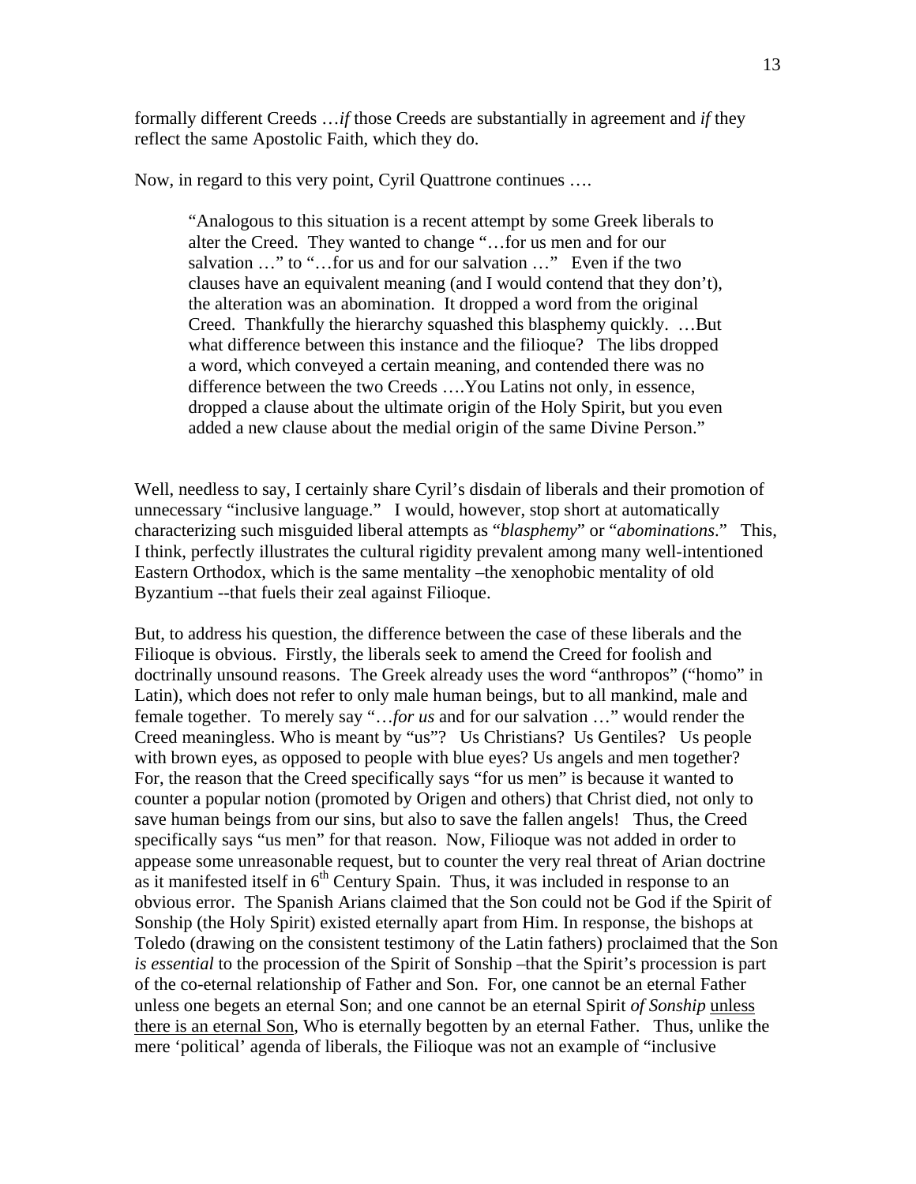formally different Creeds …*if* those Creeds are substantially in agreement and *if* they reflect the same Apostolic Faith, which they do.

Now, in regard to this very point, Cyril Quattrone continues ….

> "Analogous to this situation is a recent attempt by some Greek liberals to alter the Creed. They wanted to change "…for us men and for our salvation …" to "…for us and for our salvation …" Even if the two clauses have an equivalent meaning (and I would contend that they don't), the alteration was an abomination. It dropped a word from the original Creed. Thankfully the hierarchy squashed this blasphemy quickly. …But what difference between this instance and the filioque? The libs dropped a word, which conveyed a certain meaning, and contended there was no difference between the two Creeds ….You Latins not only, in essence, dropped a clause about the ultimate origin of the Holy Spirit, but you even added a new clause about the medial origin of the same Divine Person."

Well, needless to say, I certainly share Cyril's disdain of liberals and their promotion of unnecessary "inclusive language." I would, however, stop short at automatically characterizing such misguided liberal attempts as "*blasphemy*" or "*abominations*." This, I think, perfectly illustrates the cultural rigidity prevalent among many well-intentioned Eastern Orthodox, which is the same mentality –the xenophobic mentality of old Byzantium --that fuels their zeal against Filioque.

But, to address his question, the difference between the case of these liberals and the Filioque is obvious. Firstly, the liberals seek to amend the Creed for foolish and doctrinally unsound reasons. The Greek already uses the word "anthropos" ("homo" in Latin), which does not refer to only male human beings, but to all mankind, male and female together. To merely say "…*for us* and for our salvation …" would render the Creed meaningless. Who is meant by "us"? Us Christians? Us Gentiles? Us people with brown eyes, as opposed to people with blue eyes? Us angels and men together? For, the reason that the Creed specifically says "for us men" is because it wanted to counter a popular notion (promoted by Origen and others) that Christ died, not only to save human beings from our sins, but also to save the fallen angels! Thus, the Creed specifically says "us men" for that reason. Now, Filioque was not added in order to appease some unreasonable request, but to counter the very real threat of Arian doctrine as it manifested itself in 6th Century Spain. Thus, it was included in response to an obvious error. The Spanish Arians claimed that the Son could not be God if the Spirit of Sonship (the Holy Spirit) existed eternally apart from Him. In response, the bishops at Toledo (drawing on the consistent testimony of the Latin fathers) proclaimed that the Son *is essential* to the procession of the Spirit of Sonship –that the Spirit's procession is part of the co-eternal relationship of Father and Son. For, one cannot be an eternal Father unless one begets an eternal Son; and one cannot be an eternal Spirit *of Sonship* unless there is an eternal Son, Who is eternally begotten by an eternal Father. Thus, unlike the mere 'political' agenda of liberals, the Filioque was not an example of "inclusive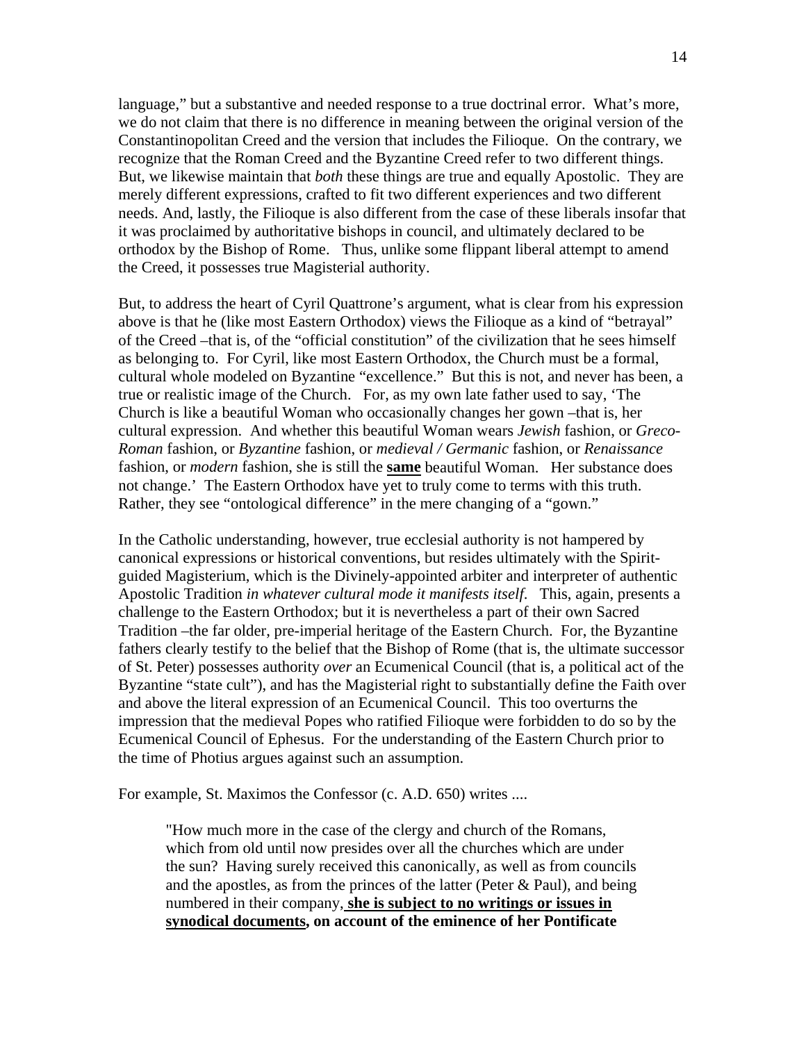language," but a substantive and needed response to a true doctrinal error. What's more, we do not claim that there is no difference in meaning between the original version of the Constantinopolitan Creed and the version that includes the Filioque. On the contrary, we recognize that the Roman Creed and the Byzantine Creed refer to two different things. But, we likewise maintain that *both* these things are true and equally Apostolic. They are merely different expressions, crafted to fit two different experiences and two different needs. And, lastly, the Filioque is also different from the case of these liberals insofar that it was proclaimed by authoritative bishops in council, and ultimately declared to be orthodox by the Bishop of Rome. Thus, unlike some flippant liberal attempt to amend the Creed, it possesses true Magisterial authority.

But, to address the heart of Cyril Quattrone's argument, what is clear from his expression above is that he (like most Eastern Orthodox) views the Filioque as a kind of "betrayal" of the Creed –that is, of the "official constitution" of the civilization that he sees himself as belonging to. For Cyril, like most Eastern Orthodox, the Church must be a formal, cultural whole modeled on Byzantine "excellence." But this is not, and never has been, a true or realistic image of the Church. For, as my own late father used to say, 'The Church is like a beautiful Woman who occasionally changes her gown –that is, her cultural expression. And whether this beautiful Woman wears *Jewish* fashion, or *Greco-Roman* fashion, or *Byzantine* fashion, or *medieval / Germanic* fashion, or *Renaissance* fashion, or *modern* fashion, she is still the **same** beautiful Woman. Her substance does not change.' The Eastern Orthodox have yet to truly come to terms with this truth. Rather, they see "ontological difference" in the mere changing of a "gown."

In the Catholic understanding, however, true ecclesial authority is not hampered by canonical expressions or historical conventions, but resides ultimately with the Spirit-guided Magisterium, which is the Divinely-appointed arbiter and interpreter of authentic Apostolic Tradition *in whatever cultural mode it manifests itself*. This, again, presents a challenge to the Eastern Orthodox; but it is nevertheless a part of their own Sacred Tradition –the far older, pre-imperial heritage of the Eastern Church. For, the Byzantine fathers clearly testify to the belief that the Bishop of Rome (that is, the ultimate successor of St. Peter) possesses authority *over* an Ecumenical Council (that is, a political act of the Byzantine "state cult"), and has the Magisterial right to substantially define the Faith over and above the literal expression of an Ecumenical Council. This too overturns the impression that the medieval Popes who ratified Filioque were forbidden to do so by the Ecumenical Council of Ephesus. For the understanding of the Eastern Church prior to the time of Photius argues against such an assumption.

For example, St. Maximos the Confessor (c. A.D. 650) writes ....

> "How much more in the case of the clergy and church of the Romans, which from old until now presides over all the churches which are under the sun? Having surely received this canonically, as well as from councils and the apostles, as from the princes of the latter (Peter & Paul), and being numbered in their company, **she is subject to no writings or issues in synodical documents, on account of the eminence of her Pontificate**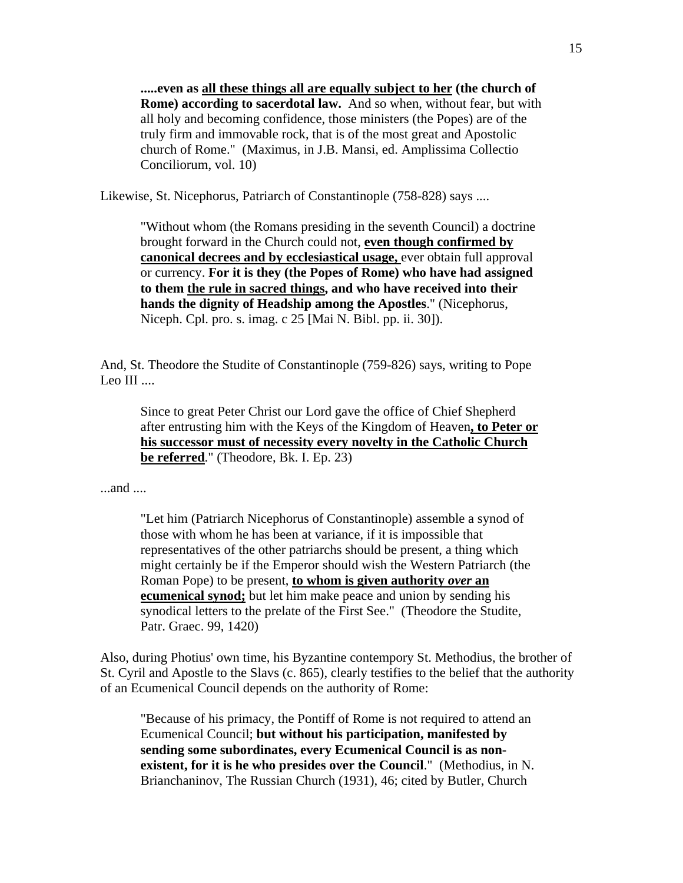> **.....even as <u>all these things all are equally subject to her</u> (the church of Rome) according to sacerdotal law.** And so when, without fear, but with all holy and becoming confidence, those ministers (the Popes) are of the truly firm and immovable rock, that is of the most great and Apostolic church of Rome." (Maximus, in J.B. Mansi, ed. Amplissima Collectio Conciliorum, vol. 10)

Likewise, St. Nicephorus, Patriarch of Constantinople (758-828) says ....

> "Without whom (the Romans presiding in the seventh Council) a doctrine brought forward in the Church could not, **<u>even though confirmed by canonical decrees and by ecclesiastical usage,</u>** ever obtain full approval or currency. **For it is they (the Popes of Rome) who have had assigned to them <u>the rule in sacred things</u>, and who have received into their hands the dignity of Headship among the Apostles**." (Nicephorus, Niceph. Cpl. pro. s. imag. c 25 [Mai N. Bibl. pp. ii. 30]).

And, St. Theodore the Studite of Constantinople (759-826) says, writing to Pope Leo III ....

> Since to great Peter Christ our Lord gave the office of Chief Shepherd after entrusting him with the Keys of the Kingdom of Heaven**<u>, to Peter or his successor must of necessity every novelty in the Catholic Church be referred</u>**." (Theodore, Bk. I. Ep. 23)

...and ....

> "Let him (Patriarch Nicephorus of Constantinople) assemble a synod of those with whom he has been at variance, if it is impossible that representatives of the other patriarchs should be present, a thing which might certainly be if the Emperor should wish the Western Patriarch (the Roman Pope) to be present, **<u>to whom is given authority *over* an ecumenical synod;</u>** but let him make peace and union by sending his synodical letters to the prelate of the First See." (Theodore the Studite, Patr. Graec. 99, 1420)

Also, during Photius' own time, his Byzantine contempory St. Methodius, the brother of St. Cyril and Apostle to the Slavs (c. 865), clearly testifies to the belief that the authority of an Ecumenical Council depends on the authority of Rome:

> "Because of his primacy, the Pontiff of Rome is not required to attend an Ecumenical Council; **but without his participation, manifested by sending some subordinates, every Ecumenical Council is as non-existent, for it is he who presides over the Council**." (Methodius, in N. Brianchaninov, The Russian Church (1931), 46; cited by Butler, Church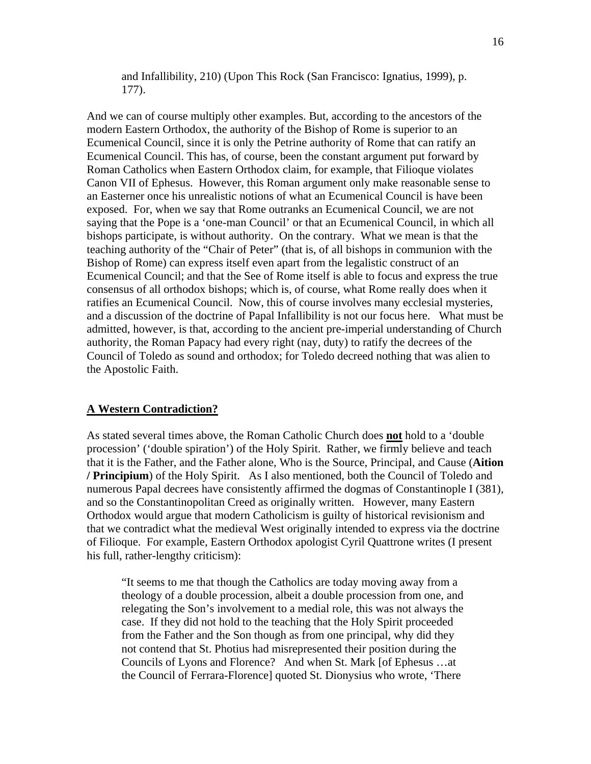> and Infallibility, 210) (Upon This Rock (San Francisco: Ignatius, 1999), p. 177).

And we can of course multiply other examples. But, according to the ancestors of the modern Eastern Orthodox, the authority of the Bishop of Rome is superior to an Ecumenical Council, since it is only the Petrine authority of Rome that can ratify an Ecumenical Council. This has, of course, been the constant argument put forward by Roman Catholics when Eastern Orthodox claim, for example, that Filioque violates Canon VII of Ephesus. However, this Roman argument only make reasonable sense to an Easterner once his unrealistic notions of what an Ecumenical Council is have been exposed. For, when we say that Rome outranks an Ecumenical Council, we are not saying that the Pope is a 'one-man Council' or that an Ecumenical Council, in which all bishops participate, is without authority. On the contrary. What we mean is that the teaching authority of the "Chair of Peter" (that is, of all bishops in communion with the Bishop of Rome) can express itself even apart from the legalistic construct of an Ecumenical Council; and that the See of Rome itself is able to focus and express the true consensus of all orthodox bishops; which is, of course, what Rome really does when it ratifies an Ecumenical Council. Now, this of course involves many ecclesial mysteries, and a discussion of the doctrine of Papal Infallibility is not our focus here. What must be admitted, however, is that, according to the ancient pre-imperial understanding of Church authority, the Roman Papacy had every right (nay, duty) to ratify the decrees of the Council of Toledo as sound and orthodox; for Toledo decreed nothing that was alien to the Apostolic Faith.

## **A Western Contradiction?**

As stated several times above, the Roman Catholic Church does **not** hold to a 'double procession' ('double spiration') of the Holy Spirit. Rather, we firmly believe and teach that it is the Father, and the Father alone, Who is the Source, Principal, and Cause (**Aition / Principium**) of the Holy Spirit. As I also mentioned, both the Council of Toledo and numerous Papal decrees have consistently affirmed the dogmas of Constantinople I (381), and so the Constantinopolitan Creed as originally written. However, many Eastern Orthodox would argue that modern Catholicism is guilty of historical revisionism and that we contradict what the medieval West originally intended to express via the doctrine of Filioque. For example, Eastern Orthodox apologist Cyril Quattrone writes (I present his full, rather-lengthy criticism):

> "It seems to me that though the Catholics are today moving away from a theology of a double procession, albeit a double procession from one, and relegating the Son's involvement to a medial role, this was not always the case. If they did not hold to the teaching that the Holy Spirit proceeded from the Father and the Son though as from one principal, why did they not contend that St. Photius had misrepresented their position during the Councils of Lyons and Florence? And when St. Mark [of Ephesus …at the Council of Ferrara-Florence] quoted St. Dionysius who wrote, 'There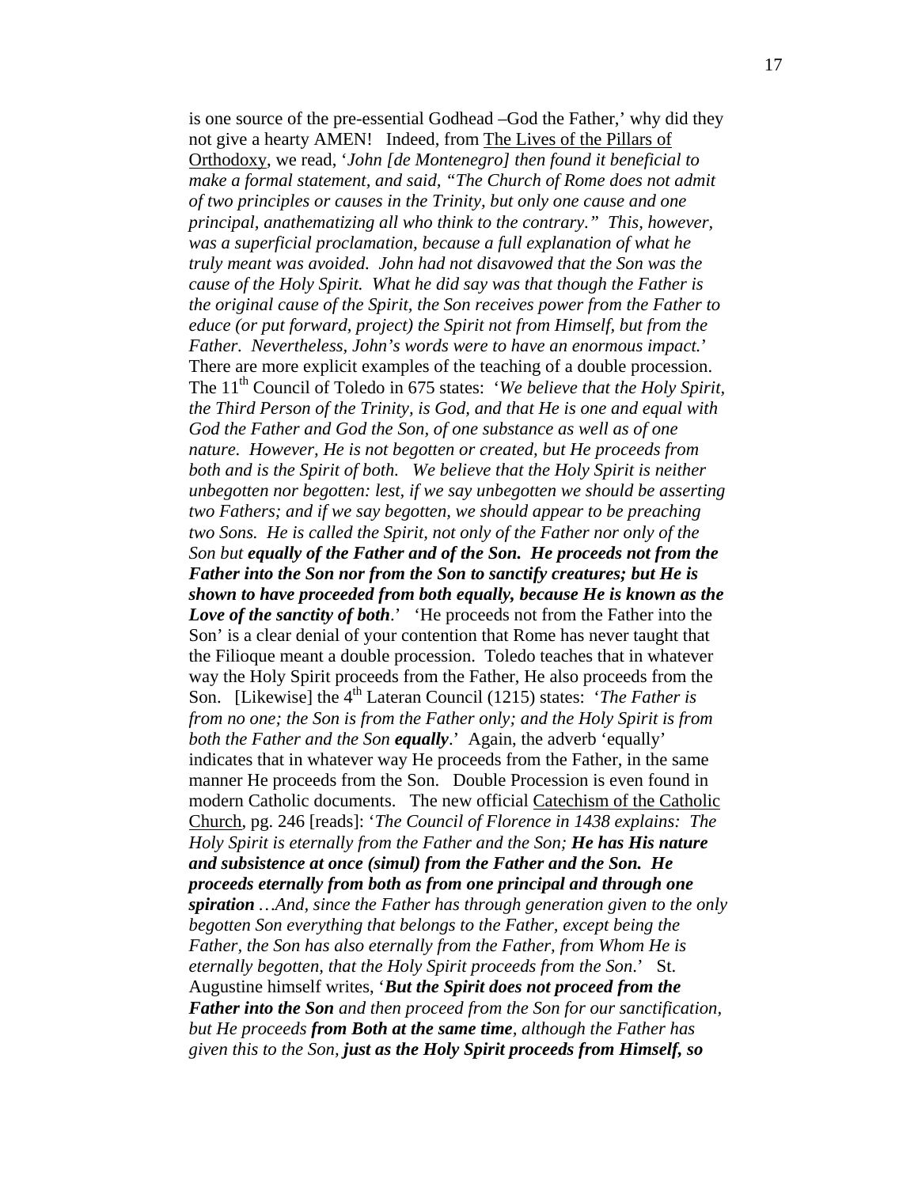is one source of the pre-essential Godhead –God the Father,' why did they not give a hearty AMEN! Indeed, from <u>The Lives of the Pillars of Orthodoxy</u>, we read, '*John [de Montenegro] then found it beneficial to make a formal statement, and said, "The Church of Rome does not admit of two principles or causes in the Trinity, but only one cause and one principal, anathematizing all who think to the contrary." This, however, was a superficial proclamation, because a full explanation of what he truly meant was avoided. John had not disavowed that the Son was the cause of the Holy Spirit. What he did say was that though the Father is the original cause of the Spirit, the Son receives power from the Father to educe (or put forward, project) the Spirit not from Himself, but from the Father. Nevertheless, John's words were to have an enormous impact.*' There are more explicit examples of the teaching of a double procession. The 11th Council of Toledo in 675 states: '*We believe that the Holy Spirit, the Third Person of the Trinity, is God, and that He is one and equal with God the Father and God the Son, of one substance as well as of one nature. However, He is not begotten or created, but He proceeds from both and is the Spirit of both. We believe that the Holy Spirit is neither unbegotten nor begotten: lest, if we say unbegotten we should be asserting two Fathers; and if we say begotten, we should appear to be preaching two Sons. He is called the Spirit, not only of the Father nor only of the Son but* ***equally of the Father and of the Son. He proceeds not from the Father into the Son nor from the Son to sanctify creatures; but He is shown to have proceeded from both equally, because He is known as the Love of the sanctity of both***.' 'He proceeds not from the Father into the Son' is a clear denial of your contention that Rome has never taught that the Filioque meant a double procession. Toledo teaches that in whatever way the Holy Spirit proceeds from the Father, He also proceeds from the Son. [Likewise] the 4th Lateran Council (1215) states: '*The Father is from no one; the Son is from the Father only; and the Holy Spirit is from both the Father and the Son* ***equally***.' Again, the adverb 'equally' indicates that in whatever way He proceeds from the Father, in the same manner He proceeds from the Son. Double Procession is even found in modern Catholic documents. The new official <u>Catechism of the Catholic Church</u>, pg. 246 [reads]: '*The Council of Florence in 1438 explains: The Holy Spirit is eternally from the Father and the Son;* ***He has His nature and subsistence at once (simul) from the Father and the Son. He proceeds eternally from both as from one principal and through one spiration*** *…And, since the Father has through generation given to the only begotten Son everything that belongs to the Father, except being the Father, the Son has also eternally from the Father, from Whom He is eternally begotten, that the Holy Spirit proceeds from the Son*.' St. Augustine himself writes, '***But the Spirit does not proceed from the Father into the Son*** *and then proceed from the Son for our sanctification, but He proceeds* ***from Both at the same time****, although the Father has given this to the Son,* ***just as the Holy Spirit proceeds from Himself, so***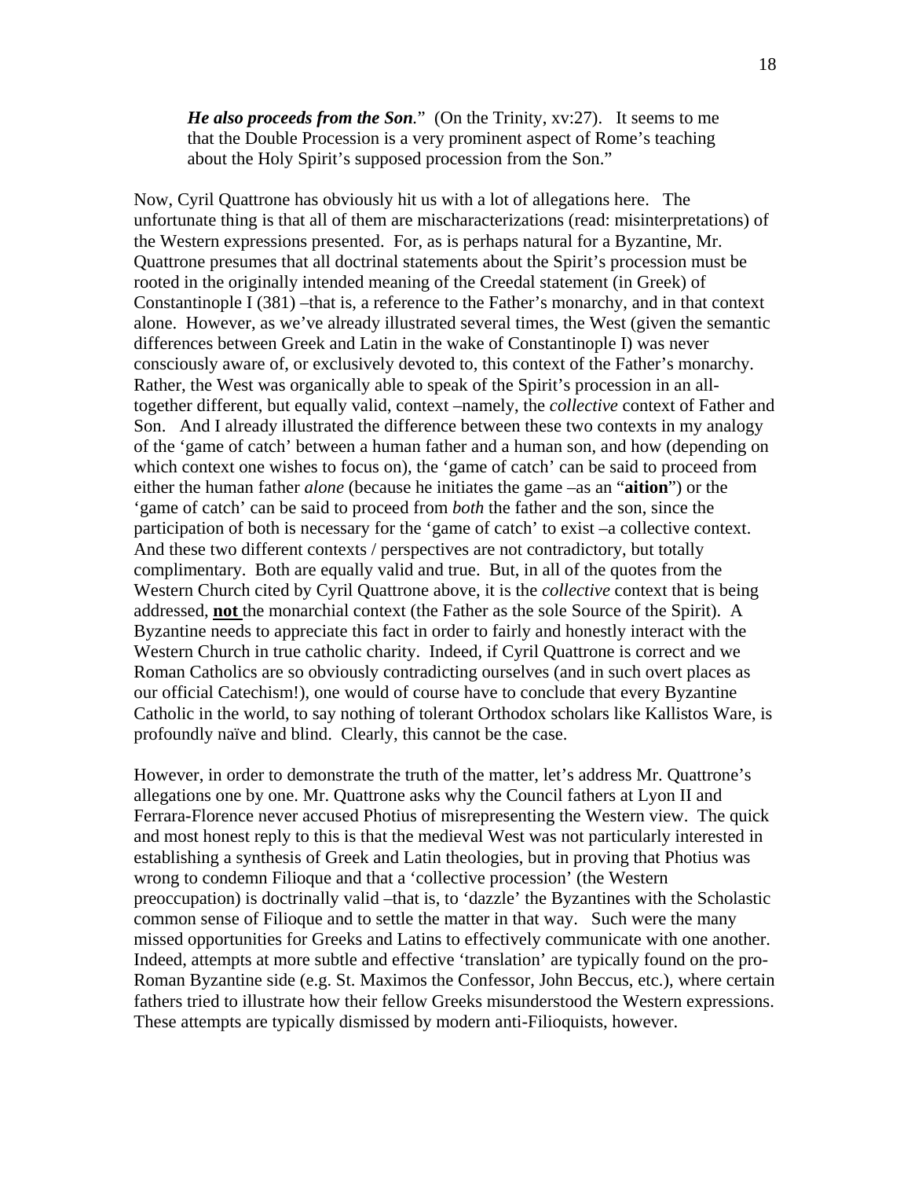> ***He also proceeds from the Son.***" (On the Trinity, xv:27). It seems to me that the Double Procession is a very prominent aspect of Rome's teaching about the Holy Spirit's supposed procession from the Son."

Now, Cyril Quattrone has obviously hit us with a lot of allegations here. The unfortunate thing is that all of them are mischaracterizations (read: misinterpretations) of the Western expressions presented. For, as is perhaps natural for a Byzantine, Mr. Quattrone presumes that all doctrinal statements about the Spirit's procession must be rooted in the originally intended meaning of the Creedal statement (in Greek) of Constantinople I (381) –that is, a reference to the Father's monarchy, and in that context alone. However, as we've already illustrated several times, the West (given the semantic differences between Greek and Latin in the wake of Constantinople I) was never consciously aware of, or exclusively devoted to, this context of the Father's monarchy. Rather, the West was organically able to speak of the Spirit's procession in an all-together different, but equally valid, context –namely, the *collective* context of Father and Son. And I already illustrated the difference between these two contexts in my analogy of the 'game of catch' between a human father and a human son, and how (depending on which context one wishes to focus on), the 'game of catch' can be said to proceed from either the human father *alone* (because he initiates the game –as an "**aition**") or the 'game of catch' can be said to proceed from *both* the father and the son, since the participation of both is necessary for the 'game of catch' to exist –a collective context. And these two different contexts / perspectives are not contradictory, but totally complimentary. Both are equally valid and true. But, in all of the quotes from the Western Church cited by Cyril Quattrone above, it is the *collective* context that is being addressed, **not** the monarchial context (the Father as the sole Source of the Spirit). A Byzantine needs to appreciate this fact in order to fairly and honestly interact with the Western Church in true catholic charity. Indeed, if Cyril Quattrone is correct and we Roman Catholics are so obviously contradicting ourselves (and in such overt places as our official Catechism!), one would of course have to conclude that every Byzantine Catholic in the world, to say nothing of tolerant Orthodox scholars like Kallistos Ware, is profoundly naïve and blind. Clearly, this cannot be the case.

However, in order to demonstrate the truth of the matter, let's address Mr. Quattrone's allegations one by one. Mr. Quattrone asks why the Council fathers at Lyon II and Ferrara-Florence never accused Photius of misrepresenting the Western view. The quick and most honest reply to this is that the medieval West was not particularly interested in establishing a synthesis of Greek and Latin theologies, but in proving that Photius was wrong to condemn Filioque and that a 'collective procession' (the Western preoccupation) is doctrinally valid –that is, to 'dazzle' the Byzantines with the Scholastic common sense of Filioque and to settle the matter in that way. Such were the many missed opportunities for Greeks and Latins to effectively communicate with one another. Indeed, attempts at more subtle and effective 'translation' are typically found on the pro-Roman Byzantine side (e.g. St. Maximos the Confessor, John Beccus, etc.), where certain fathers tried to illustrate how their fellow Greeks misunderstood the Western expressions. These attempts are typically dismissed by modern anti-Filioquists, however.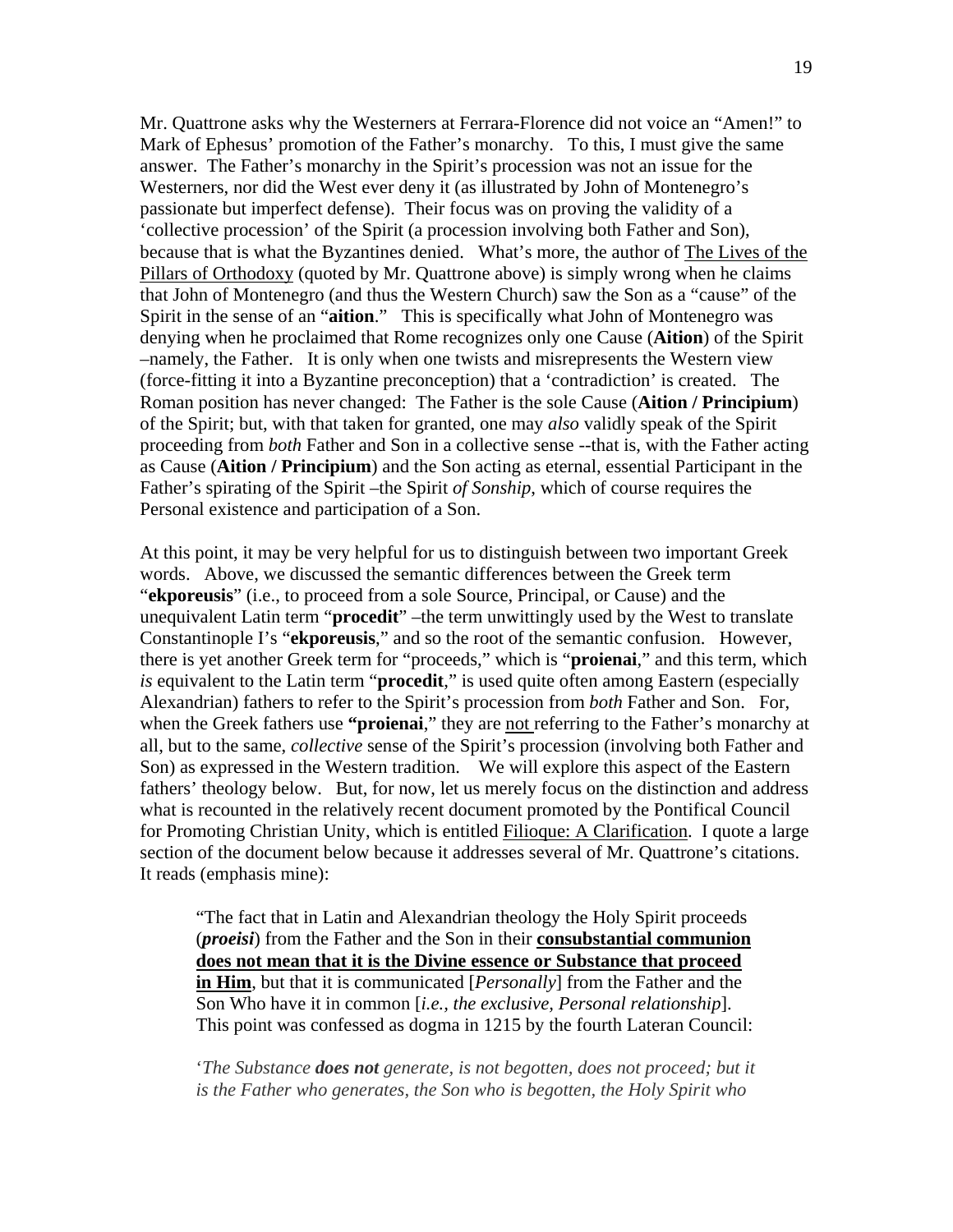Mr. Quattrone asks why the Westerners at Ferrara-Florence did not voice an "Amen!" to Mark of Ephesus' promotion of the Father's monarchy. To this, I must give the same answer. The Father's monarchy in the Spirit's procession was not an issue for the Westerners, nor did the West ever deny it (as illustrated by John of Montenegro's passionate but imperfect defense). Their focus was on proving the validity of a 'collective procession' of the Spirit (a procession involving both Father and Son), because that is what the Byzantines denied. What's more, the author of <u>The Lives of the Pillars of Orthodoxy</u> (quoted by Mr. Quattrone above) is simply wrong when he claims that John of Montenegro (and thus the Western Church) saw the Son as a "cause" of the Spirit in the sense of an "**aition**." This is specifically what John of Montenegro was denying when he proclaimed that Rome recognizes only one Cause (**Aition**) of the Spirit –namely, the Father. It is only when one twists and misrepresents the Western view (force-fitting it into a Byzantine preconception) that a 'contradiction' is created. The Roman position has never changed: The Father is the sole Cause (**Aition / Principium**) of the Spirit; but, with that taken for granted, one may *also* validly speak of the Spirit proceeding from *both* Father and Son in a collective sense --that is, with the Father acting as Cause (**Aition / Principium**) and the Son acting as eternal, essential Participant in the Father's spirating of the Spirit –the Spirit *of Sonship*, which of course requires the Personal existence and participation of a Son.

At this point, it may be very helpful for us to distinguish between two important Greek words. Above, we discussed the semantic differences between the Greek term "**ekporeusis**" (i.e., to proceed from a sole Source, Principal, or Cause) and the unequivalent Latin term "**procedit**" –the term unwittingly used by the West to translate Constantinople I's "**ekporeusis**," and so the root of the semantic confusion. However, there is yet another Greek term for "proceeds," which is "**proienai**," and this term, which *is* equivalent to the Latin term "**procedit**," is used quite often among Eastern (especially Alexandrian) fathers to refer to the Spirit's procession from *both* Father and Son. For, when the Greek fathers use **"proienai**," they are <u>not</u> referring to the Father's monarchy at all, but to the same, *collective* sense of the Spirit's procession (involving both Father and Son) as expressed in the Western tradition. We will explore this aspect of the Eastern fathers' theology below. But, for now, let us merely focus on the distinction and address what is recounted in the relatively recent document promoted by the Pontifical Council for Promoting Christian Unity, which is entitled <u>Filioque: A Clarification</u>. I quote a large section of the document below because it addresses several of Mr. Quattrone's citations. It reads (emphasis mine):

> "The fact that in Latin and Alexandrian theology the Holy Spirit proceeds (***proeisi***) from the Father and the Son in their **<u>consubstantial communion does not mean that it is the Divine essence or Substance that proceed in Him</u>**, but that it is communicated [*Personally*] from the Father and the Son Who have it in common [*i.e., the exclusive, Personal relationship*]. This point was confessed as dogma in 1215 by the fourth Lateran Council:
>
> '*The Substance **does not** generate, is not begotten, does not proceed; but it is the Father who generates, the Son who is begotten, the Holy Spirit who*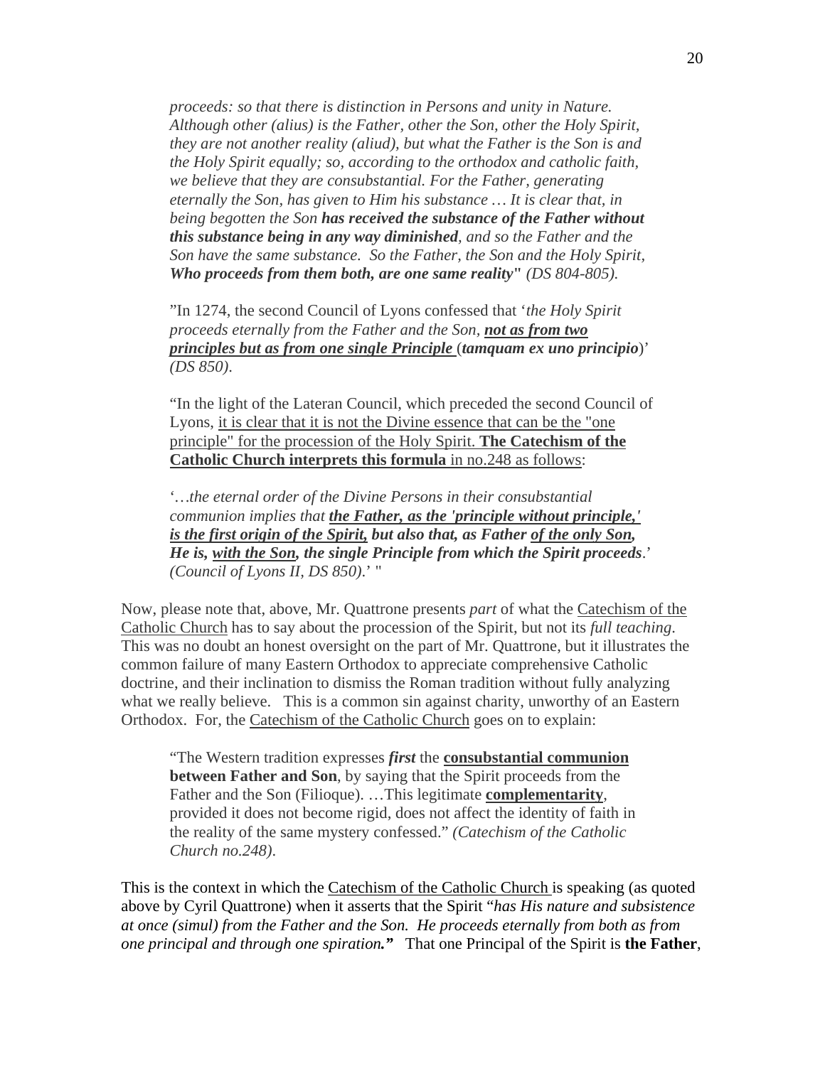> *proceeds: so that there is distinction in Persons and unity in Nature. Although other (alius) is the Father, other the Son, other the Holy Spirit, they are not another reality (aliud), but what the Father is the Son is and the Holy Spirit equally; so, according to the orthodox and catholic faith, we believe that they are consubstantial. For the Father, generating eternally the Son, has given to Him his substance … It is clear that, in being begotten the Son* ***has received the substance of the Father without this substance being in any way diminished****, and so the Father and the Son have the same substance. So the Father, the Son and the Holy Spirit,* ***Who proceeds from them both, are one same reality"*** *(DS 804-805).*
>
> "In 1274, the second Council of Lyons confessed that '*the Holy Spirit proceeds eternally from the Father and the Son,* ***<u>not as from two principles but as from one single Principle</u>*** (***tamquam ex uno principio***)' *(DS 850)*.
>
> "In the light of the Lateran Council, which preceded the second Council of Lyons, <u>it is clear that it is not the Divine essence that can be the "one principle" for the procession of the Holy Spirit.</u> **<u>The Catechism of the Catholic Church interprets this formula</u>** <u>in no.248 as follows</u>:
>
> '*…the eternal order of the Divine Persons in their consubstantial communion implies that* ***<u>the Father, as the 'principle without principle,' is the first origin of the Spirit,</u> but also that, as Father <u>of the only Son,</u> He is, <u>with the Son</u>, the single Principle from which the Spirit proceeds****.' (Council of Lyons II, DS 850).'* "

Now, please note that, above, Mr. Quattrone presents *part* of what the <u>Catechism of the Catholic Church</u> has to say about the procession of the Spirit, but not its *full teaching*. This was no doubt an honest oversight on the part of Mr. Quattrone, but it illustrates the common failure of many Eastern Orthodox to appreciate comprehensive Catholic doctrine, and their inclination to dismiss the Roman tradition without fully analyzing what we really believe. This is a common sin against charity, unworthy of an Eastern Orthodox. For, the <u>Catechism of the Catholic Church</u> goes on to explain:

> "The Western tradition expresses ***first*** the **<u>consubstantial communion</u> between Father and Son**, by saying that the Spirit proceeds from the Father and the Son (Filioque). …This legitimate **<u>complementarity</u>**, provided it does not become rigid, does not affect the identity of faith in the reality of the same mystery confessed." *(Catechism of the Catholic Church no.248)*.

This is the context in which the <u>Catechism of the Catholic Church</u> is speaking (as quoted above by Cyril Quattrone) when it asserts that the Spirit "*has His nature and subsistence at once (simul) from the Father and the Son. He proceeds eternally from both as from one principal and through one spiration.***"** That one Principal of the Spirit is **the Father**,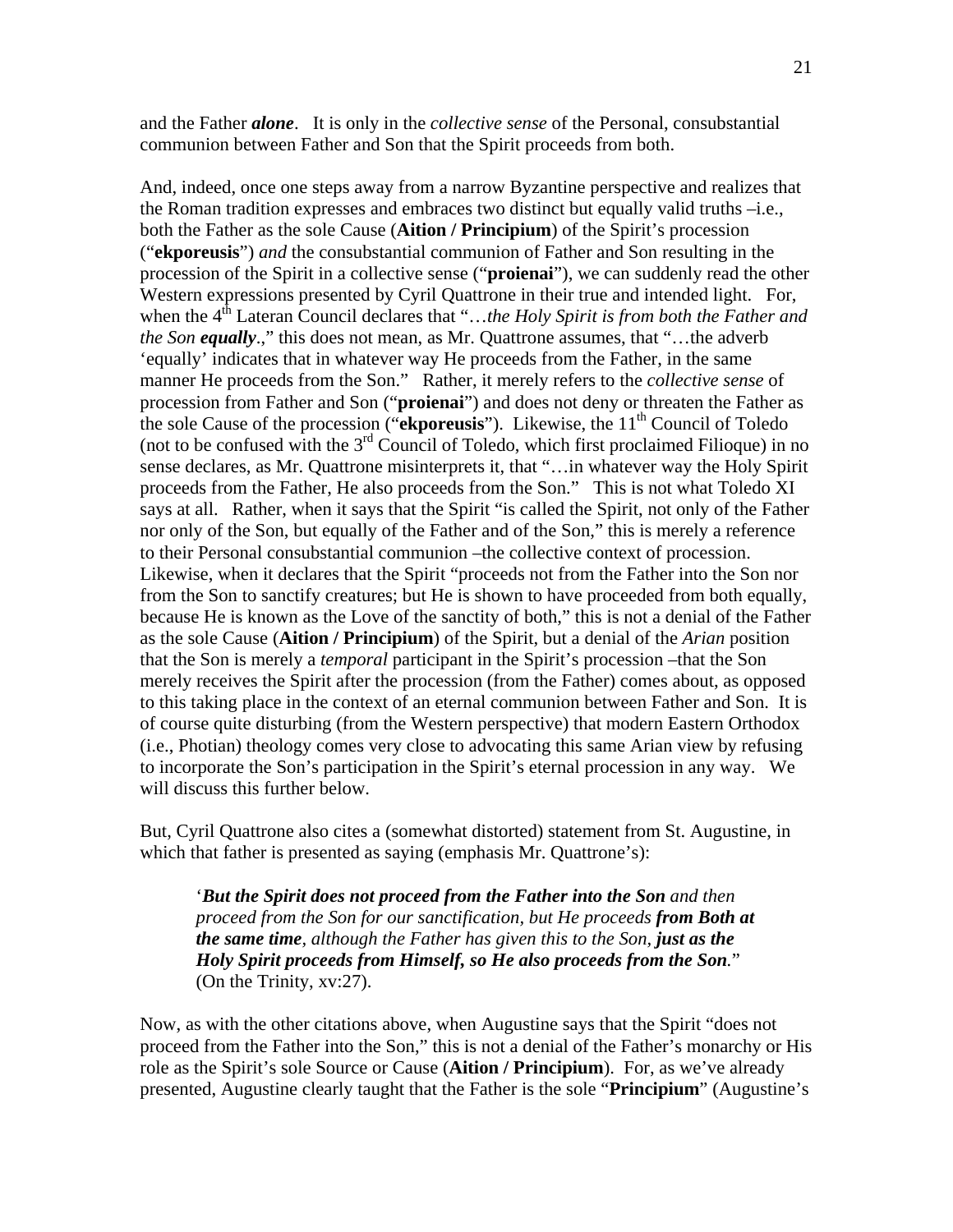and the Father ***alone***. It is only in the *collective sense* of the Personal, consubstantial communion between Father and Son that the Spirit proceeds from both.

And, indeed, once one steps away from a narrow Byzantine perspective and realizes that the Roman tradition expresses and embraces two distinct but equally valid truths –i.e., both the Father as the sole Cause (**Aition / Principium**) of the Spirit's procession ("**ekporeusis**") *and* the consubstantial communion of Father and Son resulting in the procession of the Spirit in a collective sense ("**proienai**"), we can suddenly read the other Western expressions presented by Cyril Quattrone in their true and intended light. For, when the 4th Lateran Council declares that "*…the Holy Spirit is from both the Father and the Son* ***equally***.," this does not mean, as Mr. Quattrone assumes, that "…the adverb 'equally' indicates that in whatever way He proceeds from the Father, in the same manner He proceeds from the Son." Rather, it merely refers to the *collective sense* of procession from Father and Son ("**proienai**") and does not deny or threaten the Father as the sole Cause of the procession ("**ekporeusis**"). Likewise, the 11th Council of Toledo (not to be confused with the 3rd Council of Toledo, which first proclaimed Filioque) in no sense declares, as Mr. Quattrone misinterprets it, that "…in whatever way the Holy Spirit proceeds from the Father, He also proceeds from the Son." This is not what Toledo XI says at all. Rather, when it says that the Spirit "is called the Spirit, not only of the Father nor only of the Son, but equally of the Father and of the Son," this is merely a reference to their Personal consubstantial communion –the collective context of procession. Likewise, when it declares that the Spirit "proceeds not from the Father into the Son nor from the Son to sanctify creatures; but He is shown to have proceeded from both equally, because He is known as the Love of the sanctity of both," this is not a denial of the Father as the sole Cause (**Aition / Principium**) of the Spirit, but a denial of the *Arian* position that the Son is merely a *temporal* participant in the Spirit's procession –that the Son merely receives the Spirit after the procession (from the Father) comes about, as opposed to this taking place in the context of an eternal communion between Father and Son. It is of course quite disturbing (from the Western perspective) that modern Eastern Orthodox (i.e., Photian) theology comes very close to advocating this same Arian view by refusing to incorporate the Son's participation in the Spirit's eternal procession in any way. We will discuss this further below.

But, Cyril Quattrone also cites a (somewhat distorted) statement from St. Augustine, in which that father is presented as saying (emphasis Mr. Quattrone's):

> '***But the Spirit does not proceed from the Father into the Son*** *and then proceed from the Son for our sanctification, but He proceeds* ***from Both at the same time****, although the Father has given this to the Son,* ***just as the Holy Spirit proceeds from Himself, so He also proceeds from the Son****.*" (On the Trinity, xv:27).

Now, as with the other citations above, when Augustine says that the Spirit "does not proceed from the Father into the Son," this is not a denial of the Father's monarchy or His role as the Spirit's sole Source or Cause (**Aition / Principium**). For, as we've already presented, Augustine clearly taught that the Father is the sole "**Principium**" (Augustine's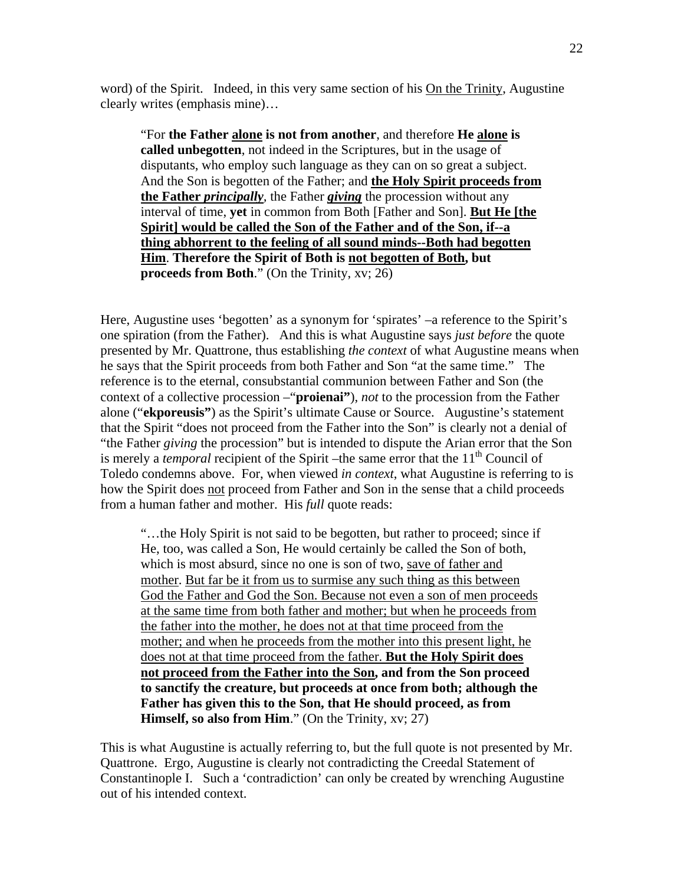word) of the Spirit. Indeed, in this very same section of his <u>On the Trinity</u>, Augustine clearly writes (emphasis mine)…

> "For **the Father <u>alone</u> is not from another**, and therefore **He <u>alone</u> is called unbegotten**, not indeed in the Scriptures, but in the usage of disputants, who employ such language as they can on so great a subject. And the Son is begotten of the Father; and **<u>the Holy Spirit proceeds from the Father *principally*</u>**, the Father ***<u>giving</u>*** the procession without any interval of time, **yet** in common from Both [Father and Son]. **<u>But He [the Spirit] would be called the Son of the Father and of the Son, if--a thing abhorrent to the feeling of all sound minds--Both had begotten Him</u>**. **Therefore the Spirit of Both is <u>not begotten of Both</u>, but proceeds from Both**." (On the Trinity, xv; 26)

Here, Augustine uses 'begotten' as a synonym for 'spirates' –a reference to the Spirit's one spiration (from the Father). And this is what Augustine says *just before* the quote presented by Mr. Quattrone, thus establishing *the context* of what Augustine means when he says that the Spirit proceeds from both Father and Son "at the same time." The reference is to the eternal, consubstantial communion between Father and Son (the context of a collective procession –"**proienai"**), *not* to the procession from the Father alone ("**ekporeusis"**) as the Spirit's ultimate Cause or Source. Augustine's statement that the Spirit "does not proceed from the Father into the Son" is clearly not a denial of "the Father *giving* the procession" but is intended to dispute the Arian error that the Son is merely a *temporal* recipient of the Spirit –the same error that the 11th Council of Toledo condemns above. For, when viewed *in context*, what Augustine is referring to is how the Spirit does <u>not</u> proceed from Father and Son in the sense that a child proceeds from a human father and mother. His *full* quote reads:

> "…the Holy Spirit is not said to be begotten, but rather to proceed; since if He, too, was called a Son, He would certainly be called the Son of both, which is most absurd, since no one is son of two, <u>save of father and mother</u>. <u>But far be it from us to surmise any such thing as this between God the Father and God the Son. Because not even a son of men proceeds at the same time from both father and mother; but when he proceeds from the father into the mother, he does not at that time proceed from the mother; and when he proceeds from the mother into this present light, he does not at that time proceed from the father.</u> **<u>But the Holy Spirit does not proceed from the Father into the Son</u>, and from the Son proceed to sanctify the creature, but proceeds at once from both; although the Father has given this to the Son, that He should proceed, as from Himself, so also from Him**." (On the Trinity, xv; 27)

This is what Augustine is actually referring to, but the full quote is not presented by Mr. Quattrone. Ergo, Augustine is clearly not contradicting the Creedal Statement of Constantinople I. Such a 'contradiction' can only be created by wrenching Augustine out of his intended context.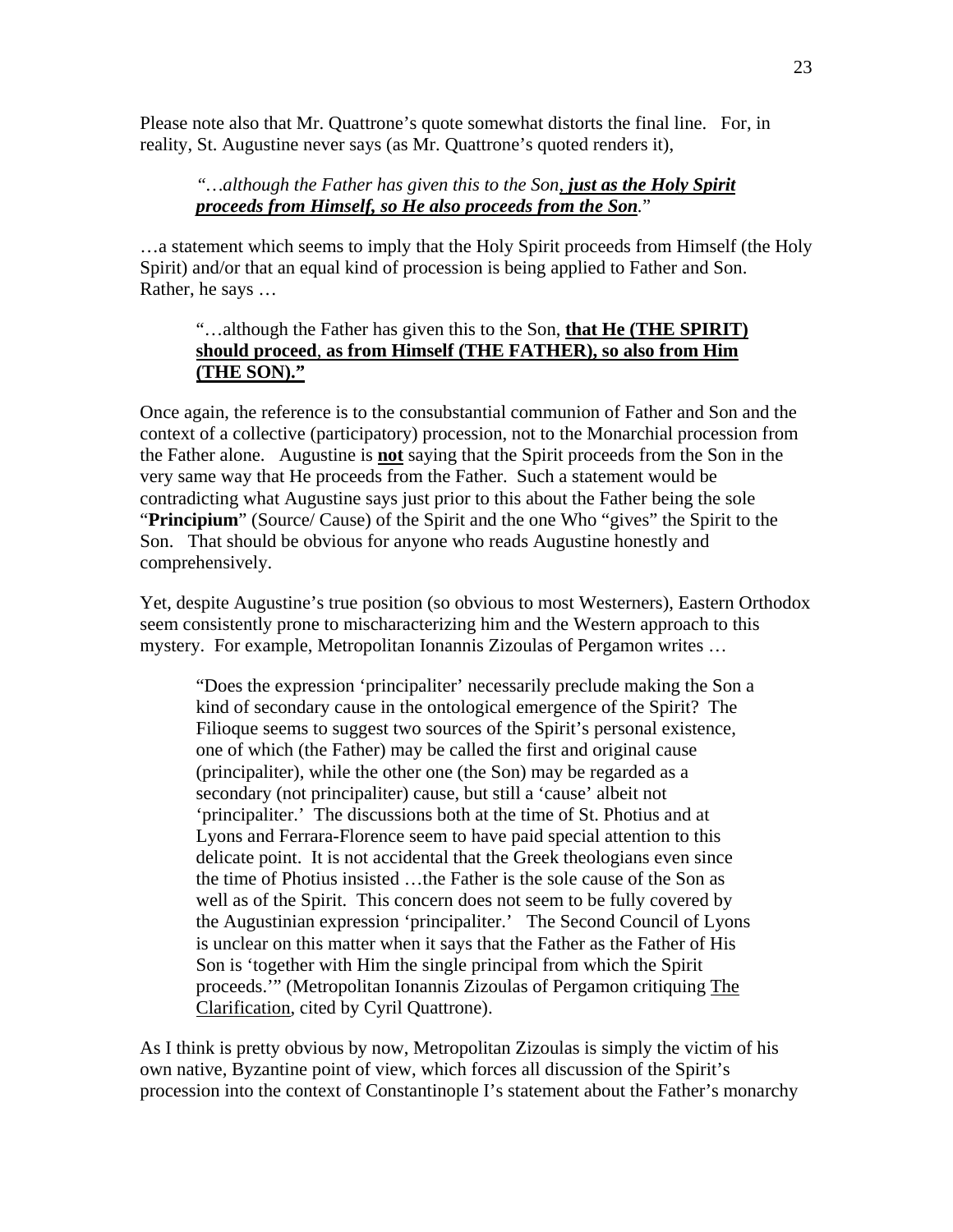Please note also that Mr. Quattrone's quote somewhat distorts the final line. For, in reality, St. Augustine never says (as Mr. Quattrone's quoted renders it),

> *"…although the Father has given this to the Son, **just as the Holy Spirit proceeds from Himself, so He also proceeds from the Son**."*

…a statement which seems to imply that the Holy Spirit proceeds from Himself (the Holy Spirit) and/or that an equal kind of procession is being applied to Father and Son. Rather, he says …

> "…although the Father has given this to the Son, **that He (THE SPIRIT) should proceed**, **as from Himself (THE FATHER), so also from Him (THE SON)."**

Once again, the reference is to the consubstantial communion of Father and Son and the context of a collective (participatory) procession, not to the Monarchial procession from the Father alone. Augustine is **not** saying that the Spirit proceeds from the Son in the very same way that He proceeds from the Father. Such a statement would be contradicting what Augustine says just prior to this about the Father being the sole "**Principium**" (Source/ Cause) of the Spirit and the one Who "gives" the Spirit to the Son. That should be obvious for anyone who reads Augustine honestly and comprehensively.

Yet, despite Augustine's true position (so obvious to most Westerners), Eastern Orthodox seem consistently prone to mischaracterizing him and the Western approach to this mystery. For example, Metropolitan Ionannis Zizoulas of Pergamon writes …

> "Does the expression 'principaliter' necessarily preclude making the Son a kind of secondary cause in the ontological emergence of the Spirit? The Filioque seems to suggest two sources of the Spirit's personal existence, one of which (the Father) may be called the first and original cause (principaliter), while the other one (the Son) may be regarded as a secondary (not principaliter) cause, but still a 'cause' albeit not 'principaliter.' The discussions both at the time of St. Photius and at Lyons and Ferrara-Florence seem to have paid special attention to this delicate point. It is not accidental that the Greek theologians even since the time of Photius insisted …the Father is the sole cause of the Son as well as of the Spirit. This concern does not seem to be fully covered by the Augustinian expression 'principaliter.' The Second Council of Lyons is unclear on this matter when it says that the Father as the Father of His Son is 'together with Him the single principal from which the Spirit proceeds.'" (Metropolitan Ionannis Zizoulas of Pergamon critiquing The Clarification, cited by Cyril Quattrone).

As I think is pretty obvious by now, Metropolitan Zizoulas is simply the victim of his own native, Byzantine point of view, which forces all discussion of the Spirit's procession into the context of Constantinople I's statement about the Father's monarchy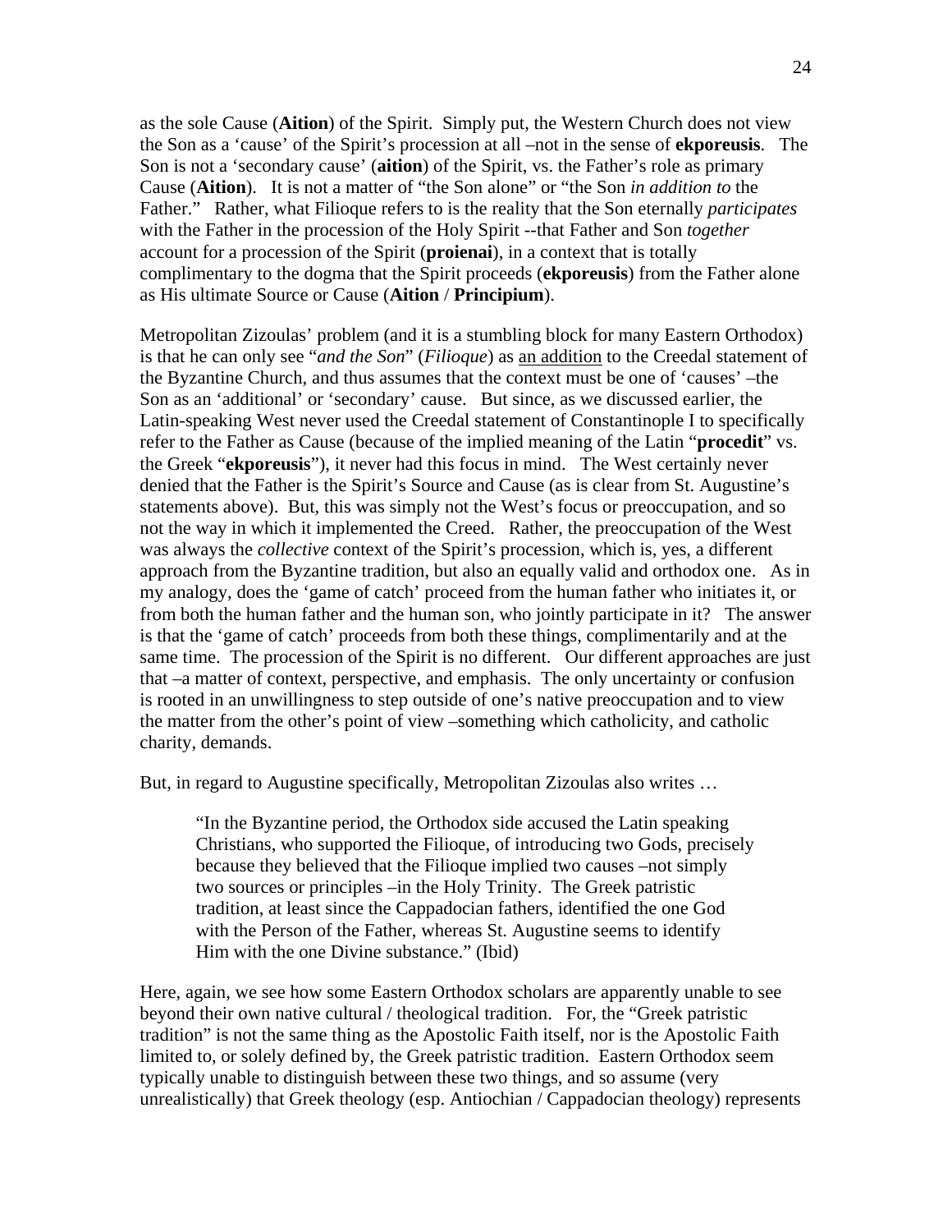as the sole Cause (**Aition**) of the Spirit. Simply put, the Western Church does not view the Son as a 'cause' of the Spirit's procession at all –not in the sense of **ekporeusis**. The Son is not a 'secondary cause' (**aition**) of the Spirit, vs. the Father's role as primary Cause (**Aition**). It is not a matter of "the Son alone" or "the Son *in addition to* the Father." Rather, what Filioque refers to is the reality that the Son eternally *participates* with the Father in the procession of the Holy Spirit --that Father and Son *together* account for a procession of the Spirit (**proienai**), in a context that is totally complimentary to the dogma that the Spirit proceeds (**ekporeusis**) from the Father alone as His ultimate Source or Cause (**Aition** / **Principium**).

Metropolitan Zizoulas' problem (and it is a stumbling block for many Eastern Orthodox) is that he can only see "*and the Son*" (*Filioque*) as <u>an addition</u> to the Creedal statement of the Byzantine Church, and thus assumes that the context must be one of 'causes' –the Son as an 'additional' or 'secondary' cause. But since, as we discussed earlier, the Latin-speaking West never used the Creedal statement of Constantinople I to specifically refer to the Father as Cause (because of the implied meaning of the Latin "**procedit**" vs. the Greek "**ekporeusis**"), it never had this focus in mind. The West certainly never denied that the Father is the Spirit's Source and Cause (as is clear from St. Augustine's statements above). But, this was simply not the West's focus or preoccupation, and so not the way in which it implemented the Creed. Rather, the preoccupation of the West was always the *collective* context of the Spirit's procession, which is, yes, a different approach from the Byzantine tradition, but also an equally valid and orthodox one. As in my analogy, does the 'game of catch' proceed from the human father who initiates it, or from both the human father and the human son, who jointly participate in it? The answer is that the 'game of catch' proceeds from both these things, complimentarily and at the same time. The procession of the Spirit is no different. Our different approaches are just that –a matter of context, perspective, and emphasis. The only uncertainty or confusion is rooted in an unwillingness to step outside of one's native preoccupation and to view the matter from the other's point of view –something which catholicity, and catholic charity, demands.

But, in regard to Augustine specifically, Metropolitan Zizoulas also writes …

> "In the Byzantine period, the Orthodox side accused the Latin speaking Christians, who supported the Filioque, of introducing two Gods, precisely because they believed that the Filioque implied two causes –not simply two sources or principles –in the Holy Trinity. The Greek patristic tradition, at least since the Cappadocian fathers, identified the one God with the Person of the Father, whereas St. Augustine seems to identify Him with the one Divine substance." (Ibid)

Here, again, we see how some Eastern Orthodox scholars are apparently unable to see beyond their own native cultural / theological tradition. For, the "Greek patristic tradition" is not the same thing as the Apostolic Faith itself, nor is the Apostolic Faith limited to, or solely defined by, the Greek patristic tradition. Eastern Orthodox seem typically unable to distinguish between these two things, and so assume (very unrealistically) that Greek theology (esp. Antiochian / Cappadocian theology) represents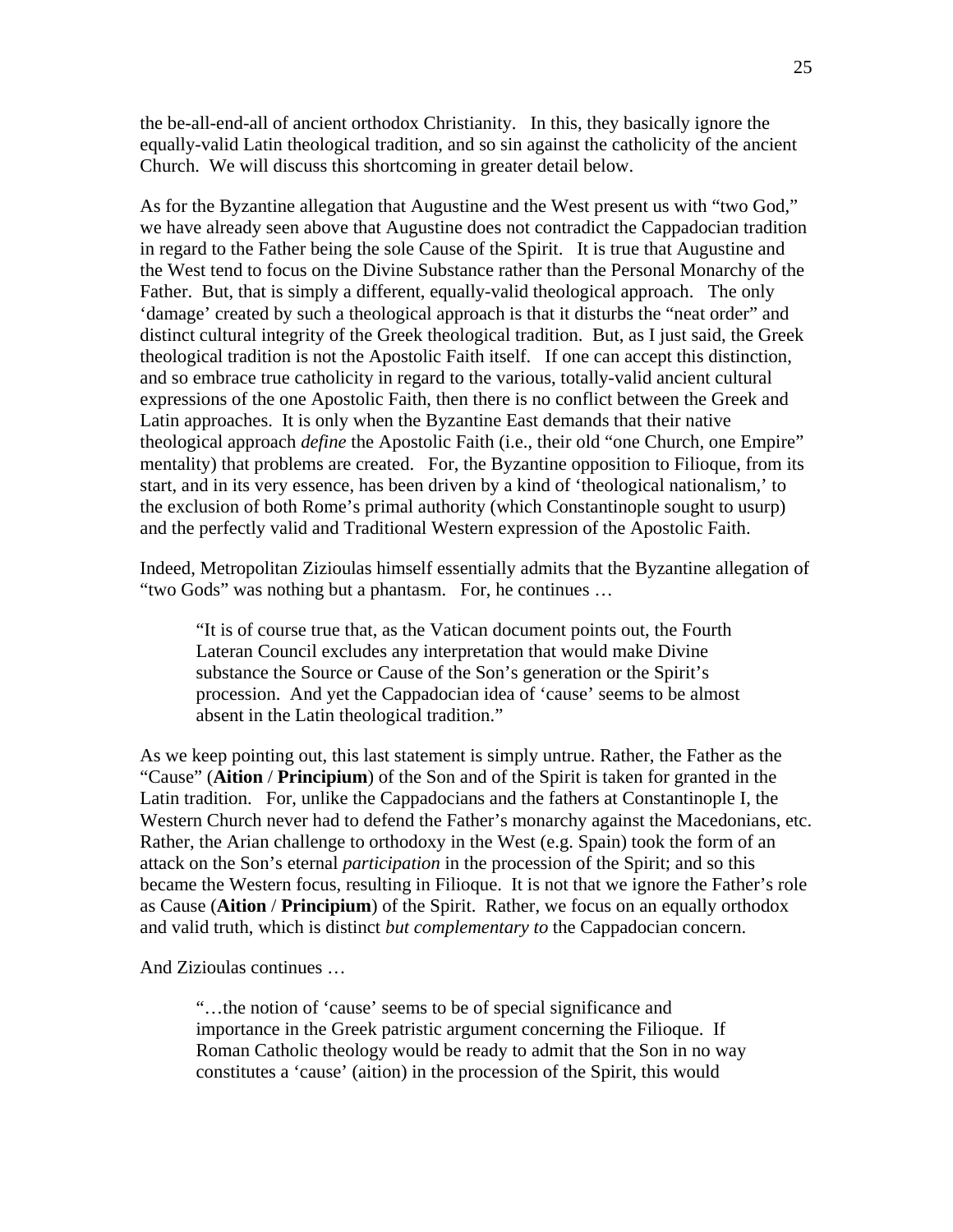the be-all-end-all of ancient orthodox Christianity. In this, they basically ignore the equally-valid Latin theological tradition, and so sin against the catholicity of the ancient Church. We will discuss this shortcoming in greater detail below.

As for the Byzantine allegation that Augustine and the West present us with "two God," we have already seen above that Augustine does not contradict the Cappadocian tradition in regard to the Father being the sole Cause of the Spirit. It is true that Augustine and the West tend to focus on the Divine Substance rather than the Personal Monarchy of the Father. But, that is simply a different, equally-valid theological approach. The only 'damage' created by such a theological approach is that it disturbs the "neat order" and distinct cultural integrity of the Greek theological tradition. But, as I just said, the Greek theological tradition is not the Apostolic Faith itself. If one can accept this distinction, and so embrace true catholicity in regard to the various, totally-valid ancient cultural expressions of the one Apostolic Faith, then there is no conflict between the Greek and Latin approaches. It is only when the Byzantine East demands that their native theological approach *define* the Apostolic Faith (i.e., their old "one Church, one Empire" mentality) that problems are created. For, the Byzantine opposition to Filioque, from its start, and in its very essence, has been driven by a kind of 'theological nationalism,' to the exclusion of both Rome's primal authority (which Constantinople sought to usurp) and the perfectly valid and Traditional Western expression of the Apostolic Faith.

Indeed, Metropolitan Zizioulas himself essentially admits that the Byzantine allegation of "two Gods" was nothing but a phantasm. For, he continues …

> "It is of course true that, as the Vatican document points out, the Fourth Lateran Council excludes any interpretation that would make Divine substance the Source or Cause of the Son's generation or the Spirit's procession. And yet the Cappadocian idea of 'cause' seems to be almost absent in the Latin theological tradition."

As we keep pointing out, this last statement is simply untrue. Rather, the Father as the "Cause" (**Aition** / **Principium**) of the Son and of the Spirit is taken for granted in the Latin tradition. For, unlike the Cappadocians and the fathers at Constantinople I, the Western Church never had to defend the Father's monarchy against the Macedonians, etc. Rather, the Arian challenge to orthodoxy in the West (e.g. Spain) took the form of an attack on the Son's eternal *participation* in the procession of the Spirit; and so this became the Western focus, resulting in Filioque. It is not that we ignore the Father's role as Cause (**Aition** / **Principium**) of the Spirit. Rather, we focus on an equally orthodox and valid truth, which is distinct *but complementary to* the Cappadocian concern.

And Zizioulas continues …

> "…the notion of 'cause' seems to be of special significance and importance in the Greek patristic argument concerning the Filioque. If Roman Catholic theology would be ready to admit that the Son in no way constitutes a 'cause' (aition) in the procession of the Spirit, this would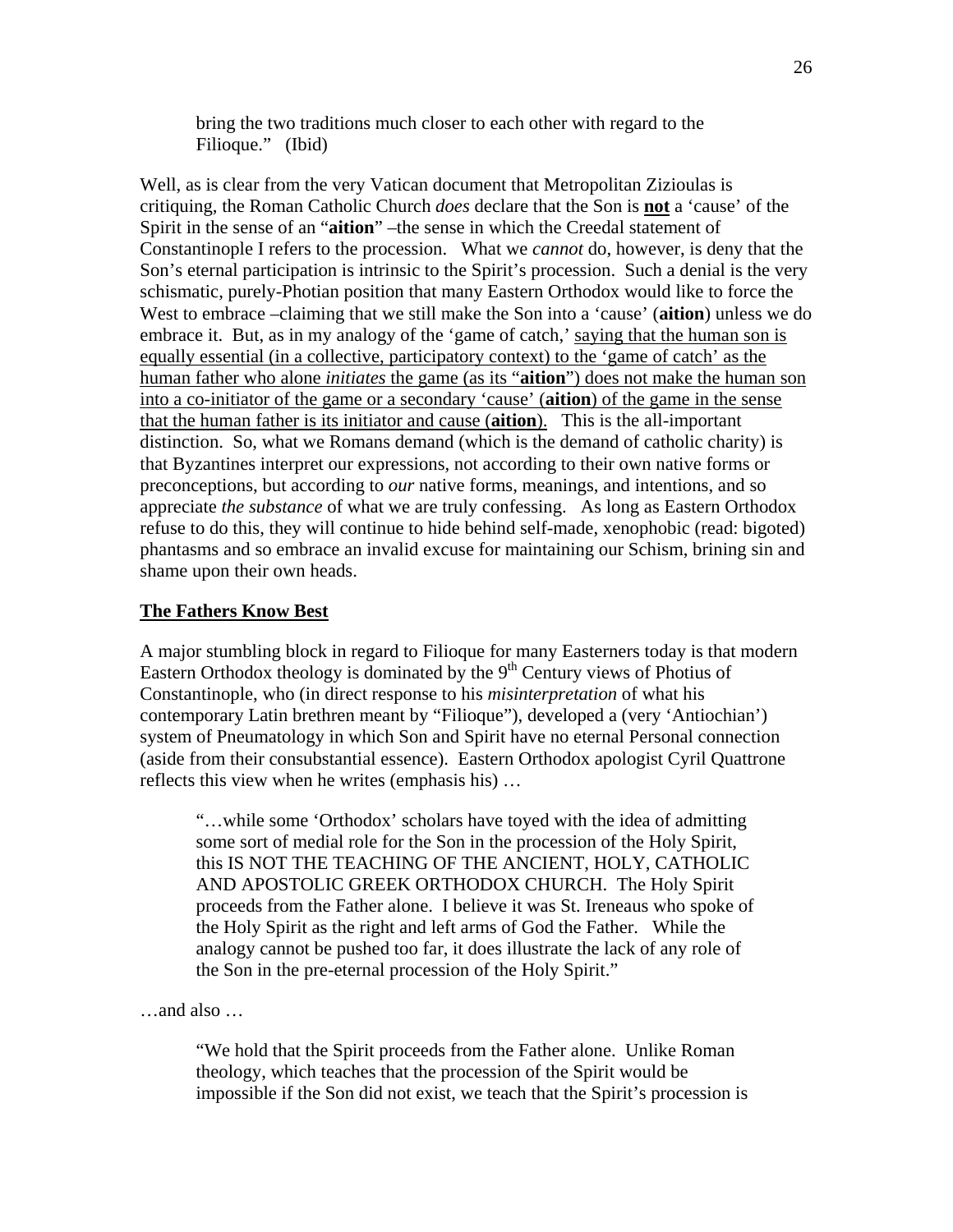> bring the two traditions much closer to each other with regard to the Filioque." (Ibid)

Well, as is clear from the very Vatican document that Metropolitan Zizioulas is critiquing, the Roman Catholic Church *does* declare that the Son is <u>**not**</u> a 'cause' of the Spirit in the sense of an "**aition**" –the sense in which the Creedal statement of Constantinople I refers to the procession. What we *cannot* do, however, is deny that the Son's eternal participation is intrinsic to the Spirit's procession. Such a denial is the very schismatic, purely-Photian position that many Eastern Orthodox would like to force the West to embrace –claiming that we still make the Son into a 'cause' (**aition**) unless we do embrace it. But, as in my analogy of the 'game of catch,' <u>saying that the human son is equally essential (in a collective, participatory context) to the 'game of catch' as the human father who alone *initiates* the game (as its "**aition**") does not make the human son into a co-initiator of the game or a secondary 'cause' (**aition**) of the game in the sense that the human father is its initiator and cause (**aition**).</u> This is the all-important distinction. So, what we Romans demand (which is the demand of catholic charity) is that Byzantines interpret our expressions, not according to their own native forms or preconceptions, but according to *our* native forms, meanings, and intentions, and so appreciate *the substance* of what we are truly confessing. As long as Eastern Orthodox refuse to do this, they will continue to hide behind self-made, xenophobic (read: bigoted) phantasms and so embrace an invalid excuse for maintaining our Schism, brining sin and shame upon their own heads.

## <u>The Fathers Know Best</u>

A major stumbling block in regard to Filioque for many Easterners today is that modern Eastern Orthodox theology is dominated by the 9th Century views of Photius of Constantinople, who (in direct response to his *misinterpretation* of what his contemporary Latin brethren meant by "Filioque"), developed a (very 'Antiochian') system of Pneumatology in which Son and Spirit have no eternal Personal connection (aside from their consubstantial essence). Eastern Orthodox apologist Cyril Quattrone reflects this view when he writes (emphasis his) …

> "…while some 'Orthodox' scholars have toyed with the idea of admitting some sort of medial role for the Son in the procession of the Holy Spirit, this IS NOT THE TEACHING OF THE ANCIENT, HOLY, CATHOLIC AND APOSTOLIC GREEK ORTHODOX CHURCH. The Holy Spirit proceeds from the Father alone. I believe it was St. Ireneaus who spoke of the Holy Spirit as the right and left arms of God the Father. While the analogy cannot be pushed too far, it does illustrate the lack of any role of the Son in the pre-eternal procession of the Holy Spirit."

…and also …

> "We hold that the Spirit proceeds from the Father alone. Unlike Roman theology, which teaches that the procession of the Spirit would be impossible if the Son did not exist, we teach that the Spirit's procession is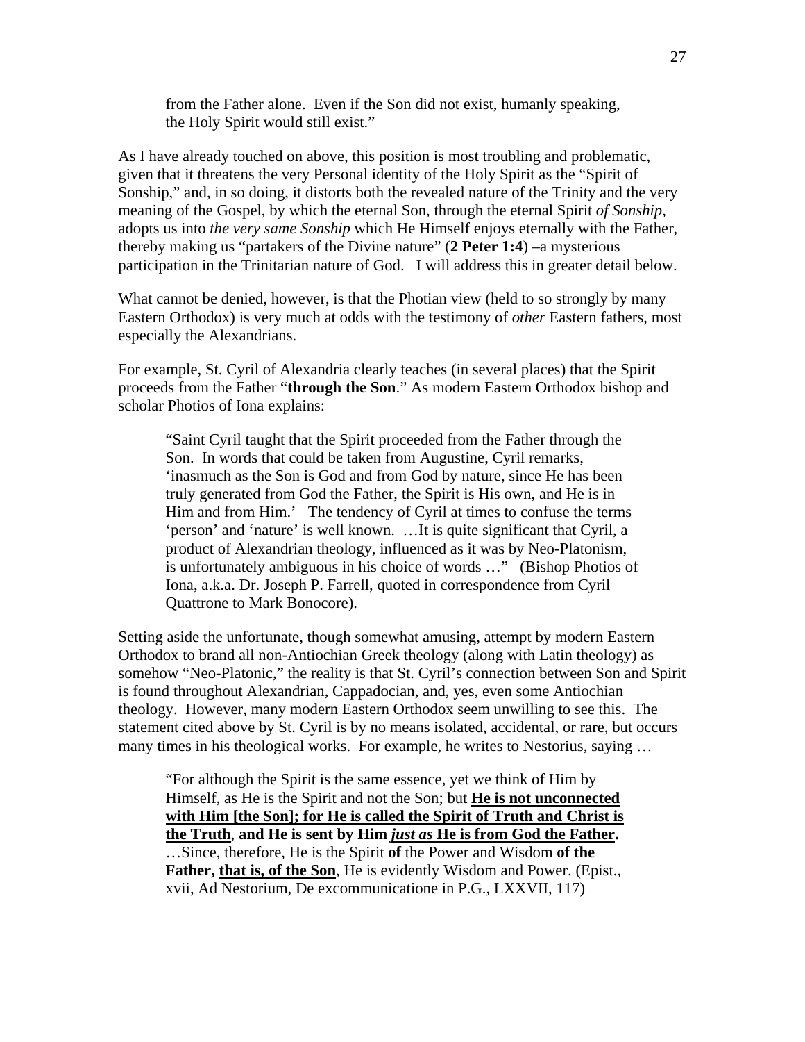> from the Father alone. Even if the Son did not exist, humanly speaking, the Holy Spirit would still exist."

As I have already touched on above, this position is most troubling and problematic, given that it threatens the very Personal identity of the Holy Spirit as the "Spirit of Sonship," and, in so doing, it distorts both the revealed nature of the Trinity and the very meaning of the Gospel, by which the eternal Son, through the eternal Spirit *of Sonship*, adopts us into *the very same Sonship* which He Himself enjoys eternally with the Father, thereby making us "partakers of the Divine nature" (**2 Peter 1:4**) –a mysterious participation in the Trinitarian nature of God. I will address this in greater detail below.

What cannot be denied, however, is that the Photian view (held to so strongly by many Eastern Orthodox) is very much at odds with the testimony of *other* Eastern fathers, most especially the Alexandrians.

For example, St. Cyril of Alexandria clearly teaches (in several places) that the Spirit proceeds from the Father "**through the Son**." As modern Eastern Orthodox bishop and scholar Photios of Iona explains:

> "Saint Cyril taught that the Spirit proceeded from the Father through the Son. In words that could be taken from Augustine, Cyril remarks, 'inasmuch as the Son is God and from God by nature, since He has been truly generated from God the Father, the Spirit is His own, and He is in Him and from Him.' The tendency of Cyril at times to confuse the terms 'person' and 'nature' is well known. …It is quite significant that Cyril, a product of Alexandrian theology, influenced as it was by Neo-Platonism, is unfortunately ambiguous in his choice of words …" (Bishop Photios of Iona, a.k.a. Dr. Joseph P. Farrell, quoted in correspondence from Cyril Quattrone to Mark Bonocore).

Setting aside the unfortunate, though somewhat amusing, attempt by modern Eastern Orthodox to brand all non-Antiochian Greek theology (along with Latin theology) as somehow "Neo-Platonic," the reality is that St. Cyril's connection between Son and Spirit is found throughout Alexandrian, Cappadocian, and, yes, even some Antiochian theology. However, many modern Eastern Orthodox seem unwilling to see this. The statement cited above by St. Cyril is by no means isolated, accidental, or rare, but occurs many times in his theological works. For example, he writes to Nestorius, saying …

> "For although the Spirit is the same essence, yet we think of Him by Himself, as He is the Spirit and not the Son; but <u>**He is not unconnected with Him [the Son]; for He is called the Spirit of Truth and Christ is the Truth**</u>, **and He is sent by Him *<u>just as</u>* <u>He is from God the Father</u>.** …Since, therefore, He is the Spirit **of** the Power and Wisdom **of the Father, <u>that is, of the Son</u>**, He is evidently Wisdom and Power. (Epist., xvii, Ad Nestorium, De excommunicatione in P.G., LXXVII, 117)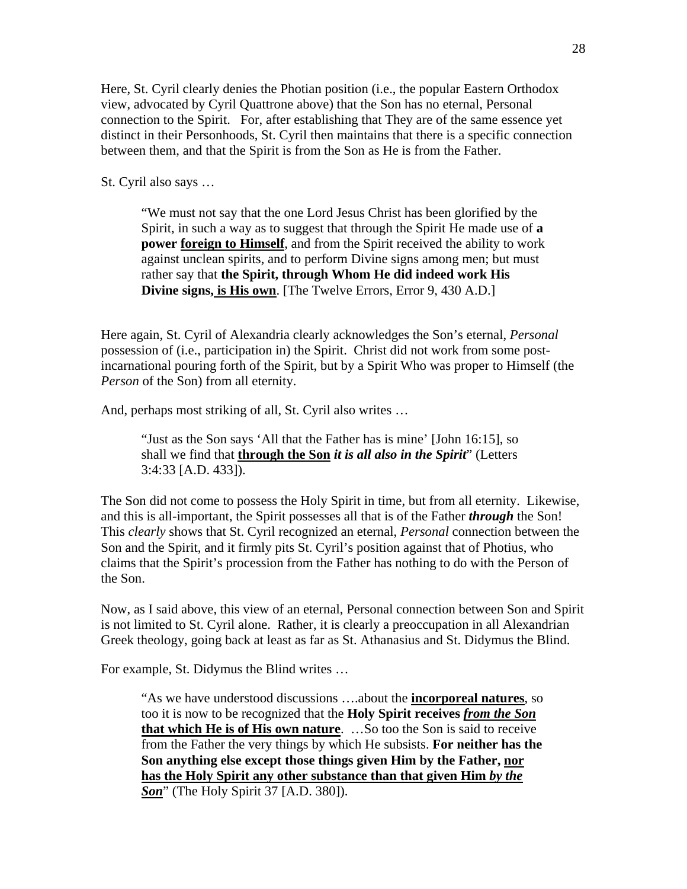Here, St. Cyril clearly denies the Photian position (i.e., the popular Eastern Orthodox view, advocated by Cyril Quattrone above) that the Son has no eternal, Personal connection to the Spirit. For, after establishing that They are of the same essence yet distinct in their Personhoods, St. Cyril then maintains that there is a specific connection between them, and that the Spirit is from the Son as He is from the Father.

St. Cyril also says …

> "We must not say that the one Lord Jesus Christ has been glorified by the Spirit, in such a way as to suggest that through the Spirit He made use of **a power <u>foreign to Himself</u>**, and from the Spirit received the ability to work against unclean spirits, and to perform Divine signs among men; but must rather say that **the Spirit, through Whom He did indeed work His Divine signs, <u>is His own</u>**. [The Twelve Errors, Error 9, 430 A.D.]

Here again, St. Cyril of Alexandria clearly acknowledges the Son's eternal, *Personal* possession of (i.e., participation in) the Spirit. Christ did not work from some post-incarnational pouring forth of the Spirit, but by a Spirit Who was proper to Himself (the *Person* of the Son) from all eternity.

And, perhaps most striking of all, St. Cyril also writes …

> "Just as the Son says 'All that the Father has is mine' [John 16:15], so shall we find that **<u>through the Son</u>** ***it is all also in the Spirit***" (Letters 3:4:33 [A.D. 433]).

The Son did not come to possess the Holy Spirit in time, but from all eternity. Likewise, and this is all-important, the Spirit possesses all that is of the Father ***through*** the Son! This *clearly* shows that St. Cyril recognized an eternal, *Personal* connection between the Son and the Spirit, and it firmly pits St. Cyril's position against that of Photius, who claims that the Spirit's procession from the Father has nothing to do with the Person of the Son.

Now, as I said above, this view of an eternal, Personal connection between Son and Spirit is not limited to St. Cyril alone. Rather, it is clearly a preoccupation in all Alexandrian Greek theology, going back at least as far as St. Athanasius and St. Didymus the Blind.

For example, St. Didymus the Blind writes …

> "As we have understood discussions ….about the **<u>incorporeal natures</u>**, so too it is now to be recognized that the **Holy Spirit receives *<u>from the Son</u>* <u>that which He is of His own nature</u>**. …So too the Son is said to receive from the Father the very things by which He subsists. **For neither has the Son anything else except those things given Him by the Father, <u>nor has the Holy Spirit any other substance than that given Him *by the Son*</u>**" (The Holy Spirit 37 [A.D. 380]).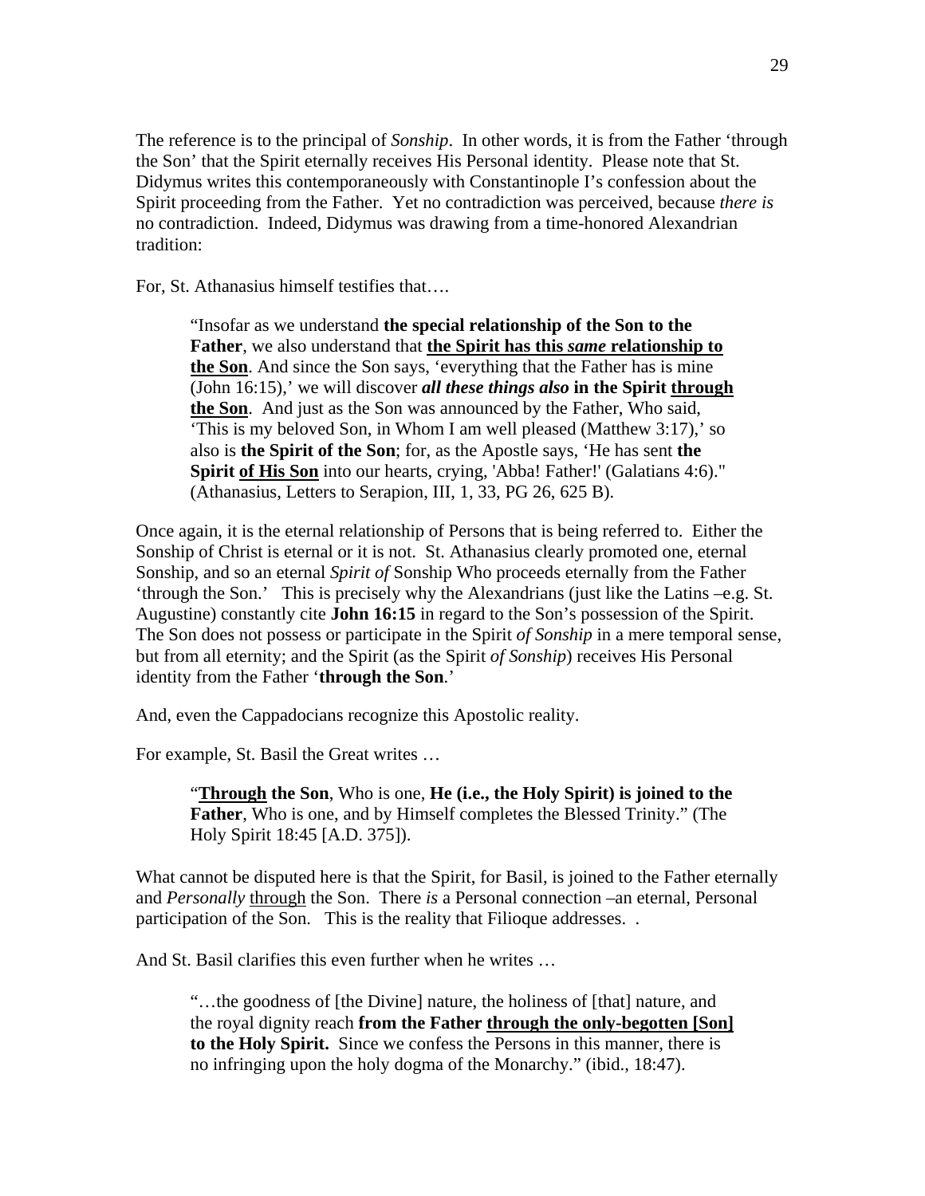The reference is to the principal of *Sonship*. In other words, it is from the Father 'through the Son' that the Spirit eternally receives His Personal identity. Please note that St. Didymus writes this contemporaneously with Constantinople I's confession about the Spirit proceeding from the Father. Yet no contradiction was perceived, because *there is* no contradiction. Indeed, Didymus was drawing from a time-honored Alexandrian tradition:

For, St. Athanasius himself testifies that….

> "Insofar as we understand **the special relationship of the Son to the Father**, we also understand that <u>**the Spirit has this *same* relationship to the Son**</u>. And since the Son says, 'everything that the Father has is mine (John 16:15),' we will discover ***all these things also*** **in the Spirit** <u>**through the Son**</u>. And just as the Son was announced by the Father, Who said, 'This is my beloved Son, in Whom I am well pleased (Matthew 3:17),' so also is **the Spirit of the Son**; for, as the Apostle says, 'He has sent **the Spirit** <u>**of His Son**</u> into our hearts, crying, 'Abba! Father!' (Galatians 4:6)." (Athanasius, Letters to Serapion, III, 1, 33, PG 26, 625 B).

Once again, it is the eternal relationship of Persons that is being referred to. Either the Sonship of Christ is eternal or it is not. St. Athanasius clearly promoted one, eternal Sonship, and so an eternal *Spirit of* Sonship Who proceeds eternally from the Father 'through the Son.' This is precisely why the Alexandrians (just like the Latins –e.g. St. Augustine) constantly cite **John 16:15** in regard to the Son's possession of the Spirit. The Son does not possess or participate in the Spirit *of Sonship* in a mere temporal sense, but from all eternity; and the Spirit (as the Spirit *of Sonship*) receives His Personal identity from the Father '**through the Son**.'

And, even the Cappadocians recognize this Apostolic reality.

For example, St. Basil the Great writes …

> "<u>**Through**</u> **the Son**, Who is one, **He (i.e., the Holy Spirit) is joined to the Father**, Who is one, and by Himself completes the Blessed Trinity." (The Holy Spirit 18:45 [A.D. 375]).

What cannot be disputed here is that the Spirit, for Basil, is joined to the Father eternally and *Personally* <u>through</u> the Son. There *is* a Personal connection –an eternal, Personal participation of the Son. This is the reality that Filioque addresses. .

And St. Basil clarifies this even further when he writes …

> "…the goodness of [the Divine] nature, the holiness of [that] nature, and the royal dignity reach **from the Father** <u>**through the only-begotten [Son]**</u> **to the Holy Spirit.** Since we confess the Persons in this manner, there is no infringing upon the holy dogma of the Monarchy." (ibid., 18:47).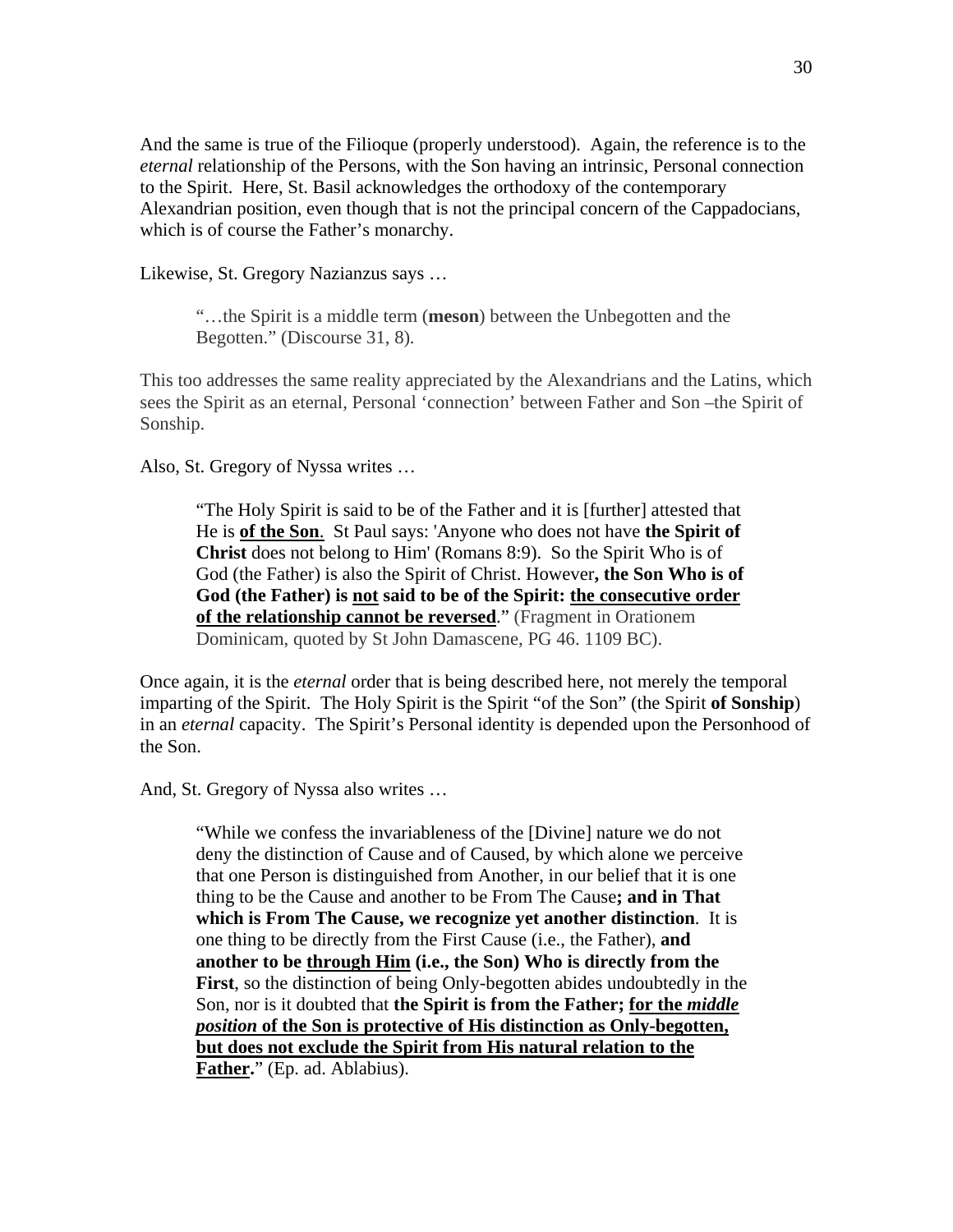And the same is true of the Filioque (properly understood). Again, the reference is to the *eternal* relationship of the Persons, with the Son having an intrinsic, Personal connection to the Spirit. Here, St. Basil acknowledges the orthodoxy of the contemporary Alexandrian position, even though that is not the principal concern of the Cappadocians, which is of course the Father's monarchy.

Likewise, St. Gregory Nazianzus says …

> "…the Spirit is a middle term (**meson**) between the Unbegotten and the Begotten." (Discourse 31, 8).

This too addresses the same reality appreciated by the Alexandrians and the Latins, which sees the Spirit as an eternal, Personal 'connection' between Father and Son –the Spirit of Sonship.

Also, St. Gregory of Nyssa writes …

> "The Holy Spirit is said to be of the Father and it is [further] attested that He is **<u>of the Son</u>**. St Paul says: 'Anyone who does not have **the Spirit of Christ** does not belong to Him' (Romans 8:9). So the Spirit Who is of God (the Father) is also the Spirit of Christ. However**, the Son Who is of God (the Father) is <u>not</u> said to be of the Spirit: <u>the consecutive order of the relationship cannot be reversed</u>**." (Fragment in Orationem Dominicam, quoted by St John Damascene, PG 46. 1109 BC).

Once again, it is the *eternal* order that is being described here, not merely the temporal imparting of the Spirit. The Holy Spirit is the Spirit "of the Son" (the Spirit **of Sonship**) in an *eternal* capacity. The Spirit's Personal identity is depended upon the Personhood of the Son.

And, St. Gregory of Nyssa also writes …

> "While we confess the invariableness of the [Divine] nature we do not deny the distinction of Cause and of Caused, by which alone we perceive that one Person is distinguished from Another, in our belief that it is one thing to be the Cause and another to be From The Cause**; and in That which is From The Cause, we recognize yet another distinction**. It is one thing to be directly from the First Cause (i.e., the Father), **and another to be <u>through Him</u> (i.e., the Son) Who is directly from the First**, so the distinction of being Only-begotten abides undoubtedly in the Son, nor is it doubted that **the Spirit is from the Father; <u>for the *middle position* of the Son is protective of His distinction as Only-begotten, but does not exclude the Spirit from His natural relation to the Father</u>.**" (Ep. ad. Ablabius).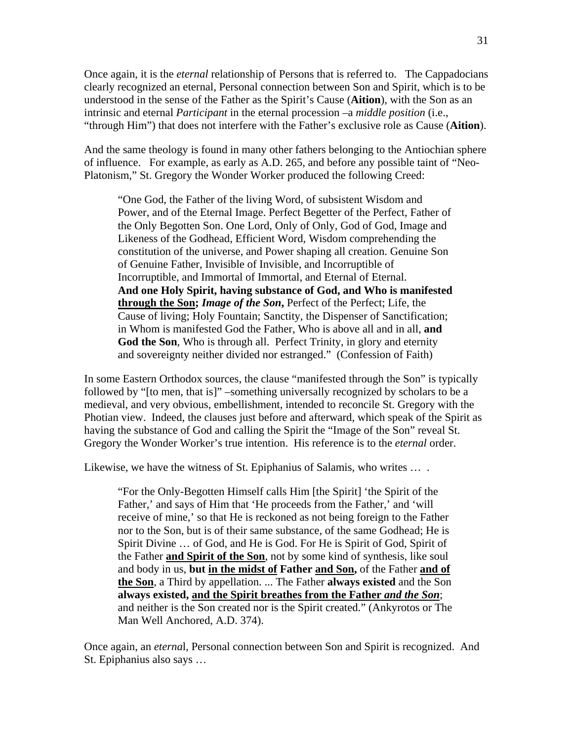Once again, it is the *eternal* relationship of Persons that is referred to. The Cappadocians clearly recognized an eternal, Personal connection between Son and Spirit, which is to be understood in the sense of the Father as the Spirit's Cause (**Aition**), with the Son as an intrinsic and eternal *Participant* in the eternal procession –a *middle position* (i.e., "through Him") that does not interfere with the Father's exclusive role as Cause (**Aition**).

And the same theology is found in many other fathers belonging to the Antiochian sphere of influence. For example, as early as A.D. 265, and before any possible taint of "Neo-Platonism," St. Gregory the Wonder Worker produced the following Creed:

> "One God, the Father of the living Word, of subsistent Wisdom and Power, and of the Eternal Image. Perfect Begetter of the Perfect, Father of the Only Begotten Son. One Lord, Only of Only, God of God, Image and Likeness of the Godhead, Efficient Word, Wisdom comprehending the constitution of the universe, and Power shaping all creation. Genuine Son of Genuine Father, Invisible of Invisible, and Incorruptible of Incorruptible, and Immortal of Immortal, and Eternal of Eternal. **And one Holy Spirit, having substance of God, and Who is manifested <u>through the Son</u>;** ***Image of the Son*****,** Perfect of the Perfect; Life, the Cause of living; Holy Fountain; Sanctity, the Dispenser of Sanctification; in Whom is manifested God the Father, Who is above all and in all, **and God the Son**, Who is through all. Perfect Trinity, in glory and eternity and sovereignty neither divided nor estranged." (Confession of Faith)

In some Eastern Orthodox sources, the clause "manifested through the Son" is typically followed by "[to men, that is]" –something universally recognized by scholars to be a medieval, and very obvious, embellishment, intended to reconcile St. Gregory with the Photian view. Indeed, the clauses just before and afterward, which speak of the Spirit as having the substance of God and calling the Spirit the "Image of the Son" reveal St. Gregory the Wonder Worker's true intention. His reference is to the *eternal* order.

Likewise, we have the witness of St. Epiphanius of Salamis, who writes … .

> "For the Only-Begotten Himself calls Him [the Spirit] 'the Spirit of the Father,' and says of Him that 'He proceeds from the Father,' and 'will receive of mine,' so that He is reckoned as not being foreign to the Father nor to the Son, but is of their same substance, of the same Godhead; He is Spirit Divine … of God, and He is God. For He is Spirit of God, Spirit of the Father **<u>and Spirit of the Son</u>**, not by some kind of synthesis, like soul and body in us, **but <u>in the midst of</u> Father <u>and Son</u>,** of the Father **<u>and of the Son</u>**, a Third by appellation. ... The Father **always existed** and the Son **always existed, <u>and the Spirit breathes from the Father *and the Son*</u>**; and neither is the Son created nor is the Spirit created." (Ankyrotos or The Man Well Anchored, A.D. 374).

Once again, an *eterna*l, Personal connection between Son and Spirit is recognized. And St. Epiphanius also says …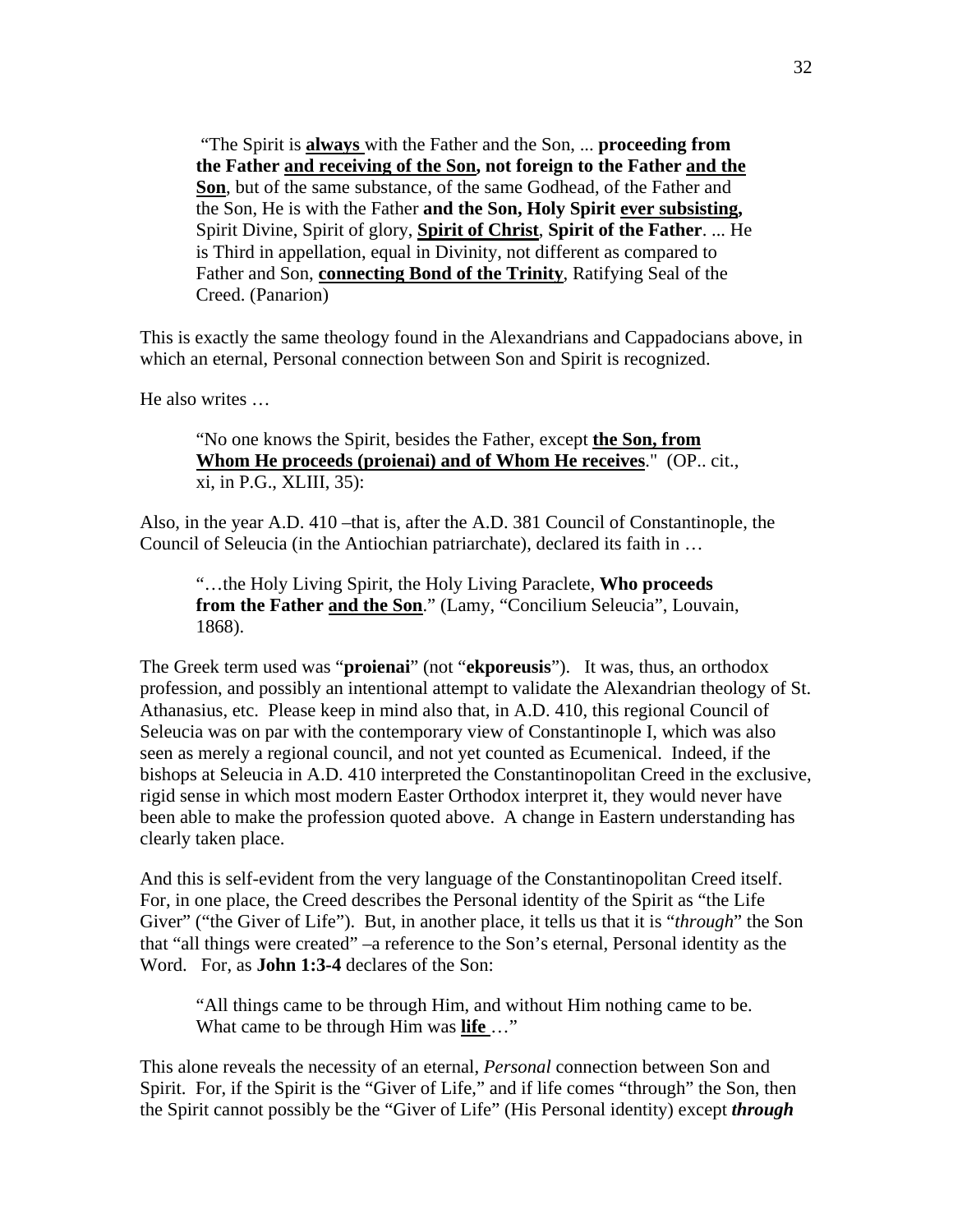> "The Spirit is <u>**always**</u> with the Father and the Son, ... **proceeding from the Father <u>and receiving of the Son</u>, not foreign to the Father <u>and the Son</u>**, but of the same substance, of the same Godhead, of the Father and the Son, He is with the Father **and the Son, Holy Spirit <u>ever subsisting</u>,** Spirit Divine, Spirit of glory, <u>**Spirit of Christ**</u>, **Spirit of the Father**. ... He is Third in appellation, equal in Divinity, not different as compared to Father and Son, <u>**connecting Bond of the Trinity**</u>, Ratifying Seal of the Creed. (Panarion)

This is exactly the same theology found in the Alexandrians and Cappadocians above, in which an eternal, Personal connection between Son and Spirit is recognized.

He also writes …

> "No one knows the Spirit, besides the Father, except <u>**the Son, from Whom He proceeds (proienai) and of Whom He receives**</u>." (OP.. cit., xi, in P.G., XLIII, 35):

Also, in the year A.D. 410 –that is, after the A.D. 381 Council of Constantinople, the Council of Seleucia (in the Antiochian patriarchate), declared its faith in …

> "…the Holy Living Spirit, the Holy Living Paraclete, **Who proceeds from the Father <u>and the Son</u>**." (Lamy, "Concilium Seleucia", Louvain, 1868).

The Greek term used was "**proienai**" (not "**ekporeusis**"). It was, thus, an orthodox profession, and possibly an intentional attempt to validate the Alexandrian theology of St. Athanasius, etc. Please keep in mind also that, in A.D. 410, this regional Council of Seleucia was on par with the contemporary view of Constantinople I, which was also seen as merely a regional council, and not yet counted as Ecumenical. Indeed, if the bishops at Seleucia in A.D. 410 interpreted the Constantinopolitan Creed in the exclusive, rigid sense in which most modern Easter Orthodox interpret it, they would never have been able to make the profession quoted above. A change in Eastern understanding has clearly taken place.

And this is self-evident from the very language of the Constantinopolitan Creed itself. For, in one place, the Creed describes the Personal identity of the Spirit as "the Life Giver" ("the Giver of Life"). But, in another place, it tells us that it is "*through*" the Son that "all things were created" –a reference to the Son's eternal, Personal identity as the Word. For, as **John 1:3-4** declares of the Son:

> "All things came to be through Him, and without Him nothing came to be. What came to be through Him was <u>**life**</u> …"

This alone reveals the necessity of an eternal, *Personal* connection between Son and Spirit. For, if the Spirit is the "Giver of Life," and if life comes "through" the Son, then the Spirit cannot possibly be the "Giver of Life" (His Personal identity) except ***through***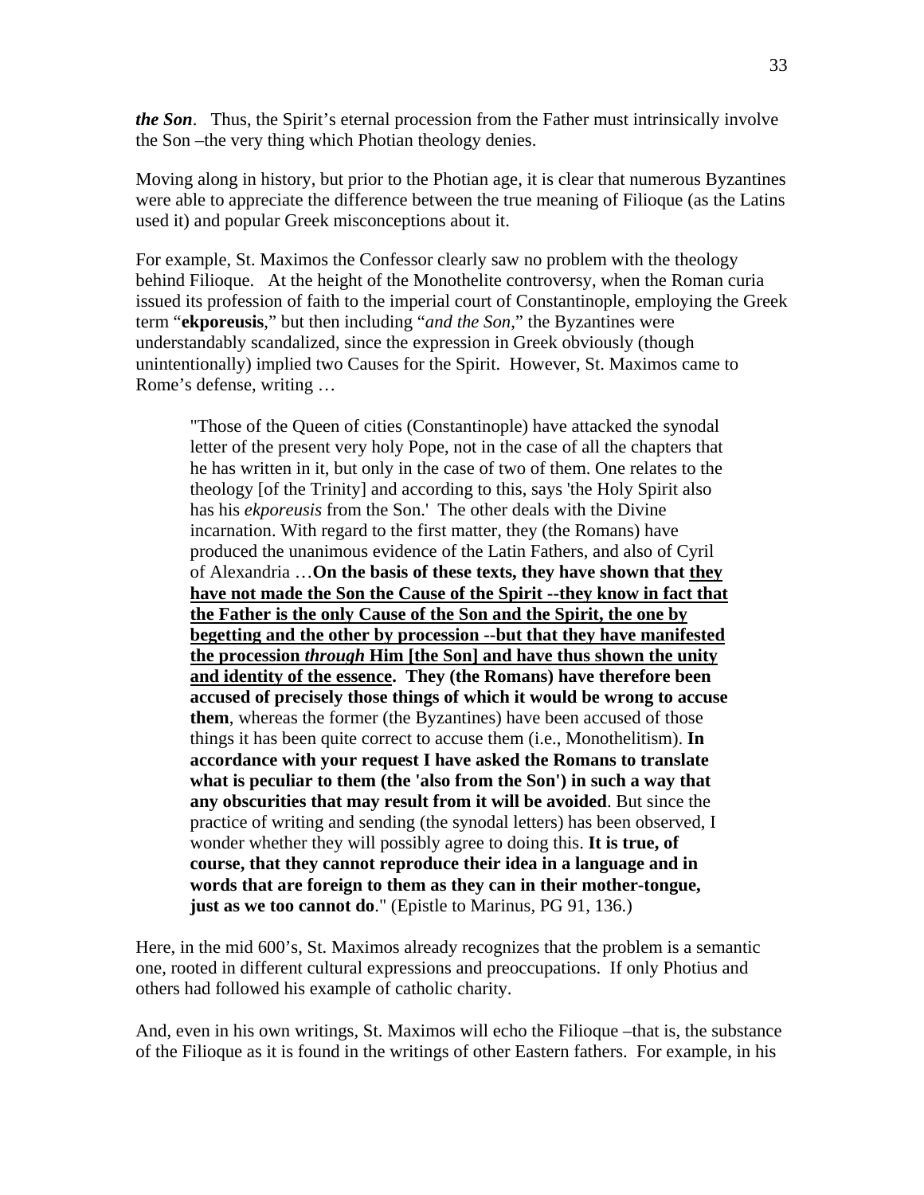***the Son***. Thus, the Spirit's eternal procession from the Father must intrinsically involve the Son –the very thing which Photian theology denies.

Moving along in history, but prior to the Photian age, it is clear that numerous Byzantines were able to appreciate the difference between the true meaning of Filioque (as the Latins used it) and popular Greek misconceptions about it.

For example, St. Maximos the Confessor clearly saw no problem with the theology behind Filioque. At the height of the Monothelite controversy, when the Roman curia issued its profession of faith to the imperial court of Constantinople, employing the Greek term "**ekporeusis**," but then including "*and the Son*," the Byzantines were understandably scandalized, since the expression in Greek obviously (though unintentionally) implied two Causes for the Spirit. However, St. Maximos came to Rome's defense, writing …

> "Those of the Queen of cities (Constantinople) have attacked the synodal letter of the present very holy Pope, not in the case of all the chapters that he has written in it, but only in the case of two of them. One relates to the theology [of the Trinity] and according to this, says 'the Holy Spirit also has his *ekporeusis* from the Son.' The other deals with the Divine incarnation. With regard to the first matter, they (the Romans) have produced the unanimous evidence of the Latin Fathers, and also of Cyril of Alexandria …**On the basis of these texts, they have shown that <u>they have not made the Son the Cause of the Spirit --they know in fact that the Father is the only Cause of the Son and the Spirit, the one by begetting and the other by procession --but that they have manifested the procession *through* Him [the Son] and have thus shown the unity and identity of the essence</u>. They (the Romans) have therefore been accused of precisely those things of which it would be wrong to accuse them**, whereas the former (the Byzantines) have been accused of those things it has been quite correct to accuse them (i.e., Monothelitism). **In accordance with your request I have asked the Romans to translate what is peculiar to them (the 'also from the Son') in such a way that any obscurities that may result from it will be avoided**. But since the practice of writing and sending (the synodal letters) has been observed, I wonder whether they will possibly agree to doing this. **It is true, of course, that they cannot reproduce their idea in a language and in words that are foreign to them as they can in their mother-tongue, just as we too cannot do**." (Epistle to Marinus, PG 91, 136.)

Here, in the mid 600's, St. Maximos already recognizes that the problem is a semantic one, rooted in different cultural expressions and preoccupations. If only Photius and others had followed his example of catholic charity.

And, even in his own writings, St. Maximos will echo the Filioque –that is, the substance of the Filioque as it is found in the writings of other Eastern fathers. For example, in his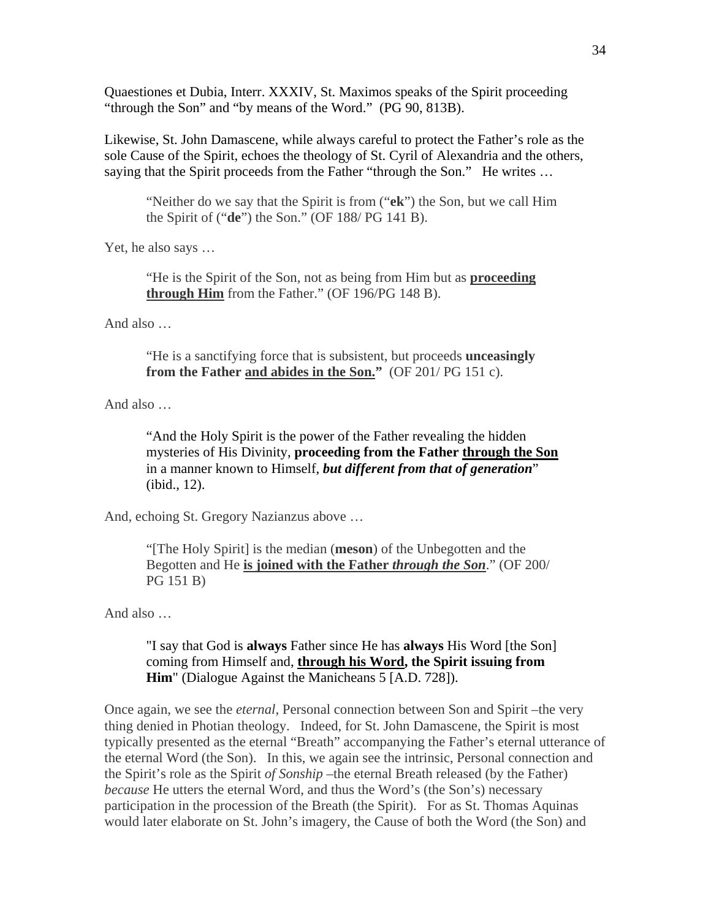Quaestiones et Dubia, Interr. XXXIV, St. Maximos speaks of the Spirit proceeding "through the Son" and "by means of the Word." (PG 90, 813B).

Likewise, St. John Damascene, while always careful to protect the Father's role as the sole Cause of the Spirit, echoes the theology of St. Cyril of Alexandria and the others, saying that the Spirit proceeds from the Father "through the Son." He writes …

> "Neither do we say that the Spirit is from ("**ek**") the Son, but we call Him the Spirit of ("**de**") the Son." (OF 188/ PG 141 B).

Yet, he also says …

> "He is the Spirit of the Son, not as being from Him but as <u>**proceeding through Him**</u> from the Father." (OF 196/PG 148 B).

And also …

> "He is a sanctifying force that is subsistent, but proceeds **unceasingly from the Father <u>and abides in the Son.</u>"** (OF 201/ PG 151 c).

And also …

> "And the Holy Spirit is the power of the Father revealing the hidden mysteries of His Divinity, **proceeding from the Father <u>through the Son</u>** in a manner known to Himself, ***but different from that of generation***" (ibid., 12).

And, echoing St. Gregory Nazianzus above …

> "[The Holy Spirit] is the median (**meson**) of the Unbegotten and the Begotten and He <u>**is joined with the Father *through the Son***</u>." (OF 200/ PG 151 B)

And also …

> "I say that God is **always** Father since He has **always** His Word [the Son] coming from Himself and, <u>**through his Word**</u>**, the Spirit issuing from Him**" (Dialogue Against the Manicheans 5 [A.D. 728]).

Once again, we see the *eternal*, Personal connection between Son and Spirit –the very thing denied in Photian theology. Indeed, for St. John Damascene, the Spirit is most typically presented as the eternal "Breath" accompanying the Father's eternal utterance of the eternal Word (the Son). In this, we again see the intrinsic, Personal connection and the Spirit's role as the Spirit *of Sonship* –the eternal Breath released (by the Father) *because* He utters the eternal Word, and thus the Word's (the Son's) necessary participation in the procession of the Breath (the Spirit). For as St. Thomas Aquinas would later elaborate on St. John's imagery, the Cause of both the Word (the Son) and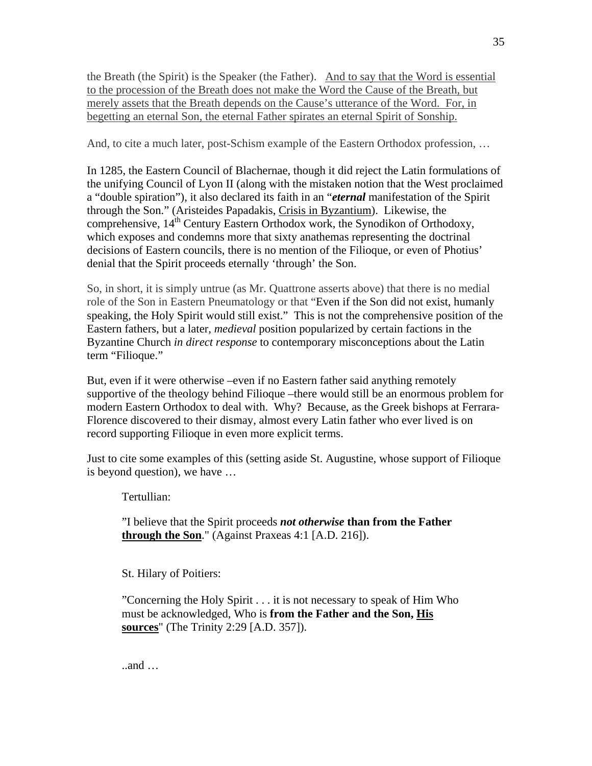the Breath (the Spirit) is the Speaker (the Father). <u>And to say that the Word is essential to the procession of the Breath does not make the Word the Cause of the Breath, but merely assets that the Breath depends on the Cause's utterance of the Word. For, in begetting an eternal Son, the eternal Father spirates an eternal Spirit of Sonship.</u>

And, to cite a much later, post-Schism example of the Eastern Orthodox profession, …

In 1285, the Eastern Council of Blachernae, though it did reject the Latin formulations of the unifying Council of Lyon II (along with the mistaken notion that the West proclaimed a "double spiration"), it also declared its faith in an "***eternal*** manifestation of the Spirit through the Son." (Aristeides Papadakis, <u>Crisis in Byzantium</u>). Likewise, the comprehensive, 14th Century Eastern Orthodox work, the Synodikon of Orthodoxy, which exposes and condemns more that sixty anathemas representing the doctrinal decisions of Eastern councils, there is no mention of the Filioque, or even of Photius' denial that the Spirit proceeds eternally 'through' the Son.

So, in short, it is simply untrue (as Mr. Quattrone asserts above) that there is no medial role of the Son in Eastern Pneumatology or that "Even if the Son did not exist, humanly speaking, the Holy Spirit would still exist." This is not the comprehensive position of the Eastern fathers, but a later, *medieval* position popularized by certain factions in the Byzantine Church *in direct response* to contemporary misconceptions about the Latin term "Filioque."

But, even if it were otherwise –even if no Eastern father said anything remotely supportive of the theology behind Filioque –there would still be an enormous problem for modern Eastern Orthodox to deal with. Why? Because, as the Greek bishops at Ferrara-Florence discovered to their dismay, almost every Latin father who ever lived is on record supporting Filioque in even more explicit terms.

Just to cite some examples of this (setting aside St. Augustine, whose support of Filioque is beyond question), we have …

> Tertullian:
>
> "I believe that the Spirit proceeds ***not otherwise* than from the Father <u>through the Son</u>**." (Against Praxeas 4:1 [A.D. 216]).
>
> St. Hilary of Poitiers:
>
> "Concerning the Holy Spirit . . . it is not necessary to speak of Him Who must be acknowledged, Who is **from the Father and the Son, <u>His sources</u>**" (The Trinity 2:29 [A.D. 357]).
>
> ..and …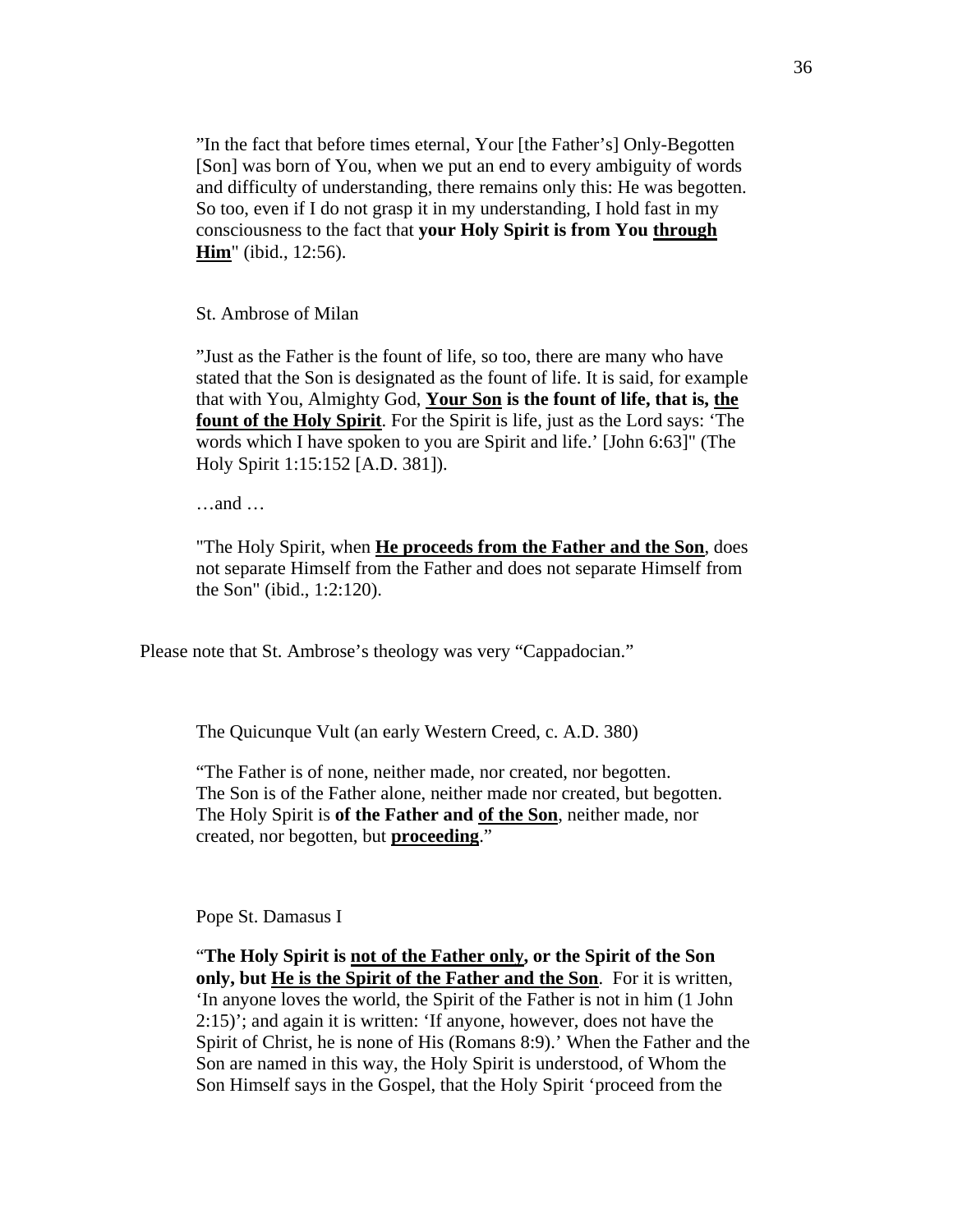”In the fact that before times eternal, Your [the Father’s] Only-Begotten [Son] was born of You, when we put an end to every ambiguity of words and difficulty of understanding, there remains only this: He was begotten. So too, even if I do not grasp it in my understanding, I hold fast in my consciousness to the fact that **your Holy Spirit is from You <u>through Him</u>**" (ibid., 12:56).

St. Ambrose of Milan

”Just as the Father is the fount of life, so too, there are many who have stated that the Son is designated as the fount of life. It is said, for example that with You, Almighty God, **<u>Your Son</u> is the fount of life, that is, <u>the fount of the Holy Spirit</u>**. For the Spirit is life, just as the Lord says: ‘The words which I have spoken to you are Spirit and life.’ [John 6:63]" (The Holy Spirit 1:15:152 [A.D. 381]).

…and …

"The Holy Spirit, when **<u>He proceeds from the Father and the Son</u>**, does not separate Himself from the Father and does not separate Himself from the Son" (ibid., 1:2:120).

Please note that St. Ambrose’s theology was very “Cappadocian.”

The Quicunque Vult (an early Western Creed, c. A.D. 380)

“The Father is of none, neither made, nor created, nor begotten.
The Son is of the Father alone, neither made nor created, but begotten.
The Holy Spirit is **of the Father and <u>of the Son</u>**, neither made, nor created, nor begotten, but **<u>proceeding</u>**.”

Pope St. Damasus I

“**The Holy Spirit is <u>not of the Father only</u>, or the Spirit of the Son only, but <u>He is the Spirit of the Father and the Son</u>**. For it is written, ‘In anyone loves the world, the Spirit of the Father is not in him (1 John 2:15)’; and again it is written: ‘If anyone, however, does not have the Spirit of Christ, he is none of His (Romans 8:9).’ When the Father and the Son are named in this way, the Holy Spirit is understood, of Whom the Son Himself says in the Gospel, that the Holy Spirit ‘proceed from the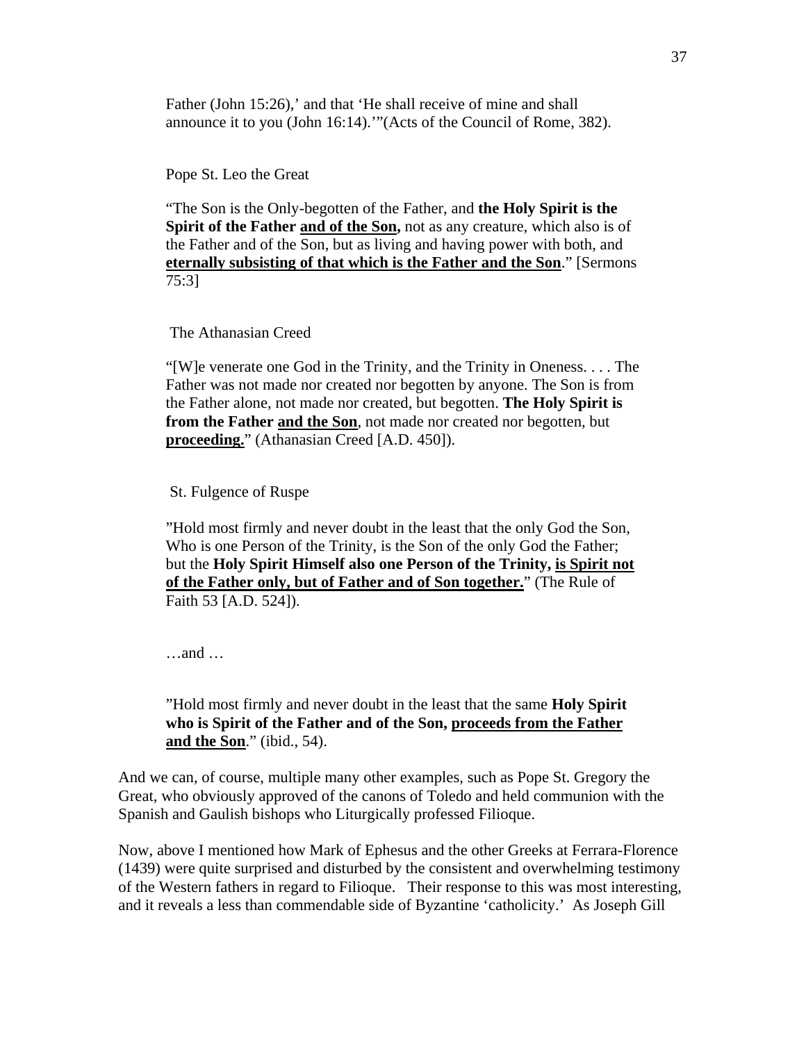Father (John 15:26),' and that 'He shall receive of mine and shall announce it to you (John 16:14).'"(Acts of the Council of Rome, 382).

Pope St. Leo the Great

"The Son is the Only-begotten of the Father, and **the Holy Spirit is the Spirit of the Father <u>and of the Son</u>,** not as any creature, which also is of the Father and of the Son, but as living and having power with both, and **<u>eternally subsisting of that which is the Father and the Son</u>**." [Sermons 75:3]

The Athanasian Creed

"[W]e venerate one God in the Trinity, and the Trinity in Oneness. . . . The Father was not made nor created nor begotten by anyone. The Son is from the Father alone, not made nor created, but begotten. **The Holy Spirit is from the Father <u>and the Son</u>**, not made nor created nor begotten, but **<u>proceeding.</u>**" (Athanasian Creed [A.D. 450]).

St. Fulgence of Ruspe

"Hold most firmly and never doubt in the least that the only God the Son, Who is one Person of the Trinity, is the Son of the only God the Father; but the **Holy Spirit Himself also one Person of the Trinity, <u>is Spirit not of the Father only, but of Father and of Son together.</u>**" (The Rule of Faith 53 [A.D. 524]).

…and …

"Hold most firmly and never doubt in the least that the same **Holy Spirit who is Spirit of the Father and of the Son, <u>proceeds from the Father and the Son</u>**." (ibid., 54).

And we can, of course, multiple many other examples, such as Pope St. Gregory the Great, who obviously approved of the canons of Toledo and held communion with the Spanish and Gaulish bishops who Liturgically professed Filioque.

Now, above I mentioned how Mark of Ephesus and the other Greeks at Ferrara-Florence (1439) were quite surprised and disturbed by the consistent and overwhelming testimony of the Western fathers in regard to Filioque. Their response to this was most interesting, and it reveals a less than commendable side of Byzantine 'catholicity.' As Joseph Gill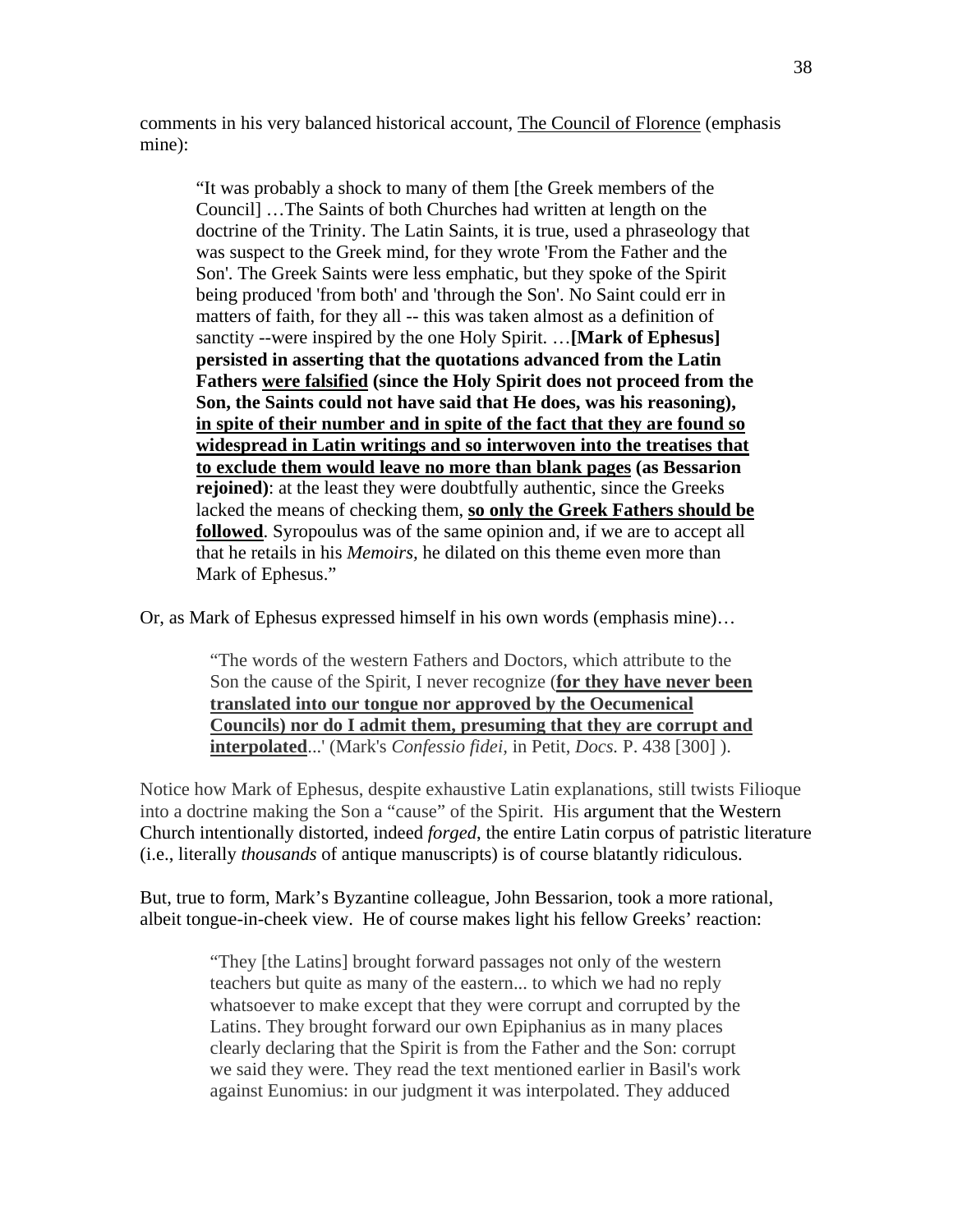comments in his very balanced historical account, <u>The Council of Florence</u> (emphasis mine):

> "It was probably a shock to many of them [the Greek members of the Council] …The Saints of both Churches had written at length on the doctrine of the Trinity. The Latin Saints, it is true, used a phraseology that was suspect to the Greek mind, for they wrote 'From the Father and the Son'. The Greek Saints were less emphatic, but they spoke of the Spirit being produced 'from both' and 'through the Son'. No Saint could err in matters of faith, for they all -- this was taken almost as a definition of sanctity --were inspired by the one Holy Spirit. …**[Mark of Ephesus] persisted in asserting that the quotations advanced from the Latin Fathers <u>were falsified</u> (since the Holy Spirit does not proceed from the Son, the Saints could not have said that He does, was his reasoning), <u>in spite of their number and in spite of the fact that they are found so widespread in Latin writings and so interwoven into the treatises that to exclude them would leave no more than blank pages</u> (as Bessarion rejoined)**: at the least they were doubtfully authentic, since the Greeks lacked the means of checking them, **<u>so only the Greek Fathers should be followed</u>**. Syropoulus was of the same opinion and, if we are to accept all that he retails in his *Memoirs,* he dilated on this theme even more than Mark of Ephesus."

Or, as Mark of Ephesus expressed himself in his own words (emphasis mine)…

> "The words of the western Fathers and Doctors, which attribute to the Son the cause of the Spirit, I never recognize (**<u>for they have never been translated into our tongue nor approved by the Oecumenical Councils) nor do I admit them, presuming that they are corrupt and interpolated</u>**...' (Mark's *Confessio fidei,* in Petit, *Docs.* P. 438 [300] ).

Notice how Mark of Ephesus, despite exhaustive Latin explanations, still twists Filioque into a doctrine making the Son a "cause" of the Spirit. His argument that the Western Church intentionally distorted, indeed *forged*, the entire Latin corpus of patristic literature (i.e., literally *thousands* of antique manuscripts) is of course blatantly ridiculous.

But, true to form, Mark's Byzantine colleague, John Bessarion, took a more rational, albeit tongue-in-cheek view. He of course makes light his fellow Greeks' reaction:

> "They [the Latins] brought forward passages not only of the western teachers but quite as many of the eastern... to which we had no reply whatsoever to make except that they were corrupt and corrupted by the Latins. They brought forward our own Epiphanius as in many places clearly declaring that the Spirit is from the Father and the Son: corrupt we said they were. They read the text mentioned earlier in Basil's work against Eunomius: in our judgment it was interpolated. They adduced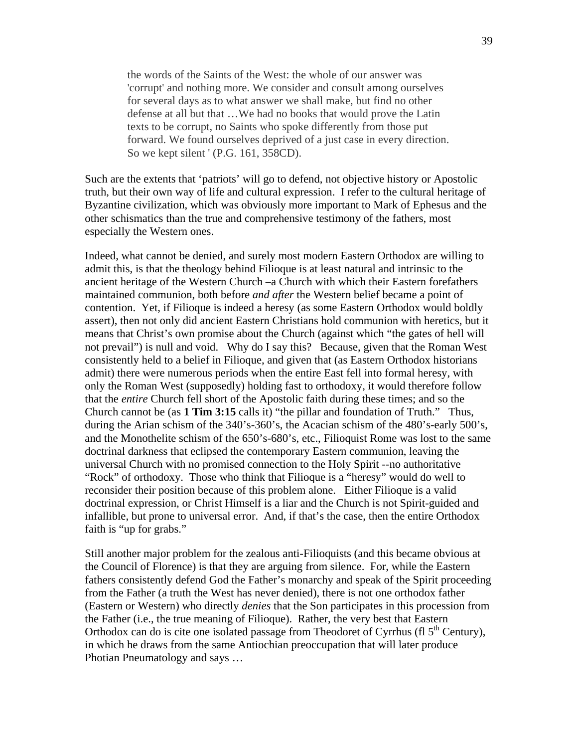> the words of the Saints of the West: the whole of our answer was 'corrupt' and nothing more. We consider and consult among ourselves for several days as to what answer we shall make, but find no other defense at all but that …We had no books that would prove the Latin texts to be corrupt, no Saints who spoke differently from those put forward. We found ourselves deprived of a just case in every direction. So we kept silent ' (P.G. 161, 358CD).

Such are the extents that 'patriots' will go to defend, not objective history or Apostolic truth, but their own way of life and cultural expression. I refer to the cultural heritage of Byzantine civilization, which was obviously more important to Mark of Ephesus and the other schismatics than the true and comprehensive testimony of the fathers, most especially the Western ones.

Indeed, what cannot be denied, and surely most modern Eastern Orthodox are willing to admit this, is that the theology behind Filioque is at least natural and intrinsic to the ancient heritage of the Western Church –a Church with which their Eastern forefathers maintained communion, both before *and after* the Western belief became a point of contention. Yet, if Filioque is indeed a heresy (as some Eastern Orthodox would boldly assert), then not only did ancient Eastern Christians hold communion with heretics, but it means that Christ's own promise about the Church (against which "the gates of hell will not prevail") is null and void. Why do I say this? Because, given that the Roman West consistently held to a belief in Filioque, and given that (as Eastern Orthodox historians admit) there were numerous periods when the entire East fell into formal heresy, with only the Roman West (supposedly) holding fast to orthodoxy, it would therefore follow that the *entire* Church fell short of the Apostolic faith during these times; and so the Church cannot be (as **1 Tim 3:15** calls it) "the pillar and foundation of Truth." Thus, during the Arian schism of the 340's-360's, the Acacian schism of the 480's-early 500's, and the Monothelite schism of the 650's-680's, etc., Filioquist Rome was lost to the same doctrinal darkness that eclipsed the contemporary Eastern communion, leaving the universal Church with no promised connection to the Holy Spirit --no authoritative "Rock" of orthodoxy. Those who think that Filioque is a "heresy" would do well to reconsider their position because of this problem alone. Either Filioque is a valid doctrinal expression, or Christ Himself is a liar and the Church is not Spirit-guided and infallible, but prone to universal error. And, if that's the case, then the entire Orthodox faith is "up for grabs."

Still another major problem for the zealous anti-Filioquists (and this became obvious at the Council of Florence) is that they are arguing from silence. For, while the Eastern fathers consistently defend God the Father's monarchy and speak of the Spirit proceeding from the Father (a truth the West has never denied), there is not one orthodox father (Eastern or Western) who directly *denies* that the Son participates in this procession from the Father (i.e., the true meaning of Filioque). Rather, the very best that Eastern Orthodox can do is cite one isolated passage from Theodoret of Cyrrhus (fl 5th Century), in which he draws from the same Antiochian preoccupation that will later produce Photian Pneumatology and says …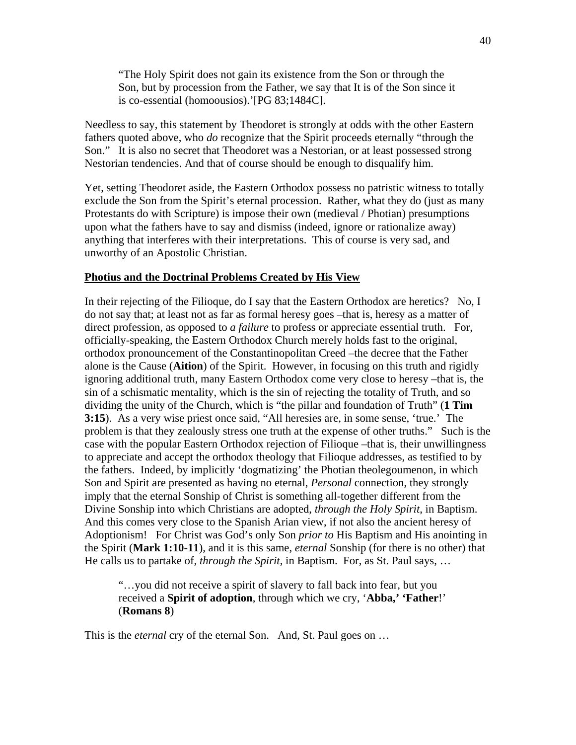> "The Holy Spirit does not gain its existence from the Son or through the Son, but by procession from the Father, we say that It is of the Son since it is co-essential (homoousios).'[PG 83;1484C].

Needless to say, this statement by Theodoret is strongly at odds with the other Eastern fathers quoted above, who *do* recognize that the Spirit proceeds eternally "through the Son." It is also no secret that Theodoret was a Nestorian, or at least possessed strong Nestorian tendencies. And that of course should be enough to disqualify him.

Yet, setting Theodoret aside, the Eastern Orthodox possess no patristic witness to totally exclude the Son from the Spirit's eternal procession. Rather, what they do (just as many Protestants do with Scripture) is impose their own (medieval / Photian) presumptions upon what the fathers have to say and dismiss (indeed, ignore or rationalize away) anything that interferes with their interpretations. This of course is very sad, and unworthy of an Apostolic Christian.

**Photius and the Doctrinal Problems Created by His View**

In their rejecting of the Filioque, do I say that the Eastern Orthodox are heretics? No, I do not say that; at least not as far as formal heresy goes –that is, heresy as a matter of direct profession, as opposed to *a failure* to profess or appreciate essential truth. For, officially-speaking, the Eastern Orthodox Church merely holds fast to the original, orthodox pronouncement of the Constantinopolitan Creed –the decree that the Father alone is the Cause (**Aition**) of the Spirit. However, in focusing on this truth and rigidly ignoring additional truth, many Eastern Orthodox come very close to heresy –that is, the sin of a schismatic mentality, which is the sin of rejecting the totality of Truth, and so dividing the unity of the Church, which is "the pillar and foundation of Truth" (**1 Tim 3:15**). As a very wise priest once said, "All heresies are, in some sense, 'true.' The problem is that they zealously stress one truth at the expense of other truths." Such is the case with the popular Eastern Orthodox rejection of Filioque –that is, their unwillingness to appreciate and accept the orthodox theology that Filioque addresses, as testified to by the fathers. Indeed, by implicitly 'dogmatizing' the Photian theolegoumenon, in which Son and Spirit are presented as having no eternal, *Personal* connection, they strongly imply that the eternal Sonship of Christ is something all-together different from the Divine Sonship into which Christians are adopted, *through the Holy Spirit*, in Baptism. And this comes very close to the Spanish Arian view, if not also the ancient heresy of Adoptionism! For Christ was God's only Son *prior to* His Baptism and His anointing in the Spirit (**Mark 1:10-11**), and it is this same, *eternal* Sonship (for there is no other) that He calls us to partake of, *through the Spirit*, in Baptism. For, as St. Paul says, …

> "…you did not receive a spirit of slavery to fall back into fear, but you received a **Spirit of adoption**, through which we cry, '**Abba,' 'Father**!' (**Romans 8**)

This is the *eternal* cry of the eternal Son. And, St. Paul goes on …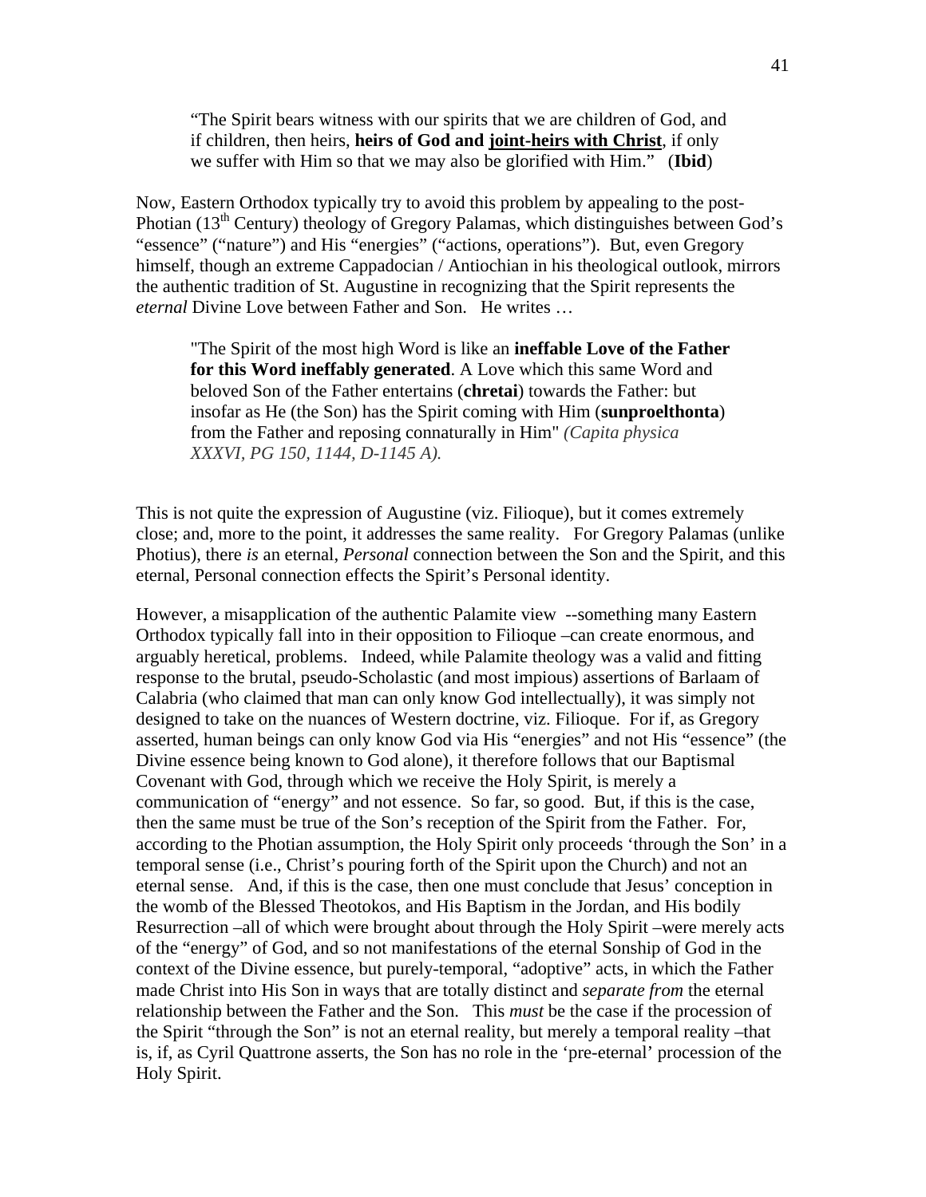> "The Spirit bears witness with our spirits that we are children of God, and if children, then heirs, **heirs of God and joint-heirs with Christ**, if only we suffer with Him so that we may also be glorified with Him." (**Ibid**)

Now, Eastern Orthodox typically try to avoid this problem by appealing to the post-Photian (13th Century) theology of Gregory Palamas, which distinguishes between God's "essence" ("nature") and His "energies" ("actions, operations"). But, even Gregory himself, though an extreme Cappadocian / Antiochian in his theological outlook, mirrors the authentic tradition of St. Augustine in recognizing that the Spirit represents the *eternal* Divine Love between Father and Son. He writes …

> "The Spirit of the most high Word is like an **ineffable Love of the Father for this Word ineffably generated**. A Love which this same Word and beloved Son of the Father entertains (**chretai**) towards the Father: but insofar as He (the Son) has the Spirit coming with Him (**sunproelthonta**) from the Father and reposing connaturally in Him" *(Capita physica XXXVI, PG 150, 1144, D-1145 A).*

This is not quite the expression of Augustine (viz. Filioque), but it comes extremely close; and, more to the point, it addresses the same reality. For Gregory Palamas (unlike Photius), there *is* an eternal, *Personal* connection between the Son and the Spirit, and this eternal, Personal connection effects the Spirit's Personal identity.

However, a misapplication of the authentic Palamite view --something many Eastern Orthodox typically fall into in their opposition to Filioque –can create enormous, and arguably heretical, problems. Indeed, while Palamite theology was a valid and fitting response to the brutal, pseudo-Scholastic (and most impious) assertions of Barlaam of Calabria (who claimed that man can only know God intellectually), it was simply not designed to take on the nuances of Western doctrine, viz. Filioque. For if, as Gregory asserted, human beings can only know God via His "energies" and not His "essence" (the Divine essence being known to God alone), it therefore follows that our Baptismal Covenant with God, through which we receive the Holy Spirit, is merely a communication of "energy" and not essence. So far, so good. But, if this is the case, then the same must be true of the Son's reception of the Spirit from the Father. For, according to the Photian assumption, the Holy Spirit only proceeds 'through the Son' in a temporal sense (i.e., Christ's pouring forth of the Spirit upon the Church) and not an eternal sense. And, if this is the case, then one must conclude that Jesus' conception in the womb of the Blessed Theotokos, and His Baptism in the Jordan, and His bodily Resurrection –all of which were brought about through the Holy Spirit –were merely acts of the "energy" of God, and so not manifestations of the eternal Sonship of God in the context of the Divine essence, but purely-temporal, "adoptive" acts, in which the Father made Christ into His Son in ways that are totally distinct and *separate from* the eternal relationship between the Father and the Son. This *must* be the case if the procession of the Spirit "through the Son" is not an eternal reality, but merely a temporal reality –that is, if, as Cyril Quattrone asserts, the Son has no role in the 'pre-eternal' procession of the Holy Spirit.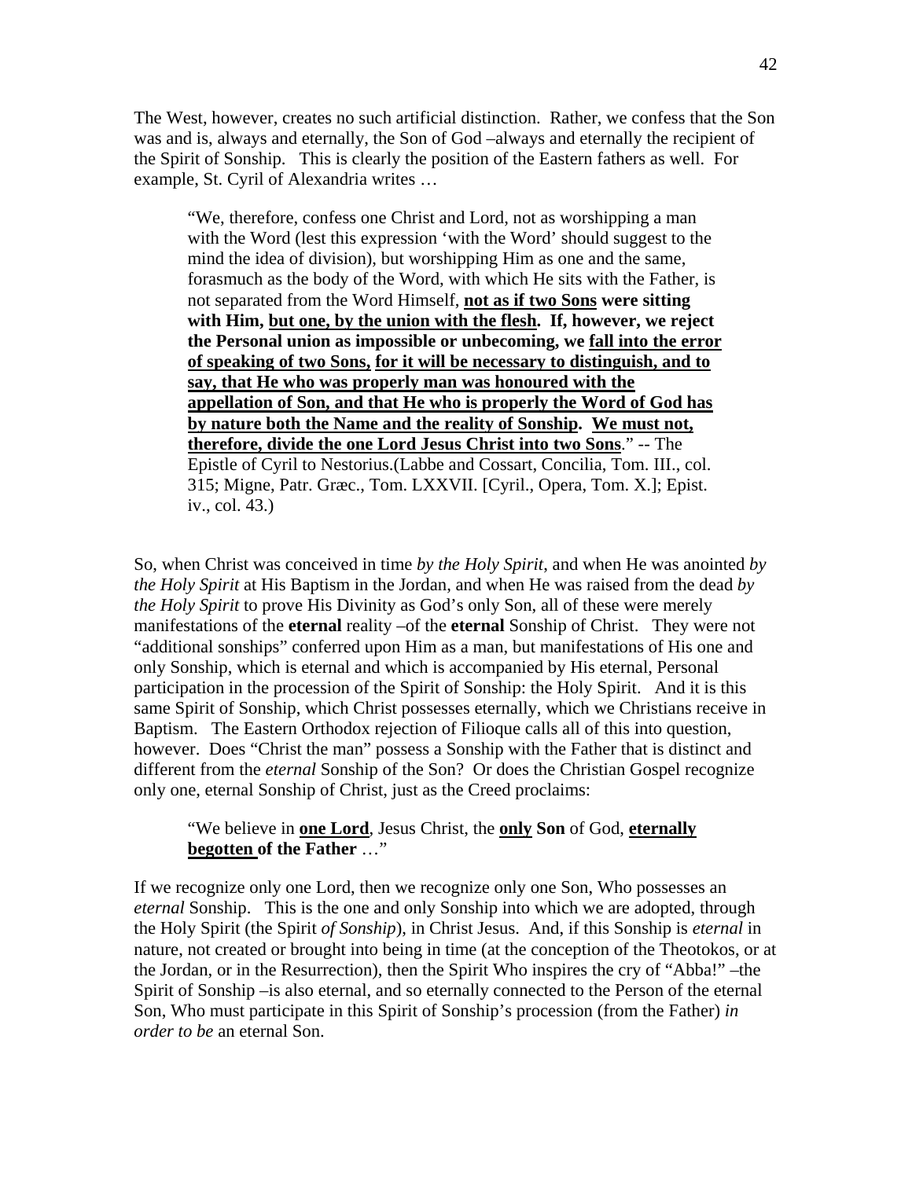The West, however, creates no such artificial distinction. Rather, we confess that the Son was and is, always and eternally, the Son of God –always and eternally the recipient of the Spirit of Sonship. This is clearly the position of the Eastern fathers as well. For example, St. Cyril of Alexandria writes …

> "We, therefore, confess one Christ and Lord, not as worshipping a man with the Word (lest this expression 'with the Word' should suggest to the mind the idea of division), but worshipping Him as one and the same, forasmuch as the body of the Word, with which He sits with the Father, is not separated from the Word Himself, **<u>not as if two Sons</u> were sitting with Him, <u>but one, by the union with the flesh</u>. If, however, we reject the Personal union as impossible or unbecoming, we <u>fall into the error of speaking of two Sons,</u> <u>for it will be necessary to distinguish, and to say, that He who was properly man was honoured with the appellation of Son, and that He who is properly the Word of God has by nature both the Name and the reality of Sonship</u>. <u>We must not, therefore, divide the one Lord Jesus Christ into two Sons</u>**." -- The Epistle of Cyril to Nestorius.(Labbe and Cossart, Concilia, Tom. III., col. 315; Migne, Patr. Græc., Tom. LXXVII. [Cyril., Opera, Tom. X.]; Epist. iv., col. 43.)

So, when Christ was conceived in time *by the Holy Spirit*, and when He was anointed *by the Holy Spirit* at His Baptism in the Jordan, and when He was raised from the dead *by the Holy Spirit* to prove His Divinity as God's only Son, all of these were merely manifestations of the **eternal** reality –of the **eternal** Sonship of Christ. They were not "additional sonships" conferred upon Him as a man, but manifestations of His one and only Sonship, which is eternal and which is accompanied by His eternal, Personal participation in the procession of the Spirit of Sonship: the Holy Spirit. And it is this same Spirit of Sonship, which Christ possesses eternally, which we Christians receive in Baptism. The Eastern Orthodox rejection of Filioque calls all of this into question, however. Does "Christ the man" possess a Sonship with the Father that is distinct and different from the *eternal* Sonship of the Son? Or does the Christian Gospel recognize only one, eternal Sonship of Christ, just as the Creed proclaims:

> "We believe in **<u>one Lord</u>**, Jesus Christ, the **<u>only</u> Son** of God, **<u>eternally begotten</u> of the Father** …"

If we recognize only one Lord, then we recognize only one Son, Who possesses an *eternal* Sonship. This is the one and only Sonship into which we are adopted, through the Holy Spirit (the Spirit *of Sonship*), in Christ Jesus. And, if this Sonship is *eternal* in nature, not created or brought into being in time (at the conception of the Theotokos, or at the Jordan, or in the Resurrection), then the Spirit Who inspires the cry of "Abba!" –the Spirit of Sonship –is also eternal, and so eternally connected to the Person of the eternal Son, Who must participate in this Spirit of Sonship's procession (from the Father) *in order to be* an eternal Son.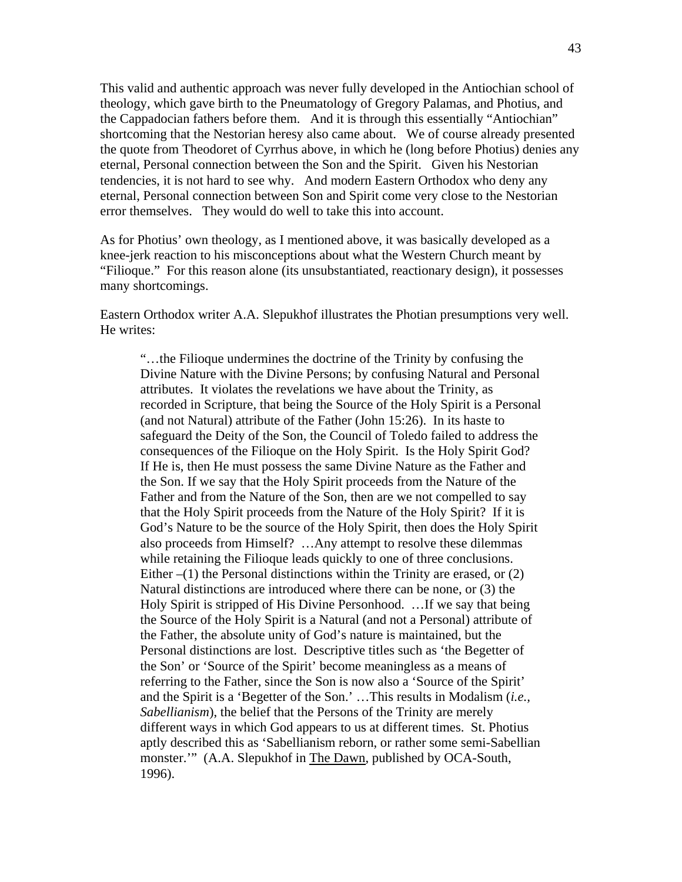This valid and authentic approach was never fully developed in the Antiochian school of theology, which gave birth to the Pneumatology of Gregory Palamas, and Photius, and the Cappadocian fathers before them. And it is through this essentially "Antiochian" shortcoming that the Nestorian heresy also came about. We of course already presented the quote from Theodoret of Cyrrhus above, in which he (long before Photius) denies any eternal, Personal connection between the Son and the Spirit. Given his Nestorian tendencies, it is not hard to see why. And modern Eastern Orthodox who deny any eternal, Personal connection between Son and Spirit come very close to the Nestorian error themselves. They would do well to take this into account.

As for Photius' own theology, as I mentioned above, it was basically developed as a knee-jerk reaction to his misconceptions about what the Western Church meant by "Filioque." For this reason alone (its unsubstantiated, reactionary design), it possesses many shortcomings.

Eastern Orthodox writer A.A. Slepukhof illustrates the Photian presumptions very well. He writes:

> "…the Filioque undermines the doctrine of the Trinity by confusing the Divine Nature with the Divine Persons; by confusing Natural and Personal attributes. It violates the revelations we have about the Trinity, as recorded in Scripture, that being the Source of the Holy Spirit is a Personal (and not Natural) attribute of the Father (John 15:26). In its haste to safeguard the Deity of the Son, the Council of Toledo failed to address the consequences of the Filioque on the Holy Spirit. Is the Holy Spirit God? If He is, then He must possess the same Divine Nature as the Father and the Son. If we say that the Holy Spirit proceeds from the Nature of the Father and from the Nature of the Son, then are we not compelled to say that the Holy Spirit proceeds from the Nature of the Holy Spirit? If it is God's Nature to be the source of the Holy Spirit, then does the Holy Spirit also proceeds from Himself? …Any attempt to resolve these dilemmas while retaining the Filioque leads quickly to one of three conclusions. Either –(1) the Personal distinctions within the Trinity are erased, or (2) Natural distinctions are introduced where there can be none, or (3) the Holy Spirit is stripped of His Divine Personhood. …If we say that being the Source of the Holy Spirit is a Natural (and not a Personal) attribute of the Father, the absolute unity of God's nature is maintained, but the Personal distinctions are lost. Descriptive titles such as 'the Begetter of the Son' or 'Source of the Spirit' become meaningless as a means of referring to the Father, since the Son is now also a 'Source of the Spirit' and the Spirit is a 'Begetter of the Son.' …This results in Modalism (*i.e., Sabellianism*), the belief that the Persons of the Trinity are merely different ways in which God appears to us at different times. St. Photius aptly described this as 'Sabellianism reborn, or rather some semi-Sabellian monster.'" (A.A. Slepukhof in The Dawn, published by OCA-South, 1996).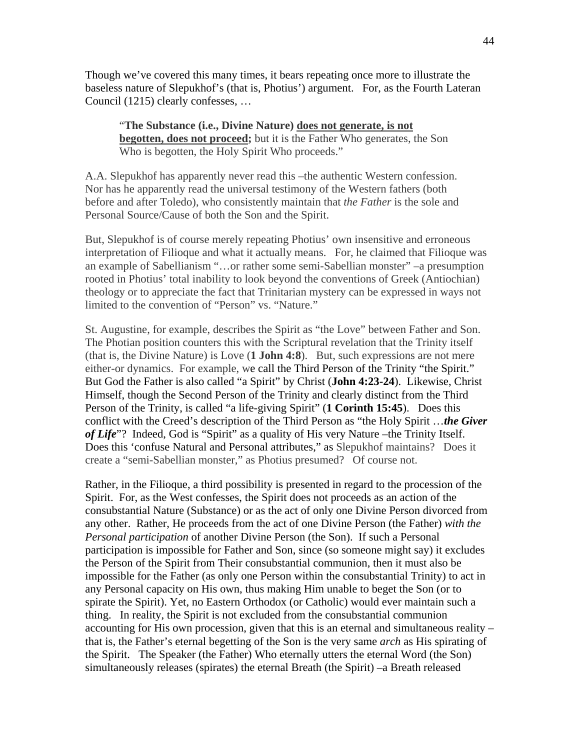Though we've covered this many times, it bears repeating once more to illustrate the baseless nature of Slepukhof's (that is, Photius') argument. For, as the Fourth Lateran Council (1215) clearly confesses, …

> "**The Substance (i.e., Divine Nature) <u>does not generate, is not begotten, does not proceed</u>;** but it is the Father Who generates, the Son Who is begotten, the Holy Spirit Who proceeds."

A.A. Slepukhof has apparently never read this –the authentic Western confession. Nor has he apparently read the universal testimony of the Western fathers (both before and after Toledo), who consistently maintain that *the Father* is the sole and Personal Source/Cause of both the Son and the Spirit.

But, Slepukhof is of course merely repeating Photius' own insensitive and erroneous interpretation of Filioque and what it actually means. For, he claimed that Filioque was an example of Sabellianism "…or rather some semi-Sabellian monster" –a presumption rooted in Photius' total inability to look beyond the conventions of Greek (Antiochian) theology or to appreciate the fact that Trinitarian mystery can be expressed in ways not limited to the convention of "Person" vs. "Nature."

St. Augustine, for example, describes the Spirit as "the Love" between Father and Son. The Photian position counters this with the Scriptural revelation that the Trinity itself (that is, the Divine Nature) is Love (**1 John 4:8**). But, such expressions are not mere either-or dynamics. For example, we call the Third Person of the Trinity "the Spirit." But God the Father is also called "a Spirit" by Christ (**John 4:23-24**). Likewise, Christ Himself, though the Second Person of the Trinity and clearly distinct from the Third Person of the Trinity, is called "a life-giving Spirit" (**1 Corinth 15:45**). Does this conflict with the Creed's description of the Third Person as "the Holy Spirit …***the Giver of Life***"? Indeed, God is "Spirit" as a quality of His very Nature –the Trinity Itself. Does this 'confuse Natural and Personal attributes," as Slepukhof maintains? Does it create a "semi-Sabellian monster," as Photius presumed? Of course not.

Rather, in the Filioque, a third possibility is presented in regard to the procession of the Spirit. For, as the West confesses, the Spirit does not proceeds as an action of the consubstantial Nature (Substance) or as the act of only one Divine Person divorced from any other. Rather, He proceeds from the act of one Divine Person (the Father) *with the Personal participation* of another Divine Person (the Son). If such a Personal participation is impossible for Father and Son, since (so someone might say) it excludes the Person of the Spirit from Their consubstantial communion, then it must also be impossible for the Father (as only one Person within the consubstantial Trinity) to act in any Personal capacity on His own, thus making Him unable to beget the Son (or to spirate the Spirit). Yet, no Eastern Orthodox (or Catholic) would ever maintain such a thing. In reality, the Spirit is not excluded from the consubstantial communion accounting for His own procession, given that this is an eternal and simultaneous reality – that is, the Father's eternal begetting of the Son is the very same *arch* as His spirating of the Spirit. The Speaker (the Father) Who eternally utters the eternal Word (the Son) simultaneously releases (spirates) the eternal Breath (the Spirit) –a Breath released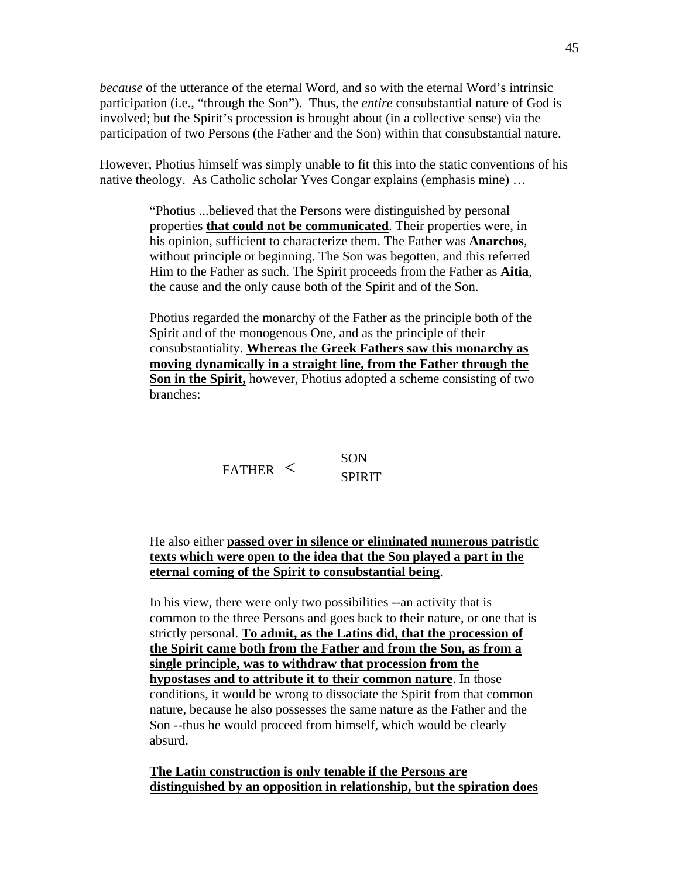*because* of the utterance of the eternal Word, and so with the eternal Word's intrinsic participation (i.e., "through the Son"). Thus, the *entire* consubstantial nature of God is involved; but the Spirit's procession is brought about (in a collective sense) via the participation of two Persons (the Father and the Son) within that consubstantial nature.

However, Photius himself was simply unable to fit this into the static conventions of his native theology. As Catholic scholar Yves Congar explains (emphasis mine) …

> "Photius ...believed that the Persons were distinguished by personal properties **<u>that could not be communicated</u>**. Their properties were, in his opinion, sufficient to characterize them. The Father was **Anarchos**, without principle or beginning. The Son was begotten, and this referred Him to the Father as such. The Spirit proceeds from the Father as **Aitia**, the cause and the only cause both of the Spirit and of the Son.
>
> Photius regarded the monarchy of the Father as the principle both of the Spirit and of the monogenous One, and as the principle of their consubstantiality. **<u>Whereas the Greek Fathers saw this monarchy as moving dynamically in a straight line, from the Father through the Son in the Spirit,</u>** however, Photius adopted a scheme consisting of two branches:
>
> ```
>                 SON
> FATHER  <
>                 SPIRIT
> ```
>
> He also either **<u>passed over in silence or eliminated numerous patristic texts which were open to the idea that the Son played a part in the eternal coming of the Spirit to consubstantial being</u>**.
>
> In his view, there were only two possibilities --an activity that is common to the three Persons and goes back to their nature, or one that is strictly personal. **<u>To admit, as the Latins did, that the procession of the Spirit came both from the Father and from the Son, as from a single principle, was to withdraw that procession from the hypostases and to attribute it to their common nature</u>**. In those conditions, it would be wrong to dissociate the Spirit from that common nature, because he also possesses the same nature as the Father and the Son --thus he would proceed from himself, which would be clearly absurd.
>
> **<u>The Latin construction is only tenable if the Persons are distinguished by an opposition in relationship, but the spiration does</u>**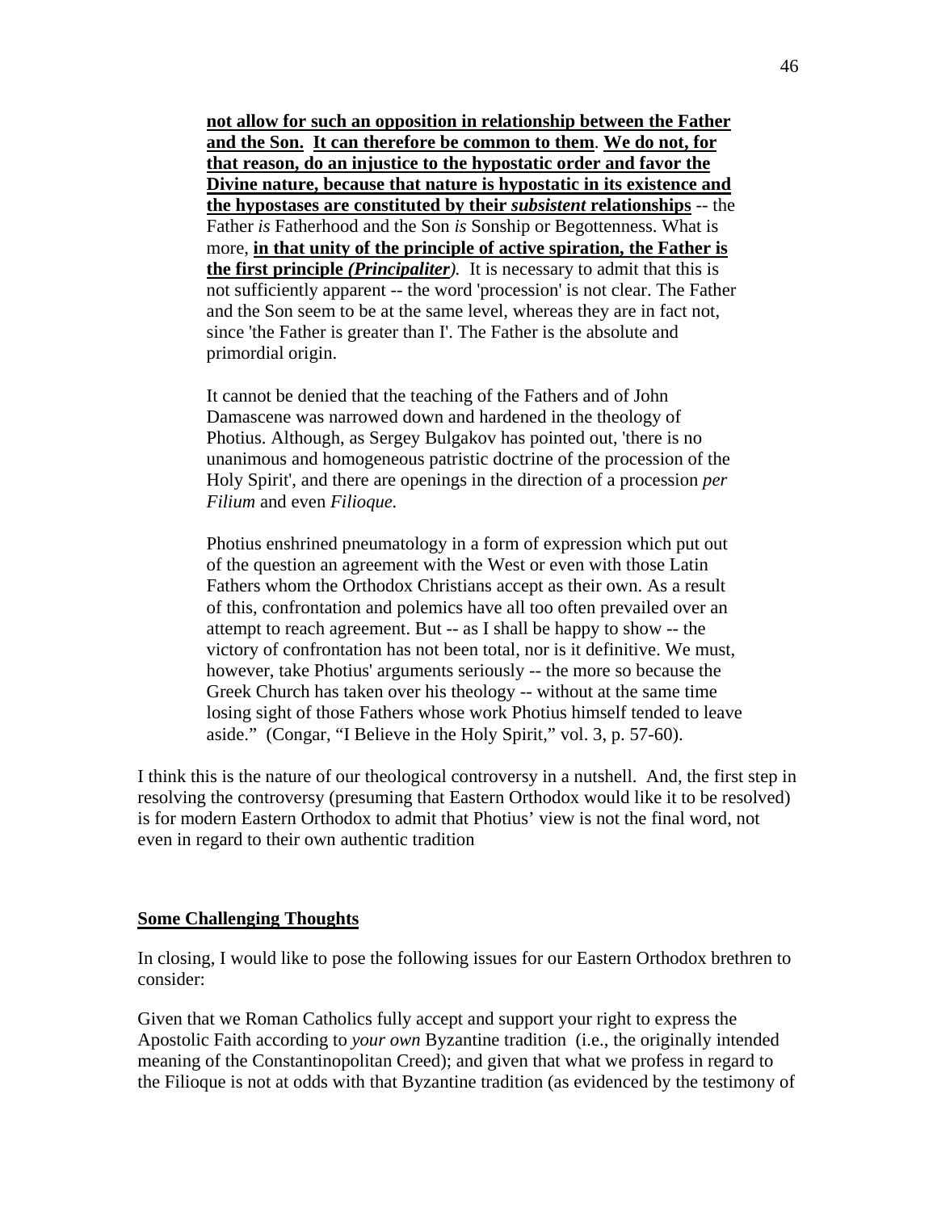**not allow for such an opposition in relationship between the Father and the Son. It can therefore be common to them**. **We do not, for that reason, do an injustice to the hypostatic order and favor the Divine nature, because that nature is hypostatic in its existence and the hypostases are constituted by their *subsistent* relationships** -- the Father *is* Fatherhood and the Son *is* Sonship or Begottenness. What is more, **in that unity of the principle of active spiration, the Father is the first principle *(Principaliter)*.** It is necessary to admit that this is not sufficiently apparent -- the word 'procession' is not clear. The Father and the Son seem to be at the same level, whereas they are in fact not, since 'the Father is greater than I'. The Father is the absolute and primordial origin.

> It cannot be denied that the teaching of the Fathers and of John Damascene was narrowed down and hardened in the theology of Photius. Although, as Sergey Bulgakov has pointed out, 'there is no unanimous and homogeneous patristic doctrine of the procession of the Holy Spirit', and there are openings in the direction of a procession *per Filium* and even *Filioque.*
>
> Photius enshrined pneumatology in a form of expression which put out of the question an agreement with the West or even with those Latin Fathers whom the Orthodox Christians accept as their own. As a result of this, confrontation and polemics have all too often prevailed over an attempt to reach agreement. But -- as I shall be happy to show -- the victory of confrontation has not been total, nor is it definitive. We must, however, take Photius' arguments seriously -- the more so because the Greek Church has taken over his theology -- without at the same time losing sight of those Fathers whose work Photius himself tended to leave aside." (Congar, "I Believe in the Holy Spirit," vol. 3, p. 57-60).

I think this is the nature of our theological controversy in a nutshell. And, the first step in resolving the controversy (presuming that Eastern Orthodox would like it to be resolved) is for modern Eastern Orthodox to admit that Photius' view is not the final word, not even in regard to their own authentic tradition

## Some Challenging Thoughts

In closing, I would like to pose the following issues for our Eastern Orthodox brethren to consider:

Given that we Roman Catholics fully accept and support your right to express the Apostolic Faith according to *your own* Byzantine tradition (i.e., the originally intended meaning of the Constantinopolitan Creed); and given that what we profess in regard to the Filioque is not at odds with that Byzantine tradition (as evidenced by the testimony of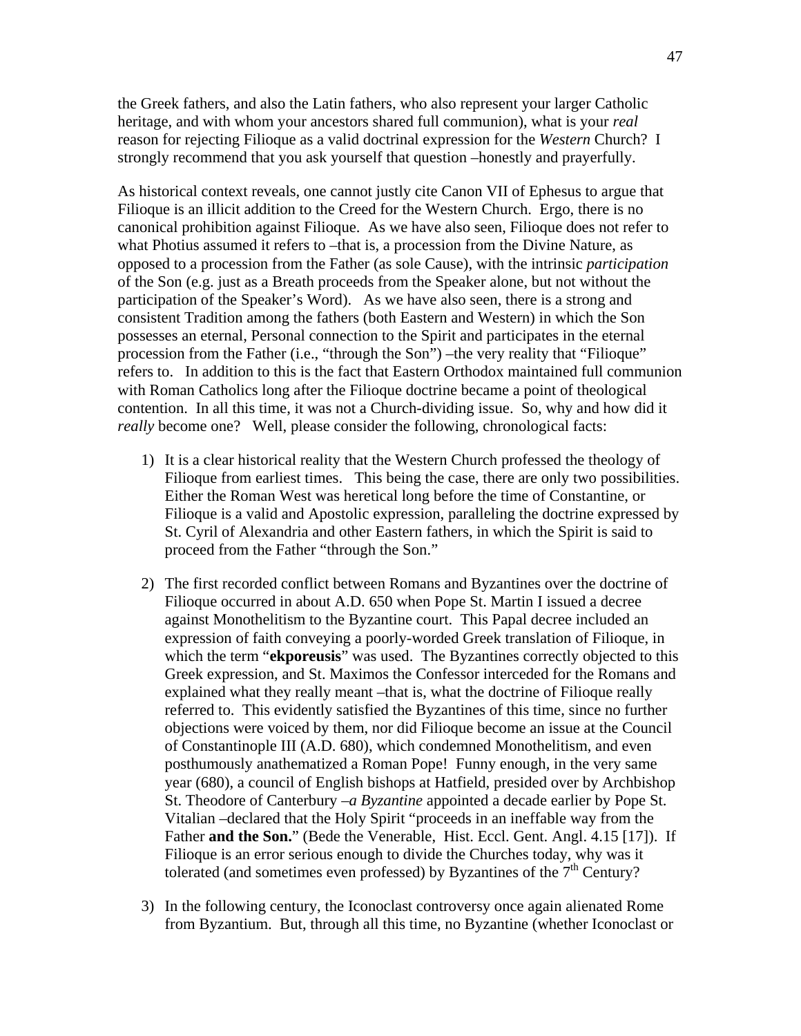the Greek fathers, and also the Latin fathers, who also represent your larger Catholic heritage, and with whom your ancestors shared full communion), what is your *real* reason for rejecting Filioque as a valid doctrinal expression for the *Western* Church? I strongly recommend that you ask yourself that question –honestly and prayerfully.

As historical context reveals, one cannot justly cite Canon VII of Ephesus to argue that Filioque is an illicit addition to the Creed for the Western Church. Ergo, there is no canonical prohibition against Filioque. As we have also seen, Filioque does not refer to what Photius assumed it refers to –that is, a procession from the Divine Nature, as opposed to a procession from the Father (as sole Cause), with the intrinsic *participation* of the Son (e.g. just as a Breath proceeds from the Speaker alone, but not without the participation of the Speaker's Word). As we have also seen, there is a strong and consistent Tradition among the fathers (both Eastern and Western) in which the Son possesses an eternal, Personal connection to the Spirit and participates in the eternal procession from the Father (i.e., "through the Son") –the very reality that "Filioque" refers to. In addition to this is the fact that Eastern Orthodox maintained full communion with Roman Catholics long after the Filioque doctrine became a point of theological contention. In all this time, it was not a Church-dividing issue. So, why and how did it *really* become one? Well, please consider the following, chronological facts:

1) It is a clear historical reality that the Western Church professed the theology of Filioque from earliest times. This being the case, there are only two possibilities. Either the Roman West was heretical long before the time of Constantine, or Filioque is a valid and Apostolic expression, paralleling the doctrine expressed by St. Cyril of Alexandria and other Eastern fathers, in which the Spirit is said to proceed from the Father "through the Son."

2) The first recorded conflict between Romans and Byzantines over the doctrine of Filioque occurred in about A.D. 650 when Pope St. Martin I issued a decree against Monothelitism to the Byzantine court. This Papal decree included an expression of faith conveying a poorly-worded Greek translation of Filioque, in which the term "**ekporeusis**" was used. The Byzantines correctly objected to this Greek expression, and St. Maximos the Confessor interceded for the Romans and explained what they really meant –that is, what the doctrine of Filioque really referred to. This evidently satisfied the Byzantines of this time, since no further objections were voiced by them, nor did Filioque become an issue at the Council of Constantinople III (A.D. 680), which condemned Monothelitism, and even posthumously anathematized a Roman Pope! Funny enough, in the very same year (680), a council of English bishops at Hatfield, presided over by Archbishop St. Theodore of Canterbury –*a Byzantine* appointed a decade earlier by Pope St. Vitalian –declared that the Holy Spirit "proceeds in an ineffable way from the Father **and the Son.**" (Bede the Venerable, Hist. Eccl. Gent. Angl. 4.15 [17]). If Filioque is an error serious enough to divide the Churches today, why was it tolerated (and sometimes even professed) by Byzantines of the 7th Century?

3) In the following century, the Iconoclast controversy once again alienated Rome from Byzantium. But, through all this time, no Byzantine (whether Iconoclast or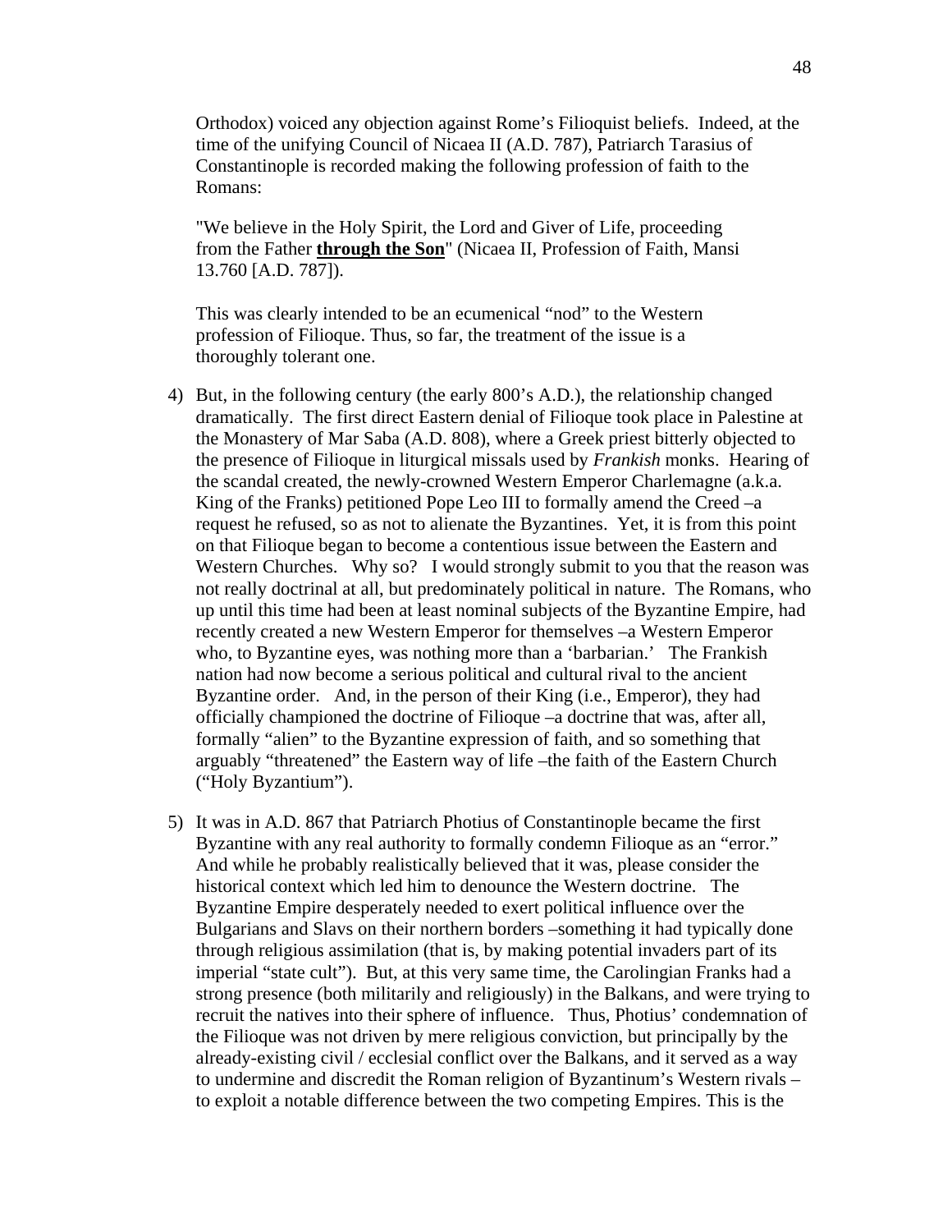Orthodox) voiced any objection against Rome's Filioquist beliefs. Indeed, at the time of the unifying Council of Nicaea II (A.D. 787), Patriarch Tarasius of Constantinople is recorded making the following profession of faith to the Romans:

"We believe in the Holy Spirit, the Lord and Giver of Life, proceeding from the Father **through the Son**" (Nicaea II, Profession of Faith, Mansi 13.760 [A.D. 787]).

This was clearly intended to be an ecumenical "nod" to the Western profession of Filioque. Thus, so far, the treatment of the issue is a thoroughly tolerant one.

4) But, in the following century (the early 800's A.D.), the relationship changed dramatically. The first direct Eastern denial of Filioque took place in Palestine at the Monastery of Mar Saba (A.D. 808), where a Greek priest bitterly objected to the presence of Filioque in liturgical missals used by *Frankish* monks. Hearing of the scandal created, the newly-crowned Western Emperor Charlemagne (a.k.a. King of the Franks) petitioned Pope Leo III to formally amend the Creed –a request he refused, so as not to alienate the Byzantines. Yet, it is from this point on that Filioque began to become a contentious issue between the Eastern and Western Churches. Why so? I would strongly submit to you that the reason was not really doctrinal at all, but predominately political in nature. The Romans, who up until this time had been at least nominal subjects of the Byzantine Empire, had recently created a new Western Emperor for themselves –a Western Emperor who, to Byzantine eyes, was nothing more than a 'barbarian.' The Frankish nation had now become a serious political and cultural rival to the ancient Byzantine order. And, in the person of their King (i.e., Emperor), they had officially championed the doctrine of Filioque –a doctrine that was, after all, formally "alien" to the Byzantine expression of faith, and so something that arguably "threatened" the Eastern way of life –the faith of the Eastern Church ("Holy Byzantium").

5) It was in A.D. 867 that Patriarch Photius of Constantinople became the first Byzantine with any real authority to formally condemn Filioque as an "error." And while he probably realistically believed that it was, please consider the historical context which led him to denounce the Western doctrine. The Byzantine Empire desperately needed to exert political influence over the Bulgarians and Slavs on their northern borders –something it had typically done through religious assimilation (that is, by making potential invaders part of its imperial "state cult"). But, at this very same time, the Carolingian Franks had a strong presence (both militarily and religiously) in the Balkans, and were trying to recruit the natives into their sphere of influence. Thus, Photius' condemnation of the Filioque was not driven by mere religious conviction, but principally by the already-existing civil / ecclesial conflict over the Balkans, and it served as a way to undermine and discredit the Roman religion of Byzantinum's Western rivals – to exploit a notable difference between the two competing Empires. This is the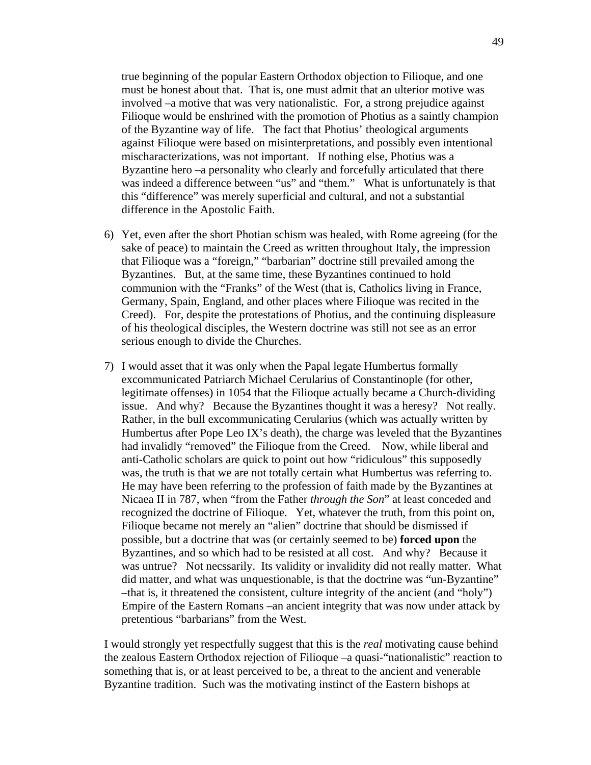true beginning of the popular Eastern Orthodox objection to Filioque, and one must be honest about that. That is, one must admit that an ulterior motive was involved –a motive that was very nationalistic. For, a strong prejudice against Filioque would be enshrined with the promotion of Photius as a saintly champion of the Byzantine way of life. The fact that Photius' theological arguments against Filioque were based on misinterpretations, and possibly even intentional mischaracterizations, was not important. If nothing else, Photius was a Byzantine hero –a personality who clearly and forcefully articulated that there was indeed a difference between "us" and "them." What is unfortunately is that this "difference" was merely superficial and cultural, and not a substantial difference in the Apostolic Faith.

6) Yet, even after the short Photian schism was healed, with Rome agreeing (for the sake of peace) to maintain the Creed as written throughout Italy, the impression that Filioque was a "foreign," "barbarian" doctrine still prevailed among the Byzantines. But, at the same time, these Byzantines continued to hold communion with the "Franks" of the West (that is, Catholics living in France, Germany, Spain, England, and other places where Filioque was recited in the Creed). For, despite the protestations of Photius, and the continuing displeasure of his theological disciples, the Western doctrine was still not see as an error serious enough to divide the Churches.

7) I would asset that it was only when the Papal legate Humbertus formally excommunicated Patriarch Michael Cerularius of Constantinople (for other, legitimate offenses) in 1054 that the Filioque actually became a Church-dividing issue. And why? Because the Byzantines thought it was a heresy? Not really. Rather, in the bull excommunicating Cerularius (which was actually written by Humbertus after Pope Leo IX's death), the charge was leveled that the Byzantines had invalidly "removed" the Filioque from the Creed. Now, while liberal and anti-Catholic scholars are quick to point out how "ridiculous" this supposedly was, the truth is that we are not totally certain what Humbertus was referring to. He may have been referring to the profession of faith made by the Byzantines at Nicaea II in 787, when "from the Father *through the Son*" at least conceded and recognized the doctrine of Filioque. Yet, whatever the truth, from this point on, Filioque became not merely an "alien" doctrine that should be dismissed if possible, but a doctrine that was (or certainly seemed to be) **forced upon** the Byzantines, and so which had to be resisted at all cost. And why? Because it was untrue? Not necssarily. Its validity or invalidity did not really matter. What did matter, and what was unquestionable, is that the doctrine was "un-Byzantine" –that is, it threatened the consistent, culture integrity of the ancient (and "holy") Empire of the Eastern Romans –an ancient integrity that was now under attack by pretentious "barbarians" from the West.

I would strongly yet respectfully suggest that this is the *real* motivating cause behind the zealous Eastern Orthodox rejection of Filioque –a quasi-"nationalistic" reaction to something that is, or at least perceived to be, a threat to the ancient and venerable Byzantine tradition. Such was the motivating instinct of the Eastern bishops at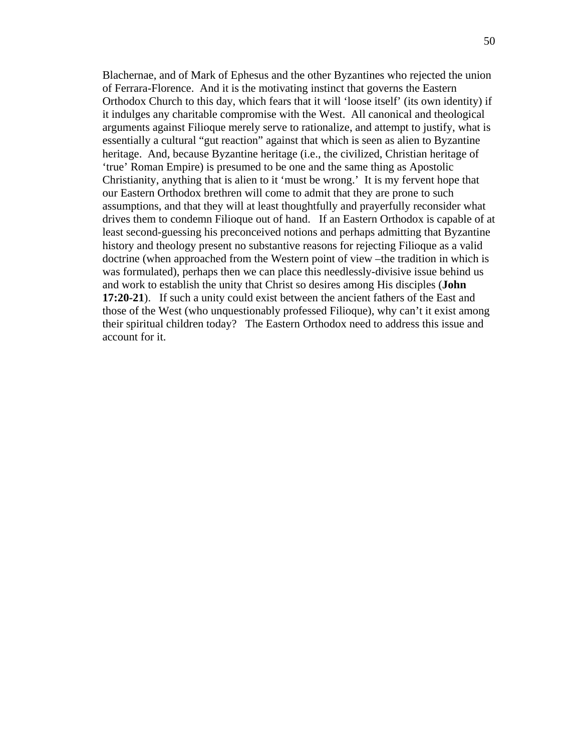Blachernae, and of Mark of Ephesus and the other Byzantines who rejected the union of Ferrara-Florence. And it is the motivating instinct that governs the Eastern Orthodox Church to this day, which fears that it will 'loose itself' (its own identity) if it indulges any charitable compromise with the West. All canonical and theological arguments against Filioque merely serve to rationalize, and attempt to justify, what is essentially a cultural "gut reaction" against that which is seen as alien to Byzantine heritage. And, because Byzantine heritage (i.e., the civilized, Christian heritage of 'true' Roman Empire) is presumed to be one and the same thing as Apostolic Christianity, anything that is alien to it 'must be wrong.' It is my fervent hope that our Eastern Orthodox brethren will come to admit that they are prone to such assumptions, and that they will at least thoughtfully and prayerfully reconsider what drives them to condemn Filioque out of hand. If an Eastern Orthodox is capable of at least second-guessing his preconceived notions and perhaps admitting that Byzantine history and theology present no substantive reasons for rejecting Filioque as a valid doctrine (when approached from the Western point of view –the tradition in which is was formulated), perhaps then we can place this needlessly-divisive issue behind us and work to establish the unity that Christ so desires among His disciples (**John 17:20-21**). If such a unity could exist between the ancient fathers of the East and those of the West (who unquestionably professed Filioque), why can't it exist among their spiritual children today? The Eastern Orthodox need to address this issue and account for it.